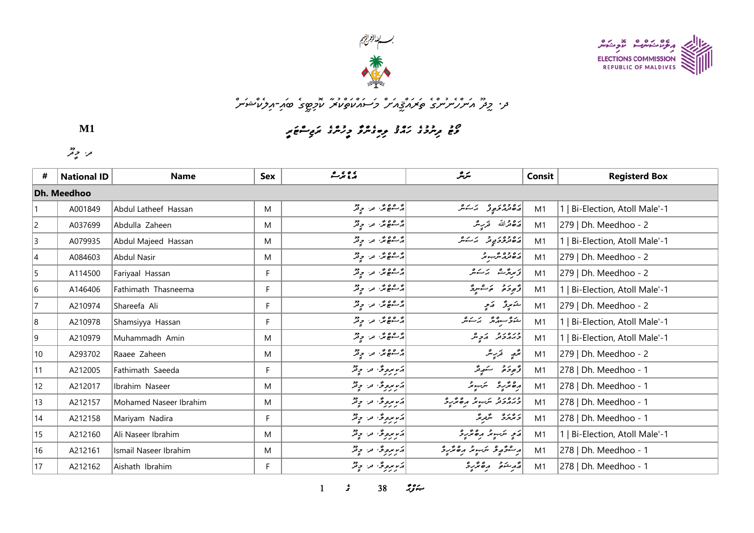ELECTIONS COMMISSION
REPUBLIC OF MALDIVES

**M1**

| # | National ID | Name | Sex | | | Consit | Registerd Box |
|---|---|---|---|---|---|---|---|
| **Dh. Meedhoo** | | | | | | | |
| 1 | A001849 | Abdul Latheef Hassan | M | | | M1 | 1 \| Bi-Election, Atoll Male'-1 |
| 2 | A037699 | Abdulla Zaheen | M | | | M1 | 279 \| Dh. Meedhoo - 2 |
| 3 | A079935 | Abdul Majeed Hassan | M | | | M1 | 1 \| Bi-Election, Atoll Male'-1 |
| 4 | A084603 | Abdul Nasir | M | | | M1 | 279 \| Dh. Meedhoo - 2 |
| 5 | A114500 | Fariyaal Hassan | F | | | M1 | 279 \| Dh. Meedhoo - 2 |
| 6 | A146406 | Fathimath Thasneema | F | | | M1 | 1 \| Bi-Election, Atoll Male'-1 |
| 7 | A210974 | Shareefa Ali | F | | | M1 | 279 \| Dh. Meedhoo - 2 |
| 8 | A210978 | Shamsiyya Hassan | F | | | M1 | 1 \| Bi-Election, Atoll Male'-1 |
| 9 | A210979 | Muhammadh Amin | M | | | M1 | 1 \| Bi-Election, Atoll Male'-1 |
| 10 | A293702 | Raaee Zaheen | M | | | M1 | 279 \| Dh. Meedhoo - 2 |
| 11 | A212005 | Fathimath Saeeda | F | | | M1 | 278 \| Dh. Meedhoo - 1 |
| 12 | A212017 | Ibrahim Naseer | M | | | M1 | 278 \| Dh. Meedhoo - 1 |
| 13 | A212157 | Mohamed Naseer Ibrahim | M | | | M1 | 278 \| Dh. Meedhoo - 1 |
| 14 | A212158 | Mariyam Nadira | F | | | M1 | 278 \| Dh. Meedhoo - 1 |
| 15 | A212160 | Ali Naseer Ibrahim | M | | | M1 | 1 \| Bi-Election, Atoll Male'-1 |
| 16 | A212161 | Ismail Naseer Ibrahim | M | | | M1 | 278 \| Dh. Meedhoo - 1 |
| 17 | A212162 | Aishath Ibrahim | F | | | M1 | 278 \| Dh. Meedhoo - 1 |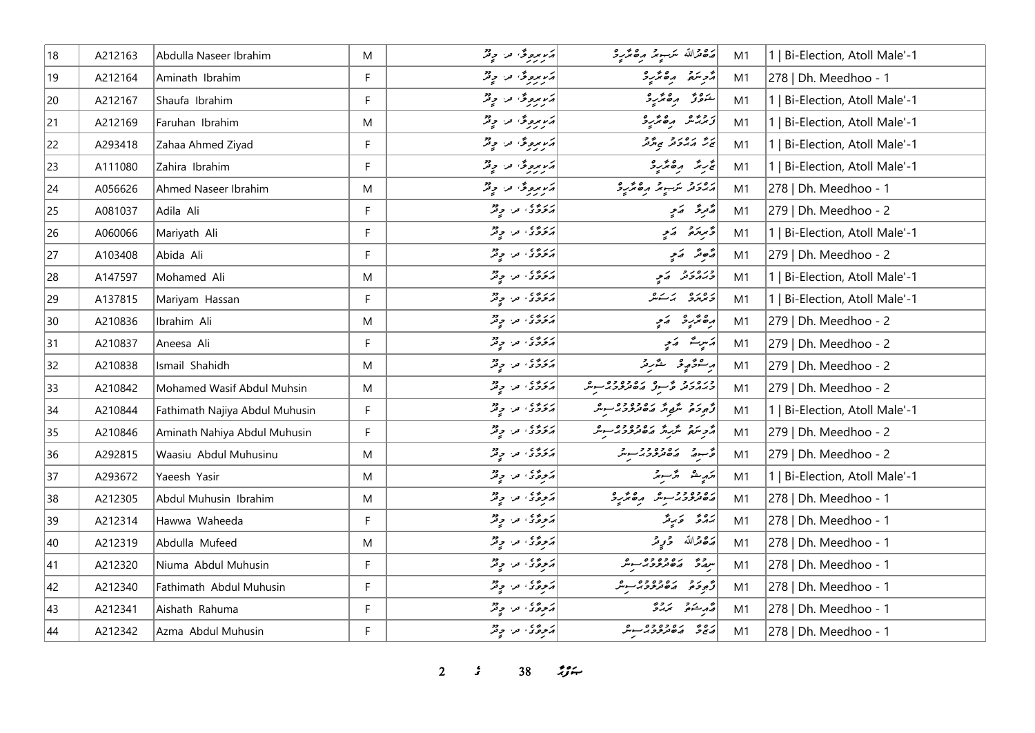| 18 | A212163 | Abdulla Naseer Ibrahim | M | އަޔަރިވިލާ، ދ. މީދޫ | އަބްދުﷲ ނަސީރު އިބްރާހީމް | M1 | 1 \| Bi-Election, Atoll Male'-1 |
|---|---|---|---|---|---|---|---|
| 19 | A212164 | Aminath Ibrahim | F | އަޔަރިވިލާ، ދ. މީދޫ | އާމިނަތު އިބްރާހީމް | M1 | 278 \| Dh. Meedhoo - 1 |
| 20 | A212167 | Shaufa Ibrahim | F | އަޔަރިވިލާ، ދ. މީދޫ | ޝައުފާ އިބްރާހީމް | M1 | 1 \| Bi-Election, Atoll Male'-1 |
| 21 | A212169 | Faruhan Ibrahim | M | އަޔަރިވިލާ، ދ. މީދޫ | ފަރުހާން އިބްރާހީމް | M1 | 1 \| Bi-Election, Atoll Male'-1 |
| 22 | A293418 | Zahaa Ahmed Ziyad | F | އަޔަރިވިލާ، ދ. މީދޫ | ޒަހާ އަހުމަދު ޒިޔާދު | M1 | 1 \| Bi-Election, Atoll Male'-1 |
| 23 | A111080 | Zahira Ibrahim | F | އަޔަރިވިލާ، ދ. މީދޫ | ޒާހިރާ އިބްރާހީމް | M1 | 1 \| Bi-Election, Atoll Male'-1 |
| 24 | A056626 | Ahmed Naseer Ibrahim | M | އަޔަރިވިލާ، ދ. މީދޫ | އަހުމަދު ނަސީރު އިބްރާހީމް | M1 | 278 \| Dh. Meedhoo - 1 |
| 25 | A081037 | Adila Ali | F | އަރަމާގެ، ދ. މީދޫ | އާދިލާ އަލި | M1 | 279 \| Dh. Meedhoo - 2 |
| 26 | A060066 | Mariyath Ali | F | އަރަމާގެ، ދ. މީދޫ | މާރިޔަތު އަލި | M1 | 1 \| Bi-Election, Atoll Male'-1 |
| 27 | A103408 | Abida Ali | F | އަރަމާގެ، ދ. މީދޫ | އާބިދާ އަލި | M1 | 279 \| Dh. Meedhoo - 2 |
| 28 | A147597 | Mohamed Ali | M | އަރަމާގެ، ދ. މީދޫ | މުޙައްމަދު އަލި | M1 | 1 \| Bi-Election, Atoll Male'-1 |
| 29 | A137815 | Mariyam Hassan | F | އަރަމާގެ، ދ. މީދޫ | މަރިޔަމް ޙަސަން | M1 | 1 \| Bi-Election, Atoll Male'-1 |
| 30 | A210836 | Ibrahim Ali | M | އަރަމާގެ، ދ. މީދޫ | އިބްރާހީމް އަލި | M1 | 279 \| Dh. Meedhoo - 2 |
| 31 | A210837 | Aneesa Ali | F | އަރަމާގެ، ދ. މީދޫ | އަނީސާ އަލި | M1 | 279 \| Dh. Meedhoo - 2 |
| 32 | A210838 | Ismail Shahidh | M | އަރަމާގެ، ދ. މީދޫ | އިސްމާއީލް ޝާހިދު | M1 | 279 \| Dh. Meedhoo - 2 |
| 33 | A210842 | Mohamed Wasif Abdul Muhsin | M | އަރަމާގެ، ދ. މީދޫ | މުޙައްމަދު ވާސިފް އަބްދުލްމުޙްސިން | M1 | 279 \| Dh. Meedhoo - 2 |
| 34 | A210844 | Fathimath Najiya Abdul Muhusin | F | އަރަމާގެ، ދ. މީދޫ | ފާތިމަތު ނާޖިޔާ އަބްދުލްމުހުސިން | M1 | 1 \| Bi-Election, Atoll Male'-1 |
| 35 | A210846 | Aminath Nahiya Abdul Muhusin | F | އަރަމާގެ، ދ. މީދޫ | އާމިނަތު ނާހިޔާ އަބްދުލްމުހުސިން | M1 | 279 \| Dh. Meedhoo - 2 |
| 36 | A292815 | Waasiu Abdul Muhusinu | M | އަރަމާގެ، ދ. މީދޫ | ވާސިޢު އަބްދުލްމުހުސިނު | M1 | 279 \| Dh. Meedhoo - 2 |
| 37 | A293672 | Yaeesh Yasir | M | އަލިވާގެ، ދ. މީދޫ | ޔައީޝް ޔާސިރު | M1 | 1 \| Bi-Election, Atoll Male'-1 |
| 38 | A212305 | Abdul Muhusin Ibrahim | M | އަލިވާގެ، ދ. މީދޫ | އަބްދުލްމުހުސިން އިބްރާހީމް | M1 | 278 \| Dh. Meedhoo - 1 |
| 39 | A212314 | Hawwa Waheeda | F | އަލިވާގެ، ދ. މީދޫ | ޙައްވާ ވަޙީދާ | M1 | 278 \| Dh. Meedhoo - 1 |
| 40 | A212319 | Abdulla Mufeed | M | އަލިވާގެ، ދ. މީދޫ | އަބްދުﷲ މުފީދު | M1 | 278 \| Dh. Meedhoo - 1 |
| 41 | A212320 | Niuma Abdul Muhusin | F | އަލިވާގެ، ދ. މީދޫ | ނިޢުމާ އަބްދުލްމުހުސިން | M1 | 278 \| Dh. Meedhoo - 1 |
| 42 | A212340 | Fathimath Abdul Muhusin | F | އަލިވާގެ، ދ. މީދޫ | ފާތިމަތު އަބްދުލްމުހުސިން | M1 | 278 \| Dh. Meedhoo - 1 |
| 43 | A212341 | Aishath Rahuma | F | އަލިވާގެ، ދ. މީދޫ | އާއިޝަތު ރަހުމާ | M1 | 278 \| Dh. Meedhoo - 1 |
| 44 | A212342 | Azma Abdul Muhusin | F | އަލިވާގެ، ދ. މީދޫ | އަޒްމާ އަބްދުލްމުހުސިން | M1 | 278 \| Dh. Meedhoo - 1 |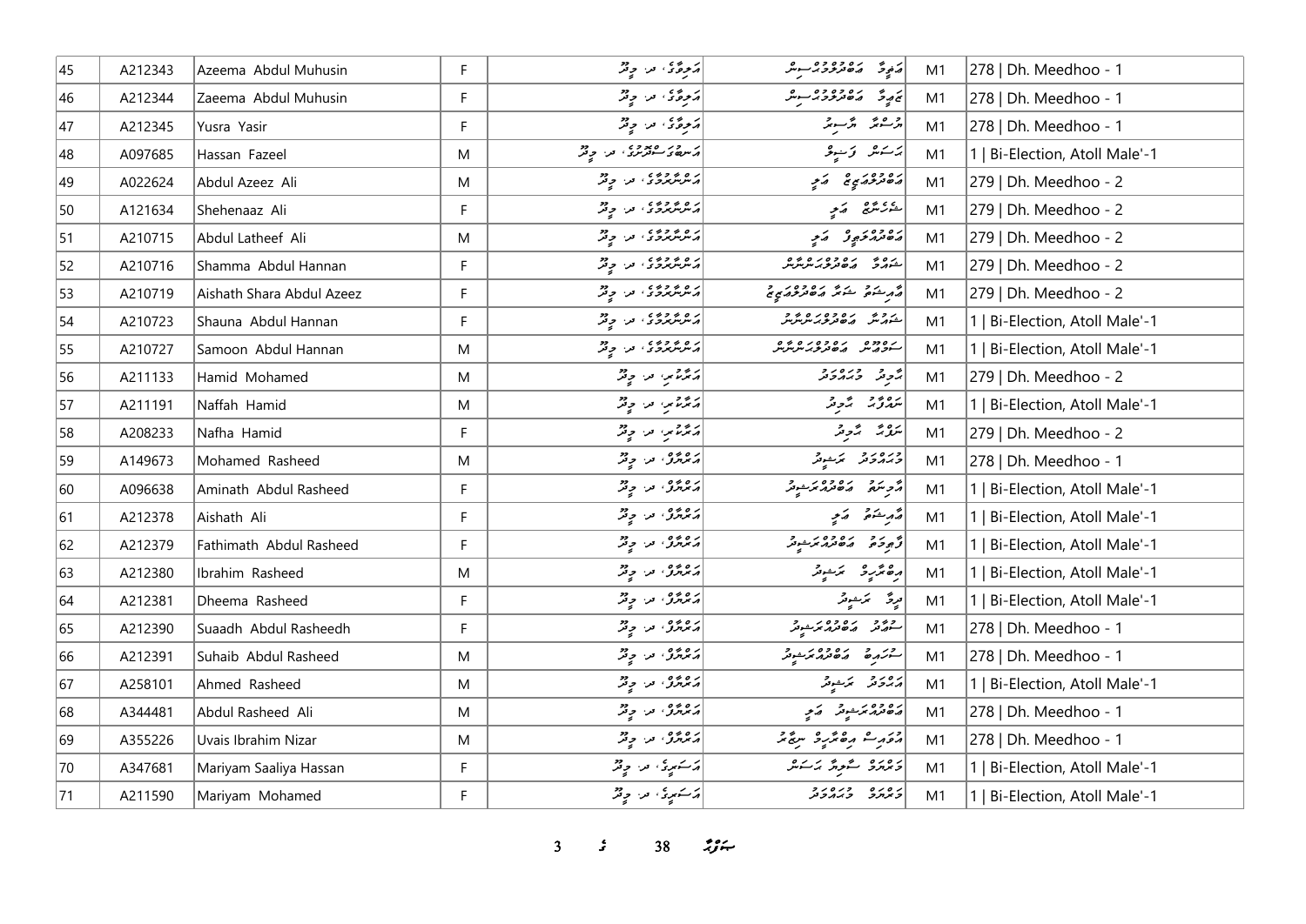| 45 | A212343 | Azeema Abdul Muhusin | F | އަލިވާގެ، ދ. މީދޫ | އަޒީމާ އަބްދުލްމުހުސިން | M1 | 278 \| Dh. Meedhoo - 1 |
|---|---|---|---|---|---|---|---|
| 46 | A212344 | Zaeema Abdul Muhusin | F | އަލިވާގެ، ދ. މީދޫ | ޒައީމާ އަބްދުލްމުހުސިން | M1 | 278 \| Dh. Meedhoo - 1 |
| 47 | A212345 | Yusra Yasir | F | އަލިވާގެ، ދ. މީދޫ | ޔުސްރާ ޔާސިރު | M1 | 278 \| Dh. Meedhoo - 1 |
| 48 | A097685 | Hassan Fazeel | M | އަސުރަފްބަހާރުގެ، ދ. މީދޫ | ހަސަން ފަޒީލް | M1 | 1 \| Bi-Election, Atoll Male'-1 |
| 49 | A022624 | Abdul Azeez Ali | M | އަންހެނުންގެ، ދ. މީދޫ | އަބްދުލްއަޒީޒް އަލީ | M1 | 279 \| Dh. Meedhoo - 2 |
| 50 | A121634 | Shehenaaz Ali | F | އަންހެނުންގެ، ދ. މީދޫ | ޝެހެނާޒް އަލީ | M1 | 279 \| Dh. Meedhoo - 2 |
| 51 | A210715 | Abdul Latheef Ali | M | އަންހެނުންގެ، ދ. މީދޫ | އަބްދުއްލަޠީފް އަލީ | M1 | 279 \| Dh. Meedhoo - 2 |
| 52 | A210716 | Shamma Abdul Hannan | F | އަންހެނުންގެ، ދ. މީދޫ | ޝައްމާ އަބްދުލްޙަންނާން | M1 | 279 \| Dh. Meedhoo - 2 |
| 53 | A210719 | Aishath Shara Abdul Azeez | F | އަންހެނުންގެ، ދ. މީދޫ | އާއިޝަތު ޝަރާ އަބްދުލްއަޒީޒް | M1 | 279 \| Dh. Meedhoo - 2 |
| 54 | A210723 | Shauna Abdul Hannan | F | އަންހެނުންގެ، ދ. މީދޫ | ޝައުނާ އަބްދުލްޙަންނާން | M1 | 1 \| Bi-Election, Atoll Male'-1 |
| 55 | A210727 | Samoon Abdul Hannan | M | އަންހެނުންގެ، ދ. މީދޫ | ސަމޫން އަބްދުލްޙަންނާން | M1 | 1 \| Bi-Election, Atoll Male'-1 |
| 56 | A211133 | Hamid Mohamed | M | އަރާމް، ދ. މީދޫ | ހާމިދު މުޙައްމަދު | M1 | 279 \| Dh. Meedhoo - 2 |
| 57 | A211191 | Naffah Hamid | M | އަރާމް، ދ. މީދޫ | ނައްފާހް ހާމިދު | M1 | 1 \| Bi-Election, Atoll Male'-1 |
| 58 | A208233 | Nafha Hamid | F | އަރާމް، ދ. މީދޫ | ނަފްހާ ހާމިދު | M1 | 279 \| Dh. Meedhoo - 2 |
| 59 | A149673 | Mohamed Rasheed | M | އަރުރޯ، ދ. މީދޫ | މުޙައްމަދު ރަޝީދު | M1 | 278 \| Dh. Meedhoo - 1 |
| 60 | A096638 | Aminath Abdul Rasheed | F | އަރުރޯ، ދ. މީދޫ | އާމިނަތު އަބްދުއްރަޝީދު | M1 | 1 \| Bi-Election, Atoll Male'-1 |
| 61 | A212378 | Aishath Ali | F | އަރުރޯ، ދ. މީދޫ | އާއިޝަތު އަލީ | M1 | 1 \| Bi-Election, Atoll Male'-1 |
| 62 | A212379 | Fathimath Abdul Rasheed | F | އަރުރޯ، ދ. މީދޫ | ފާތިމަތު އަބްދުއްރަޝީދު | M1 | 1 \| Bi-Election, Atoll Male'-1 |
| 63 | A212380 | Ibrahim Rasheed | M | އަރުރޯ، ދ. މީދޫ | އިބްރާހިމް ރަޝީދު | M1 | 1 \| Bi-Election, Atoll Male'-1 |
| 64 | A212381 | Dheema Rasheed | F | އަރުރޯ، ދ. މީދޫ | ދީމާ ރަޝީދު | M1 | 1 \| Bi-Election, Atoll Male'-1 |
| 65 | A212390 | Suaadh Abdul Rasheedh | F | އަރުރޯ، ދ. މީދޫ | ސުއާދު އަބްދުއްރަޝީދު | M1 | 278 \| Dh. Meedhoo - 1 |
| 66 | A212391 | Suhaib Abdul Rasheed | M | އަރުރޯ، ދ. މީދޫ | ސުހައިބް އަބްދުއްރަޝީދު | M1 | 278 \| Dh. Meedhoo - 1 |
| 67 | A258101 | Ahmed Rasheed | M | އަރުރޯ، ދ. މީދޫ | އަޙްމަދު ރަޝީދު | M1 | 1 \| Bi-Election, Atoll Male'-1 |
| 68 | A344481 | Abdul Rasheed Ali | M | އަރުރޯ، ދ. މީދޫ | އަބްދުއްރަޝީދު އަލީ | M1 | 278 \| Dh. Meedhoo - 1 |
| 69 | A355226 | Uvais Ibrahim Nizar | M | އަރުރޯ، ދ. މީދޫ | އުވައިސް އިބްރާހިމް ނިޒާރު | M1 | 278 \| Dh. Meedhoo - 1 |
| 70 | A347681 | Mariyam Saaliya Hassan | F | އަސަރީގެ، ދ. މީދޫ | މަރިޔަމް ސާލިޔާ ހަސަން | M1 | 1 \| Bi-Election, Atoll Male'-1 |
| 71 | A211590 | Mariyam Mohamed | F | އަސަރީގެ، ދ. މީދޫ | މަރިޔަމް މުޙައްމަދު | M1 | 1 \| Bi-Election, Atoll Male'-1 |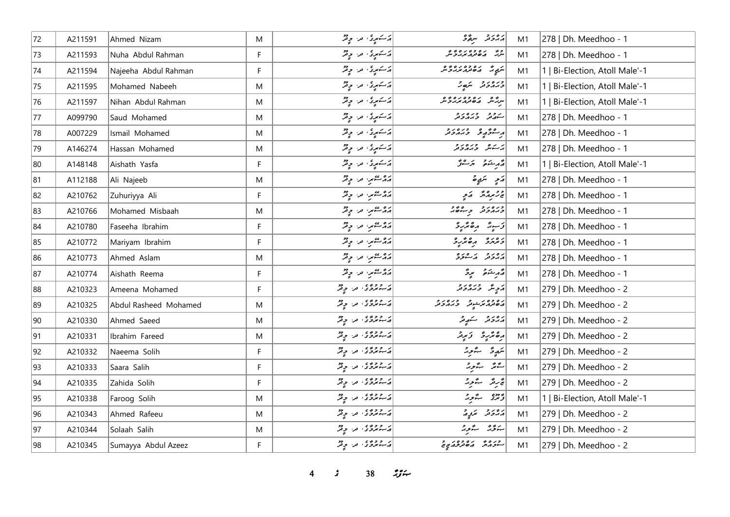| 72 | A211591 | Ahmed Nizam | M | އަސަރީގެ، ދ. މީދޫ | އަޙްމަދު ނިޒާމް | M1 | 278 \| Dh. Meedhoo - 1 |
|---|---|---|---|---|---|---|---|
| 73 | A211593 | Nuha Abdul Rahman | F | އަސަރީގެ، ދ. މީދޫ | ނުހާ އަބްދުއްރަޙްމާން | M1 | 278 \| Dh. Meedhoo - 1 |
| 74 | A211594 | Najeeha Abdul Rahman | F | އަސަރީގެ، ދ. މީދޫ | ނަޖީހާ އަބްދުއްރަޙްމާން | M1 | 1 \| Bi-Election, Atoll Male'-1 |
| 75 | A211595 | Mohamed Nabeeh | M | އަސަރީގެ، ދ. މީދޫ | މުޙައްމަދު ނަބީހު | M1 | 1 \| Bi-Election, Atoll Male'-1 |
| 76 | A211597 | Nihan Abdul Rahman | M | އަސަރީގެ، ދ. މީދޫ | ނިހާން އަބްދުއްރަޙްމާން | M1 | 1 \| Bi-Election, Atoll Male'-1 |
| 77 | A099790 | Saud Mohamed | M | އަސަރީގެ، ދ. މީދޫ | ސައުދު މުޙައްމަދު | M1 | 278 \| Dh. Meedhoo - 1 |
| 78 | A007229 | Ismail Mohamed | M | އަސަރީގެ، ދ. މީދޫ | އިސްމާޢީލް މުޙައްމަދު | M1 | 278 \| Dh. Meedhoo - 1 |
| 79 | A146274 | Hassan Mohamed | M | އަސަރީގެ، ދ. މީދޫ | ޙަސަން މުޙައްމަދު | M1 | 278 \| Dh. Meedhoo - 1 |
| 80 | A148148 | Aishath Yasfa | F | އަސަރީގެ، ދ. މީދޫ | އާއިޝަތު ޔަސްފާ | M1 | 1 \| Bi-Election, Atoll Male'-1 |
| 81 | A112188 | Ali Najeeb | M | އައުސަރި، ދ. މީދޫ | އަލި ނަޖީބު | M1 | 278 \| Dh. Meedhoo - 1 |
| 82 | A210762 | Zuhuriyya Ali | F | އައުސަރި، ދ. މީދޫ | ޒުހުރިއްޔާ އަލި | M1 | 278 \| Dh. Meedhoo - 1 |
| 83 | A210766 | Mohamed Misbaah | M | އައުސަރި، ދ. މީދޫ | މުޙައްމަދު މިސްބާޙު | M1 | 278 \| Dh. Meedhoo - 1 |
| 84 | A210780 | Faseeha Ibrahim | F | އައުސަރި، ދ. މީދޫ | ފަސީހާ އިބްރާހީމް | M1 | 278 \| Dh. Meedhoo - 1 |
| 85 | A210772 | Mariyam Ibrahim | F | އައުސަރި، ދ. މީދޫ | މަރިޔަމް އިބްރާހީމް | M1 | 278 \| Dh. Meedhoo - 1 |
| 86 | A210773 | Ahmed Aslam | M | އައުސަރި، ދ. މީދޫ | އަޙްމަދު އަސްލަމް | M1 | 278 \| Dh. Meedhoo - 1 |
| 87 | A210774 | Aishath Reema | F | އައުސަރި، ދ. މީދޫ | އާއިޝަތު ރީމާ | M1 | 278 \| Dh. Meedhoo - 1 |
| 88 | A210323 | Ameena Mohamed | F | އަސުރުމާގެ، ދ. މީދޫ | އަމީނާ މުޙައްމަދު | M1 | 279 \| Dh. Meedhoo - 2 |
| 89 | A210325 | Abdul Rasheed Mohamed | M | އަސުރުމާގެ، ދ. މީދޫ | އަބްދުއްރަޝީދު މުޙައްމަދު | M1 | 279 \| Dh. Meedhoo - 2 |
| 90 | A210330 | Ahmed Saeed | M | އަސުރުމާގެ، ދ. މީދޫ | އަޙްމަދު ސަޢީދު | M1 | 279 \| Dh. Meedhoo - 2 |
| 91 | A210331 | Ibrahim Fareed | M | އަސުރުމާގެ، ދ. މީދޫ | އިބްރާހީމް ފަރީދު | M1 | 279 \| Dh. Meedhoo - 2 |
| 92 | A210332 | Naeema Solih | F | އަސުރުމާގެ، ދ. މީދޫ | ނަޢީމާ ޞާލިޙު | M1 | 279 \| Dh. Meedhoo - 2 |
| 93 | A210333 | Saara Salih | F | އަސުރުމާގެ، ދ. މީދޫ | ސާރާ ޞާލިޙު | M1 | 279 \| Dh. Meedhoo - 2 |
| 94 | A210335 | Zahida Solih | F | އަސުރުމާގެ، ދ. މީދޫ | ޒާހިދާ ޞާލިޙު | M1 | 279 \| Dh. Meedhoo - 2 |
| 95 | A210338 | Faroog Solih | M | އަސުރުމާގެ، ދ. މީދޫ | ފާރޫގު ޞާލިޙު | M1 | 1 \| Bi-Election, Atoll Male'-1 |
| 96 | A210343 | Ahmed Rafeeu | M | އަސުރުމާގެ، ދ. މީދޫ | އަޙްމަދު ރަފީޢު | M1 | 279 \| Dh. Meedhoo - 2 |
| 97 | A210344 | Solaah Salih | M | އަސުރުމާގެ، ދ. މީދޫ | ޞަލާޙް ޞާލިޙު | M1 | 279 \| Dh. Meedhoo - 2 |
| 98 | A210345 | Sumayya Abdul Azeez | F | އަސުރުމާގެ، ދ. މީދޫ | ސުމަޔްޔާ އަބްދުލްޢަޒީޒު | M1 | 279 \| Dh. Meedhoo - 2 |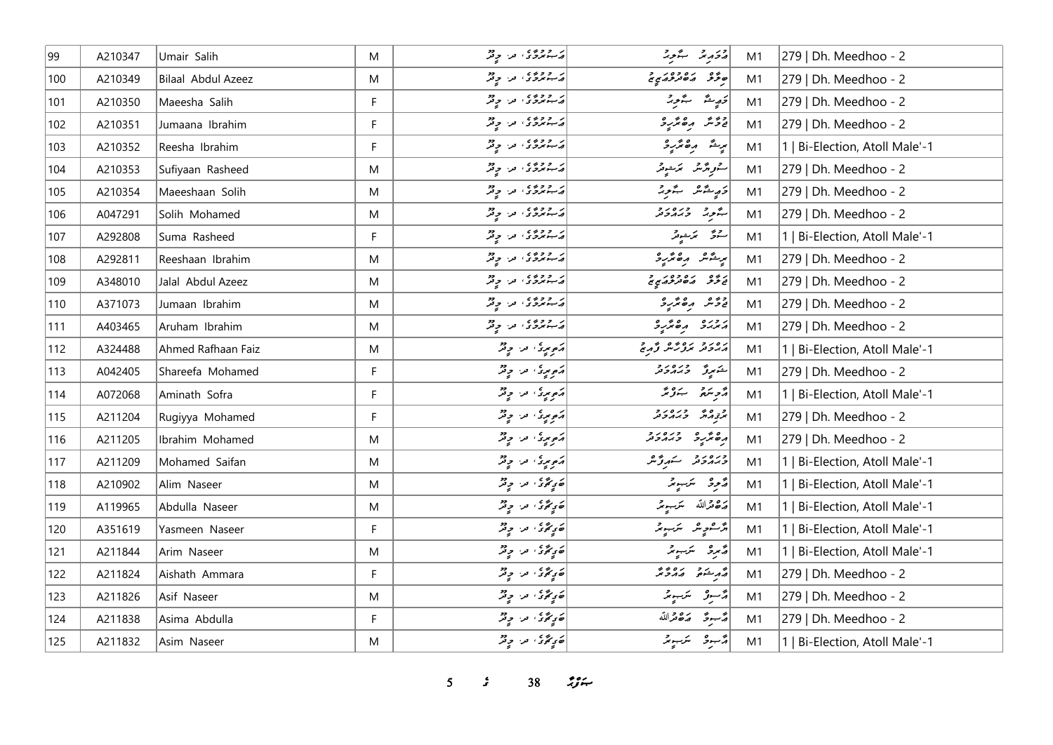| 99 | A210347 | Umair Salih | M | އަސްމަރުގެ، ދ. މީދޫ | އުމައިރު ސާލިހު | M1 | 279 \| Dh. Meedhoo - 2 |
|---|---|---|---|---|---|---|---|
| 100 | A210349 | Bilaal Abdul Azeez | M | އަސްމަރުގެ، ދ. މީދޫ | ބިލާލް އަބްދުލްޢަޒީޒު | M1 | 279 \| Dh. Meedhoo - 2 |
| 101 | A210350 | Maeesha Salih | F | އަސްމަރުގެ، ދ. މީދޫ | މައީޝާ ސާލިހު | M1 | 279 \| Dh. Meedhoo - 2 |
| 102 | A210351 | Jumaana Ibrahim | F | އަސްމަރުގެ، ދ. މީދޫ | ޖުމާނާ އިބްރާހީމް | M1 | 279 \| Dh. Meedhoo - 2 |
| 103 | A210352 | Reesha Ibrahim | F | އަސްމަރުގެ، ދ. މީދޫ | ރީޝާ އިބްރާހީމް | M1 | 1 \| Bi-Election, Atoll Male'-1 |
| 104 | A210353 | Sufiyaan Rasheed | M | އަސްމަރުގެ، ދ. މީދޫ | ސުފިޔާން ރަޝީދު | M1 | 279 \| Dh. Meedhoo - 2 |
| 105 | A210354 | Maeeshaan Solih | M | އަސްމަރުގެ، ދ. މީދޫ | މައީޝާން ސާލިހު | M1 | 279 \| Dh. Meedhoo - 2 |
| 106 | A047291 | Solih Mohamed | M | އަސްމަރުގެ، ދ. މީދޫ | ސާލިހު މުޙައްމަދު | M1 | 279 \| Dh. Meedhoo - 2 |
| 107 | A292808 | Suma Rasheed | F | އަސްމަރުގެ، ދ. މީދޫ | ސުމާ ރަޝީދު | M1 | 1 \| Bi-Election, Atoll Male'-1 |
| 108 | A292811 | Reeshaan Ibrahim | M | އަސްމަރުގެ، ދ. މީދޫ | ރީޝާން އިބްރާހީމް | M1 | 279 \| Dh. Meedhoo - 2 |
| 109 | A348010 | Jalal Abdul Azeez | M | އަސްމަރުގެ، ދ. މީދޫ | ޖަލާލް އަބްދުލްޢަޒީޒު | M1 | 279 \| Dh. Meedhoo - 2 |
| 110 | A371073 | Jumaan Ibrahim | M | އަސްމަރުގެ، ދ. މީދޫ | ޖުމާން އިބްރާހީމް | M1 | 279 \| Dh. Meedhoo - 2 |
| 111 | A403465 | Aruham Ibrahim | M | އަސްމަރުގެ، ދ. މީދޫ | އަރުހަމް އިބްރާހީމް | M1 | 279 \| Dh. Meedhoo - 2 |
| 112 | A324488 | Ahmed Rafhaan Faiz | M | އަވިރީގެ، ދ. މީދޫ | އަޙްމަދު ރަފްހާން ފާއިޒު | M1 | 1 \| Bi-Election, Atoll Male'-1 |
| 113 | A042405 | Shareefa Mohamed | F | އަވިރީގެ، ދ. މީދޫ | ޝަރީފާ މުޙައްމަދު | M1 | 279 \| Dh. Meedhoo - 2 |
| 114 | A072068 | Aminath Sofra | F | އަވިރީގެ، ދ. މީދޫ | އާމިނަތު ސަފްރާ | M1 | 1 \| Bi-Election, Atoll Male'-1 |
| 115 | A211204 | Rugiyya Mohamed | F | އަވިރީގެ، ދ. މީދޫ | ރުގިއްޔާ މުޙައްމަދު | M1 | 279 \| Dh. Meedhoo - 2 |
| 116 | A211205 | Ibrahim Mohamed | M | އަވިރީގެ، ދ. މީދޫ | އިބްރާހީމް މުޙައްމަދު | M1 | 279 \| Dh. Meedhoo - 2 |
| 117 | A211209 | Mohamed Saifan | M | އަވިރީގެ، ދ. މީދޫ | މުޙައްމަދު ސައިފާން | M1 | 1 \| Bi-Election, Atoll Male'-1 |
| 118 | A210902 | Alim Naseer | M | ބަގީޗާގެ، ދ. މީދޫ | އާލިމް ނަސީރު | M1 | 1 \| Bi-Election, Atoll Male'-1 |
| 119 | A119965 | Abdulla Naseer | M | ބަގީޗާގެ، ދ. މީދޫ | އަބްދުﷲ ނަސީރު | M1 | 1 \| Bi-Election, Atoll Male'-1 |
| 120 | A351619 | Yasmeen Naseer | F | ބަގީޗާގެ، ދ. މީދޫ | ޔާސްމީން ނަސީރު | M1 | 1 \| Bi-Election, Atoll Male'-1 |
| 121 | A211844 | Arim Naseer | M | ބަގީޗާގެ، ދ. މީދޫ | އާރިމް ނަސީރު | M1 | 1 \| Bi-Election, Atoll Male'-1 |
| 122 | A211824 | Aishath Ammara | F | ބަގީޗާގެ، ދ. މީދޫ | އާއިޝަތު އައްމާރާ | M1 | 279 \| Dh. Meedhoo - 2 |
| 123 | A211826 | Asif Naseer | M | ބަގީޗާގެ، ދ. މީދޫ | އާސިފް ނަސީރު | M1 | 279 \| Dh. Meedhoo - 2 |
| 124 | A211838 | Asima Abdulla | F | ބަގީޗާގެ، ދ. މީދޫ | އާސިމާ އަބްދުﷲ | M1 | 279 \| Dh. Meedhoo - 2 |
| 125 | A211832 | Asim Naseer | M | ބަގީޗާގެ، ދ. މީދޫ | އާސިމް ނަސީރު | M1 | 1 \| Bi-Election, Atoll Male'-1 |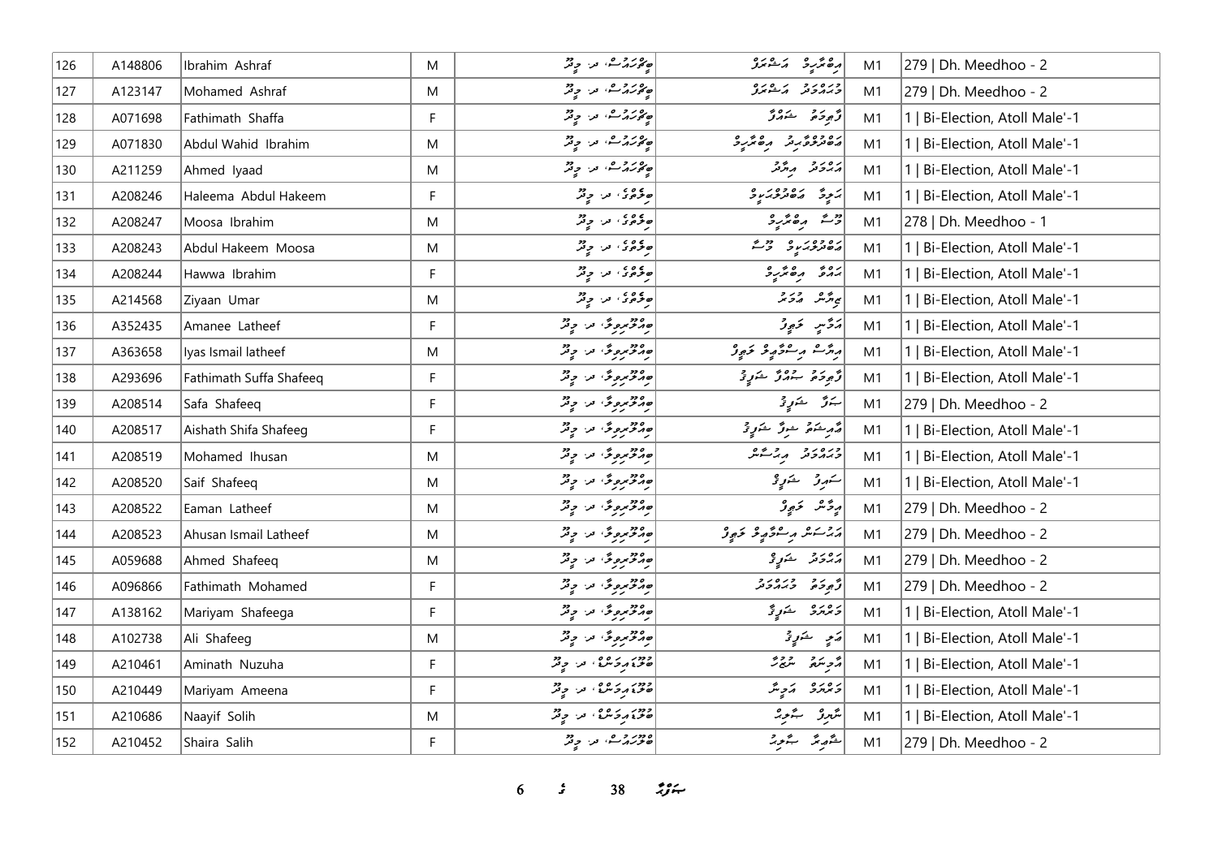| 126 | A148806 | Ibrahim Ashraf | M | ބޯޓުހައުސް، ދ. މީދޫ | އިބްރާހީމް އަށްރަފް | M1 | 279 \| Dh. Meedhoo - 2 |
|---|---|---|---|---|---|---|---|
| 127 | A123147 | Mohamed Ashraf | M | ބޯޓުހައުސް، ދ. މީދޫ | މުހައްމަދު އަށްރަފް | M1 | 279 \| Dh. Meedhoo - 2 |
| 128 | A071698 | Fathimath Shaffa | F | ބޯޓުހައުސް، ދ. މީދޫ | ފާތިމަތު ޝައްފާ | M1 | 1 \| Bi-Election, Atoll Male'-1 |
| 129 | A071830 | Abdul Wahid Ibrahim | M | ބޯޓުހައުސް، ދ. މީދޫ | އަބްދުލްވާހިދު އިބްރާހީމް | M1 | 1 \| Bi-Election, Atoll Male'-1 |
| 130 | A211259 | Ahmed Iyaad | M | ބޯޓުހައުސް، ދ. މީދޫ | އަހްމަދު އިޔާދު | M1 | 1 \| Bi-Election, Atoll Male'-1 |
| 131 | A208246 | Haleema Abdul Hakeem | F | ބިލިމާގެ، ދ. މީދޫ | ހަލީމާ އަބްދުލްހަކީމް | M1 | 1 \| Bi-Election, Atoll Male'-1 |
| 132 | A208247 | Moosa Ibrahim | M | ބިލިމާގެ، ދ. މީދޫ | މޫސާ އިބްރާހީމް | M1 | 278 \| Dh. Meedhoo - 1 |
| 133 | A208243 | Abdul Hakeem Moosa | M | ބިލިމާގެ، ދ. މީދޫ | އަބްދުލްހަކީމް މޫސާ | M1 | 1 \| Bi-Election, Atoll Male'-1 |
| 134 | A208244 | Hawwa Ibrahim | F | ބިލިމާގެ، ދ. މީދޫ | ހައްވާ އިބްރާހީމް | M1 | 1 \| Bi-Election, Atoll Male'-1 |
| 135 | A214568 | Ziyaan Umar | M | ބިލިމާގެ، ދ. މީދޫ | ޒިޔާން އުމަރު | M1 | 1 \| Bi-Election, Atoll Male'-1 |
| 136 | A352435 | Amanee Latheef | F | ބިއުލްރިވިލާ، ދ. މީދޫ | އަމާނީ ލަތީފް | M1 | 1 \| Bi-Election, Atoll Male'-1 |
| 137 | A363658 | Iyas Ismail latheef | M | ބިއުލްރިވިލާ، ދ. މީދޫ | އިޔާސް އިސްމާއީލް ލަތީފް | M1 | 1 \| Bi-Election, Atoll Male'-1 |
| 138 | A293696 | Fathimath Suffa Shafeeq | F | ބިއުލްރިވިލާ، ދ. މީދޫ | ފާތިމަތު ސުއްފާ ޝަފީޤު | M1 | 1 \| Bi-Election, Atoll Male'-1 |
| 139 | A208514 | Safa Shafeeq | F | ބިއުލްރިވިލާ، ދ. މީދޫ | ސަފާ ޝަފީޤު | M1 | 279 \| Dh. Meedhoo - 2 |
| 140 | A208517 | Aishath Shifa Shafeeg | F | ބިއުލްރިވިލާ، ދ. މީދޫ | އާއިޝަތު ޝިފާ ޝަފީޤު | M1 | 1 \| Bi-Election, Atoll Male'-1 |
| 141 | A208519 | Mohamed Ihusan | M | ބިއުލްރިވިލާ، ދ. މީދޫ | މުހައްމަދު އިހުސާން | M1 | 1 \| Bi-Election, Atoll Male'-1 |
| 142 | A208520 | Saif Shafeeq | M | ބިއުލްރިވިލާ، ދ. މީދޫ | ސައިފު ޝަފީޤު | M1 | 1 \| Bi-Election, Atoll Male'-1 |
| 143 | A208522 | Eaman Latheef | M | ބިއުލްރިވިލާ، ދ. މީދޫ | އީމާން ލަތީފް | M1 | 279 \| Dh. Meedhoo - 2 |
| 144 | A208523 | Ahusan Ismail Latheef | M | ބިއުލްރިވިލާ، ދ. މީދޫ | އަހުސަން އިސްމާއީލް ލަތީފް | M1 | 279 \| Dh. Meedhoo - 2 |
| 145 | A059688 | Ahmed Shafeeq | M | ބިއުލްރިވިލާ، ދ. މީދޫ | އަހްމަދު ޝަފީޤު | M1 | 279 \| Dh. Meedhoo - 2 |
| 146 | A096866 | Fathimath Mohamed | F | ބިއުލްރިވިލާ، ދ. މީދޫ | ފާތިމަތު މުހައްމަދު | M1 | 279 \| Dh. Meedhoo - 2 |
| 147 | A138162 | Mariyam Shafeega | F | ބިއުލްރިވިލާ، ދ. މީދޫ | މަރިޔަމް ޝަފީޤާ | M1 | 1 \| Bi-Election, Atoll Male'-1 |
| 148 | A102738 | Ali Shafeeg | M | ބިއުލްރިވިލާ، ދ. މީދޫ | އަލި ޝަފީޤު | M1 | 1 \| Bi-Election, Atoll Male'-1 |
| 149 | A210461 | Aminath Nuzuha | F | ބޫގެއިވަންގެ، ދ. މީދޫ | އާމިނަތު ނުޒުހާ | M1 | 1 \| Bi-Election, Atoll Male'-1 |
| 150 | A210449 | Mariyam Ameena | F | ބޫގެއިވަންގެ، ދ. މީދޫ | މަރިޔަމް އަމީނާ | M1 | 1 \| Bi-Election, Atoll Male'-1 |
| 151 | A210686 | Naayif Solih | M | ބޫގެއިވަންގެ، ދ. މީދޫ | ނާއިފު ސާލިހު | M1 | 1 \| Bi-Election, Atoll Male'-1 |
| 152 | A210452 | Shaira Salih | F | ބޫހައުސް، ދ. މީދޫ | ޝާއިރާ ސާލިހު | M1 | 279 \| Dh. Meedhoo - 2 |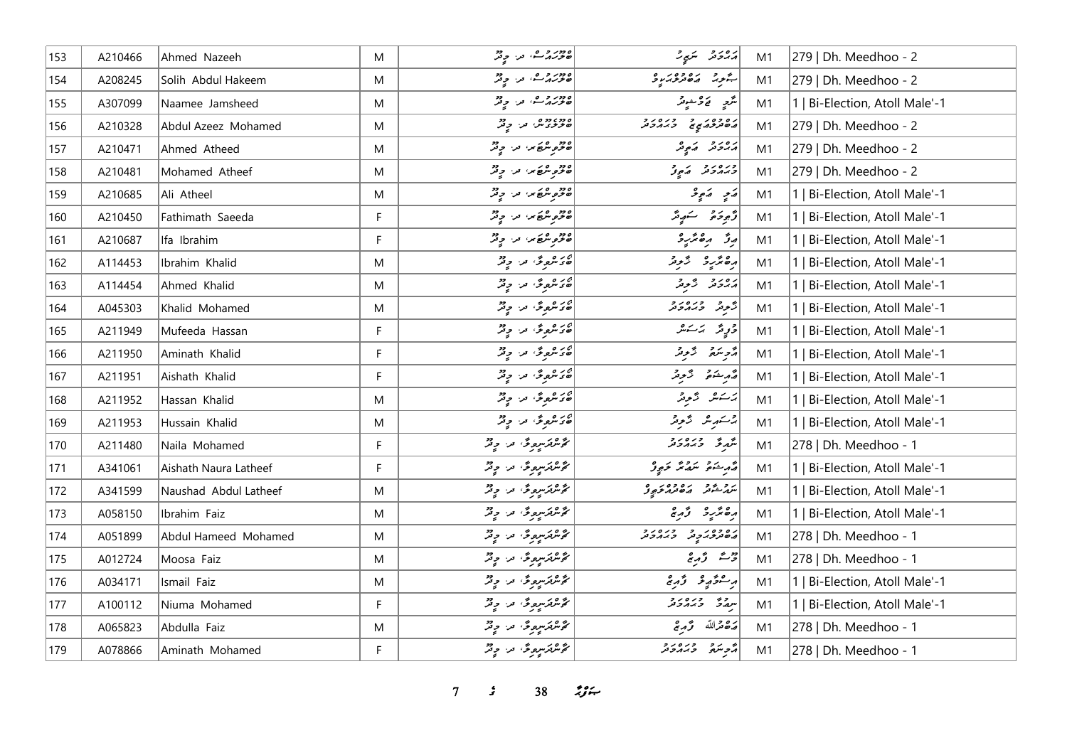| 153 | A210466 | Ahmed Nazeeh | M | ބޫރަހުސް، ދ. މީދޫ | އަހުމަދު ނަޒީހު | M1 | 279 \| Dh. Meedhoo - 2 |
|---|---|---|---|---|---|---|---|
| 154 | A208245 | Solih Abdul Hakeem | M | ބޫރަހުސް، ދ. މީދޫ | ސާލިހު އަބްދުލްހަކީމް | M1 | 279 \| Dh. Meedhoo - 2 |
| 155 | A307099 | Naamee Jamsheed | M | ބޫރަހުސް، ދ. މީދޫ | ނާމީ ޖަމްޝީދު | M1 | 1 \| Bi-Election, Atoll Male'-1 |
| 156 | A210328 | Abdul Azeez Mohamed | M | ބޫރުގަސް، ދ. މީދޫ | އަބްދުލްއަޒީޒު މުހައްމަދު | M1 | 279 \| Dh. Meedhoo - 2 |
| 157 | A210471 | Ahmed Atheed | M | ބޫމިންޖަރ، ދ. މީދޫ | އަހުމަދު އަތީދު | M1 | 279 \| Dh. Meedhoo - 2 |
| 158 | A210481 | Mohamed Atheef | M | ބޫމިންޖަރ، ދ. މީދޫ | މުހައްމަދު އަތީފު | M1 | 279 \| Dh. Meedhoo - 2 |
| 159 | A210685 | Ali Atheel | M | ބޫމިންޖަރ، ދ. މީދޫ | އަލި އަތީލު | M1 | 1 \| Bi-Election, Atoll Male'-1 |
| 160 | A210450 | Fathimath Saeeda | F | ބޫމިންޖަރ، ދ. މީދޫ | ފާތިމަތު ސައީދާ | M1 | 1 \| Bi-Election, Atoll Male'-1 |
| 161 | A210687 | Ifa Ibrahim | F | ބޫމިންޖަރ، ދ. މީދޫ | އިފާ އިބްރާހީމް | M1 | 1 \| Bi-Election, Atoll Male'-1 |
| 162 | A114453 | Ibrahim Khalid | M | ބޭނަންވިލާ، ދ. މީދޫ | އިބްރާހީމް ޚާލިދު | M1 | 1 \| Bi-Election, Atoll Male'-1 |
| 163 | A114454 | Ahmed Khalid | M | ބޭނަންވިލާ، ދ. މީދޫ | އަހުމަދު ޚާލިދު | M1 | 1 \| Bi-Election, Atoll Male'-1 |
| 164 | A045303 | Khalid Mohamed | M | ބޭނަންވިލާ، ދ. މީދޫ | ޚާލިދު މުހައްމަދު | M1 | 1 \| Bi-Election, Atoll Male'-1 |
| 165 | A211949 | Mufeeda Hassan | F | ބޭނަންވިލާ، ދ. މީދޫ | މުފީދާ ހަސަން | M1 | 1 \| Bi-Election, Atoll Male'-1 |
| 166 | A211950 | Aminath Khalid | F | ބޭނަންވިލާ، ދ. މީދޫ | އާމިނަތު ޚާލިދު | M1 | 1 \| Bi-Election, Atoll Male'-1 |
| 167 | A211951 | Aishath Khalid | F | ބޭނަންވިލާ، ދ. މީދޫ | އައިޝަތު ޚާލިދު | M1 | 1 \| Bi-Election, Atoll Male'-1 |
| 168 | A211952 | Hassan Khalid | M | ބޭނަންވިލާ، ދ. މީދޫ | ހަސަން ޚާލިދު | M1 | 1 \| Bi-Election, Atoll Male'-1 |
| 169 | A211953 | Hussain Khalid | M | ބޭނަންވިލާ، ދ. މީދޫ | ހުސައިން ޚާލިދު | M1 | 1 \| Bi-Election, Atoll Male'-1 |
| 170 | A211480 | Naila Mohamed | F | ޕާންޑަނަސްވިލާ، ދ. މީދޫ | ނައިލާ މުހައްމަދު | M1 | 278 \| Dh. Meedhoo - 1 |
| 171 | A341061 | Aishath Naura Latheef | F | ޕާންޑަނަސްވިލާ، ދ. މީދޫ | އައިޝަތު ނައުރާ ލަތީފު | M1 | 1 \| Bi-Election, Atoll Male'-1 |
| 172 | A341599 | Naushad Abdul Latheef | M | ޕާންޑަނަސްވިލާ، ދ. މީދޫ | ނައުޝާދު އަބްދުލްލަތީފު | M1 | 1 \| Bi-Election, Atoll Male'-1 |
| 173 | A058150 | Ibrahim Faiz | M | ޕާންޑަނަސްވިލާ، ދ. މީދޫ | އިބްރާހީމް ފާއިޒު | M1 | 1 \| Bi-Election, Atoll Male'-1 |
| 174 | A051899 | Abdul Hameed Mohamed | M | ޕާންޑަނަސްވިލާ، ދ. މީދޫ | އަބްދުލްހަމީދު މުހައްމަދު | M1 | 278 \| Dh. Meedhoo - 1 |
| 175 | A012724 | Moosa Faiz | M | ޕާންޑަނަސްވިލާ، ދ. މީދޫ | މޫސާ ފާއިޒު | M1 | 278 \| Dh. Meedhoo - 1 |
| 176 | A034171 | Ismail Faiz | M | ޕާންޑަނަސްވިލާ، ދ. މީދޫ | އިސްމާޢީލް ފާއިޒު | M1 | 1 \| Bi-Election, Atoll Male'-1 |
| 177 | A100112 | Niuma Mohamed | F | ޕާންޑަނަސްވިލާ، ދ. މީދޫ | ނިއުމާ މުހައްމަދު | M1 | 1 \| Bi-Election, Atoll Male'-1 |
| 178 | A065823 | Abdulla Faiz | M | ޕާންޑަނަސްވިލާ، ދ. މީދޫ | އަބްދުﷲ ފާއިޒު | M1 | 278 \| Dh. Meedhoo - 1 |
| 179 | A078866 | Aminath Mohamed | F | ޕާންޑަނަސްވިލާ، ދ. މީދޫ | އާމިނަތު މުހައްމަދު | M1 | 278 \| Dh. Meedhoo - 1 |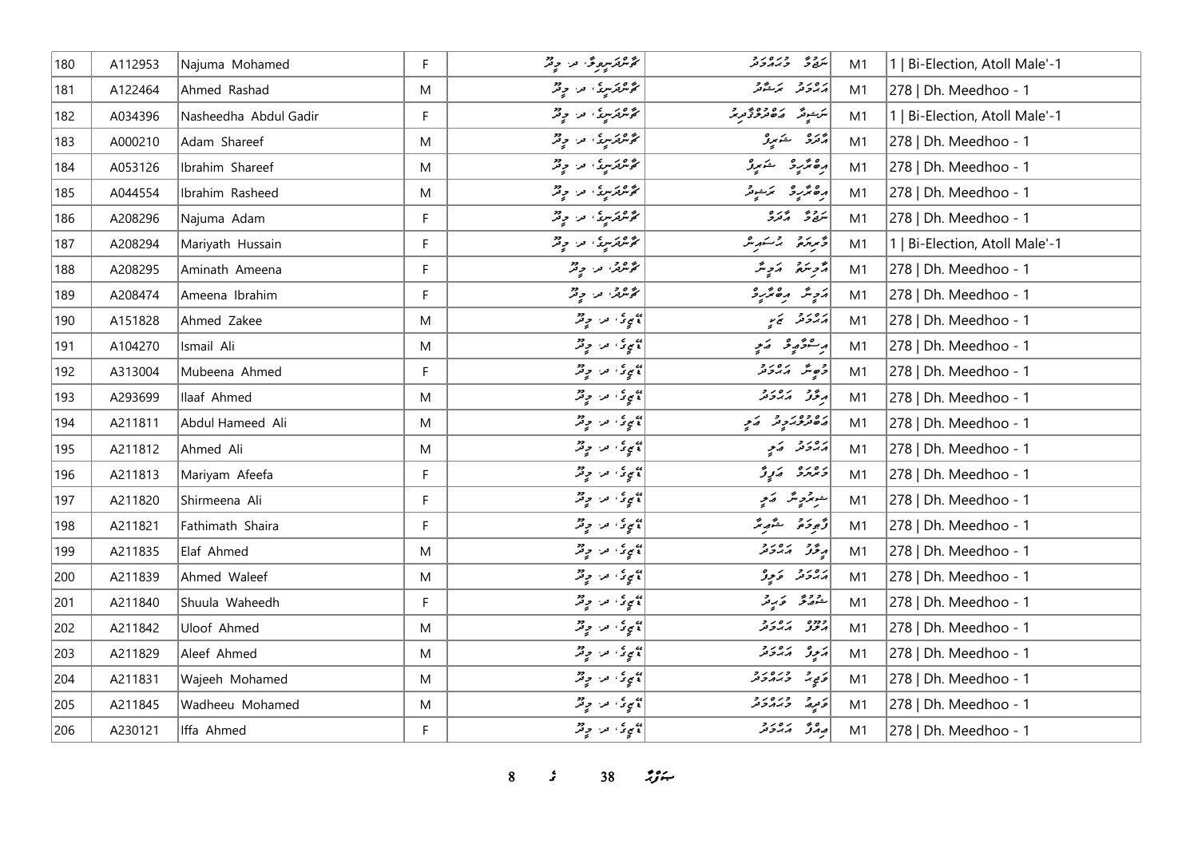| 180 | A112953 | Najuma Mohamed | F | ކޯންޑަޙީލިވިލާ، ދ. މީދޫ | ނަޖުމާ މުޙައްމަދު | M1 | 1 \| Bi-Election, Atoll Male'-1 |
|---|---|---|---|---|---|---|---|
| 181 | A122464 | Ahmed Rashad | M | ކޯންޑަސީދީ، ދ. މީދޫ | އަޙްމަދު ރަޝާދު | M1 | 278 \| Dh. Meedhoo - 1 |
| 182 | A034396 | Nasheedha Abdul Gadir | F | ކޯންޑަސީދީ، ދ. މީދޫ | ނަޝީދާ އަބްދުލްޤާދިރު | M1 | 1 \| Bi-Election, Atoll Male'-1 |
| 183 | A000210 | Adam Shareef | M | ކޯންޑަސީދީ، ދ. މީދޫ | އާދަމް ޝަރީފް | M1 | 278 \| Dh. Meedhoo - 1 |
| 184 | A053126 | Ibrahim Shareef | M | ކޯންޑަސީދީ، ދ. މީދޫ | އިބްރާހީމް ޝަރީފް | M1 | 278 \| Dh. Meedhoo - 1 |
| 185 | A044554 | Ibrahim Rasheed | M | ކޯންޑަސީދީ، ދ. މީދޫ | އިބްރާހީމް ރަޝީދު | M1 | 278 \| Dh. Meedhoo - 1 |
| 186 | A208296 | Najuma Adam | F | ކޯންޑަސީދީ، ދ. މީދޫ | ނަޖުމާ އާދަމް | M1 | 278 \| Dh. Meedhoo - 1 |
| 187 | A208294 | Mariyath Hussain | F | ކޯންޑަސީދީ، ދ. މީދޫ | މާރިޔަތު ހުސައިން | M1 | 1 \| Bi-Election, Atoll Male'-1 |
| 188 | A208295 | Aminath Ameena | F | ކޯންޑު، ދ. މީދޫ | އާމިނަތު އަމީނާ | M1 | 278 \| Dh. Meedhoo - 1 |
| 189 | A208474 | Ameena Ibrahim | F | ކޯންޑު، ދ. މީދޫ | އަމީނާ އިބްރާހީމް | M1 | 278 \| Dh. Meedhoo - 1 |
| 190 | A151828 | Ahmed Zakee | M | ގްރީޓް، ދ. މީދޫ | އަޙްމަދު ޒަކީ | M1 | 278 \| Dh. Meedhoo - 1 |
| 191 | A104270 | Ismail Ali | M | ގްރީޓް، ދ. މީދޫ | އިސްމާޢީލް ޢަލީ | M1 | 278 \| Dh. Meedhoo - 1 |
| 192 | A313004 | Mubeena Ahmed | F | ގްރީޓް، ދ. މީދޫ | މުބީނާ އަޙްމަދު | M1 | 278 \| Dh. Meedhoo - 1 |
| 193 | A293699 | Ilaaf Ahmed | M | ގްރީޓް، ދ. މީދޫ | އިލާފް އަޙްމަދު | M1 | 278 \| Dh. Meedhoo - 1 |
| 194 | A211811 | Abdul Hameed Ali | M | ގްރީޓް، ދ. މީދޫ | އަބްދުލްޙަމީދު ޢަލީ | M1 | 278 \| Dh. Meedhoo - 1 |
| 195 | A211812 | Ahmed Ali | M | ގްރީޓް، ދ. މީދޫ | އަޙްމަދު ޢަލީ | M1 | 278 \| Dh. Meedhoo - 1 |
| 196 | A211813 | Mariyam Afeefa | F | ގްރީޓް، ދ. މީދޫ | މަރިޔަމް އަފީފާ | M1 | 278 \| Dh. Meedhoo - 1 |
| 197 | A211820 | Shirmeena Ali | F | ގްރީޓް، ދ. މީދޫ | ޝިރުމީނާ ޢަލީ | M1 | 278 \| Dh. Meedhoo - 1 |
| 198 | A211821 | Fathimath Shaira | F | ގްރީޓް، ދ. މީދޫ | ފާޠިމަތު ޝާއިރާ | M1 | 278 \| Dh. Meedhoo - 1 |
| 199 | A211835 | Elaf Ahmed | M | ގްރީޓް، ދ. މީދޫ | އިލާފް އަޙްމަދު | M1 | 278 \| Dh. Meedhoo - 1 |
| 200 | A211839 | Ahmed Waleef | M | ގްރީޓް، ދ. މީދޫ | އަޙްމަދު ވަލީފް | M1 | 278 \| Dh. Meedhoo - 1 |
| 201 | A211840 | Shuula Waheedh | F | ގްރީޓް، ދ. މީދޫ | ޝުޢޫލާ ވަޙީދު | M1 | 278 \| Dh. Meedhoo - 1 |
| 202 | A211842 | Uloof Ahmed | M | ގްރީޓް، ދ. މީދޫ | އުލޫފް އަޙްމަދު | M1 | 278 \| Dh. Meedhoo - 1 |
| 203 | A211829 | Aleef Ahmed | M | ގްރީޓް، ދ. މީދޫ | އަލީފް އަޙްމަދު | M1 | 278 \| Dh. Meedhoo - 1 |
| 204 | A211831 | Wajeeh Mohamed | M | ގްރީޓް، ދ. މީދޫ | ވަޖީހު މުޙައްމަދު | M1 | 278 \| Dh. Meedhoo - 1 |
| 205 | A211845 | Wadheeu Mohamed | M | ގްރީޓް، ދ. މީދޫ | ވަދީޢު މުޙައްމަދު | M1 | 278 \| Dh. Meedhoo - 1 |
| 206 | A230121 | Iffa Ahmed | F | ގްރީޓް، ދ. މީދޫ | އިއްފާ އަޙްމަދު | M1 | 278 \| Dh. Meedhoo - 1 |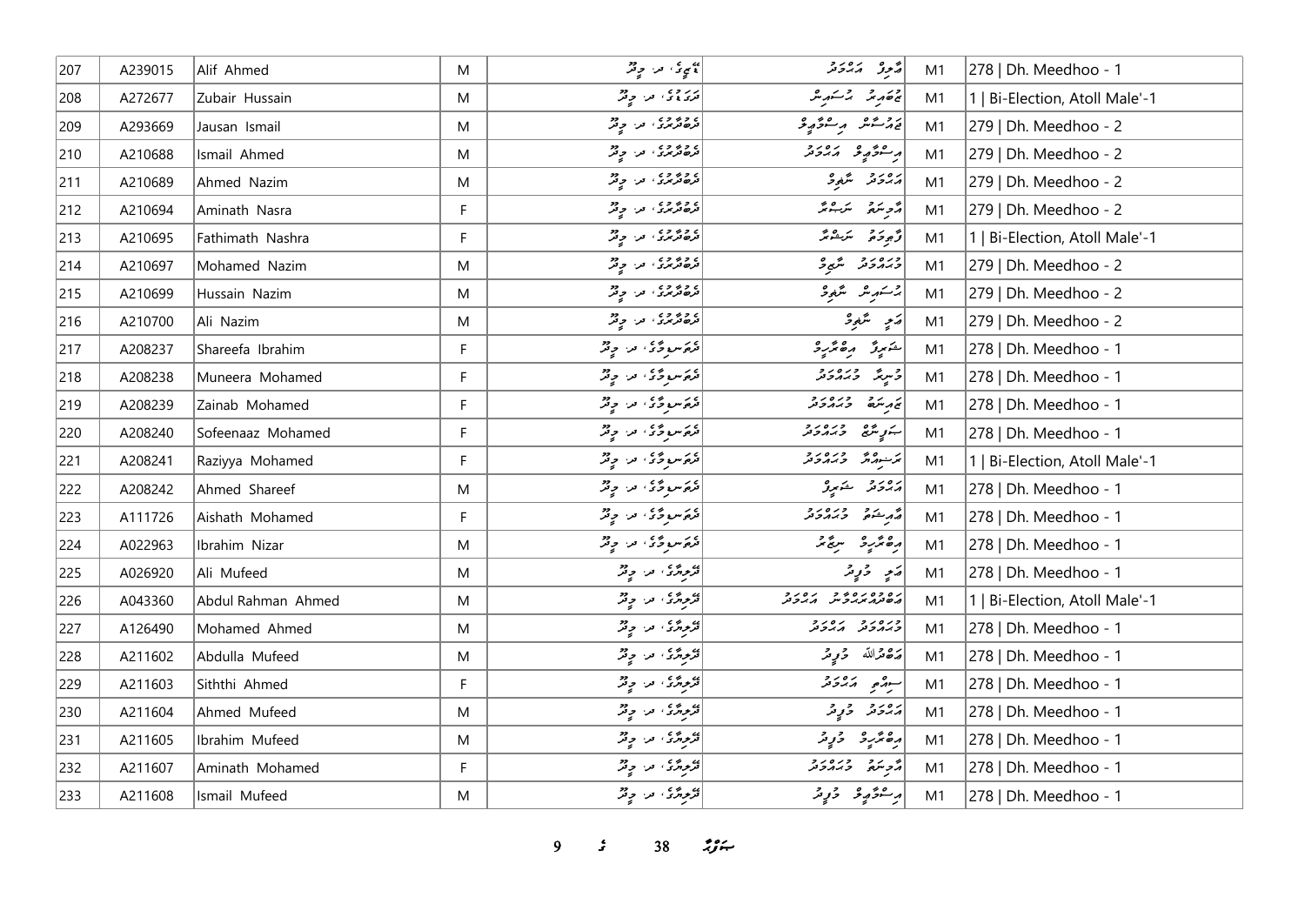| 207 | A239015 | Alif Ahmed | M | ޙެޕީގެ، ދ. މީދޫ | އާލިފު އަޙްމަދު | M1 | 278 \| Dh. Meedhoo - 1 |
|---|---|---|---|---|---|---|---|
| 208 | A272677 | Zubair Hussain | M | ދަރަޖެގެ، ދ. މީދޫ | ޒުބައިރު ހުސައިން | M1 | 1 \| Bi-Election, Atoll Male'-1 |
| 209 | A293669 | Jausan Ismail | M | ދެބުދާރުގެ، ދ. މީދޫ | ޖައުސަން އިސްމާޢީލް | M1 | 279 \| Dh. Meedhoo - 2 |
| 210 | A210688 | Ismail Ahmed | M | ދެބުދާރުގެ، ދ. މީދޫ | އިސްމާޢީލް އަޙްމަދު | M1 | 279 \| Dh. Meedhoo - 2 |
| 211 | A210689 | Ahmed Nazim | M | ދެބުދާރުގެ، ދ. މީދޫ | އަޙްމަދު ނާޒިމް | M1 | 279 \| Dh. Meedhoo - 2 |
| 212 | A210694 | Aminath Nasra | F | ދެބުދާރުގެ، ދ. މީދޫ | އާމިނަތު ނަސްރާ | M1 | 279 \| Dh. Meedhoo - 2 |
| 213 | A210695 | Fathimath Nashra | F | ދެބުދާރުގެ، ދ. މީދޫ | ފާތިމަތު ނަޝްރާ | M1 | 1 \| Bi-Election, Atoll Male'-1 |
| 214 | A210697 | Mohamed Nazim | M | ދެބުދާރުގެ، ދ. މީދޫ | މުޙައްމަދު ނާޒިމް | M1 | 279 \| Dh. Meedhoo - 2 |
| 215 | A210699 | Hussain Nazim | M | ދެބުދާރުގެ، ދ. މީދޫ | ހުސައިން ނާޒިމް | M1 | 279 \| Dh. Meedhoo - 2 |
| 216 | A210700 | Ali Nazim | M | ދެބުދާރުގެ، ދ. މީދޫ | އަލީ ނާޒިމް | M1 | 279 \| Dh. Meedhoo - 2 |
| 217 | A208237 | Shareefa Ibrahim | F | ދެލަސްމިލާގެ، ދ. މީދޫ | ޝަރީފާ އިބްރާހީމް | M1 | 278 \| Dh. Meedhoo - 1 |
| 218 | A208238 | Muneera Mohamed | F | ދެލަސްމިލާގެ، ދ. މީދޫ | މުނީރާ މުޙައްމަދު | M1 | 278 \| Dh. Meedhoo - 1 |
| 219 | A208239 | Zainab Mohamed | F | ދެލަސްމިލާގެ، ދ. މީދޫ | ޒައިނަބު މުޙައްމަދު | M1 | 278 \| Dh. Meedhoo - 1 |
| 220 | A208240 | Sofeenaaz Mohamed | F | ދެލަސްމިލާގެ، ދ. މީދޫ | ސޯފީނާޒް މުޙައްމަދު | M1 | 278 \| Dh. Meedhoo - 1 |
| 221 | A208241 | Raziyya Mohamed | F | ދެލަސްމިލާގެ، ދ. މީދޫ | ރަޟިއްޔާ މުޙައްމަދު | M1 | 1 \| Bi-Election, Atoll Male'-1 |
| 222 | A208242 | Ahmed Shareef | M | ދެލަސްމިލާގެ، ދ. މީދޫ | އަޙްމަދު ޝަރީފް | M1 | 278 \| Dh. Meedhoo - 1 |
| 223 | A111726 | Aishath Mohamed | F | ދެލަސްމިލާގެ، ދ. މީދޫ | އައިޝަތު މުޙައްމަދު | M1 | 278 \| Dh. Meedhoo - 1 |
| 224 | A022963 | Ibrahim Nizar | M | ދެލަސްމިލާގެ، ދ. މީދޫ | އިބްރާހީމް ނިޒާރު | M1 | 278 \| Dh. Meedhoo - 1 |
| 225 | A026920 | Ali Mufeed | M | ދޮލިދާގެ، ދ. މީދޫ | އަލީ މުފީދު | M1 | 278 \| Dh. Meedhoo - 1 |
| 226 | A043360 | Abdul Rahman Ahmed | M | ދޮލިދާގެ، ދ. މީދޫ | އަބްދުއްރަޙްމާން އަޙްމަދު | M1 | 1 \| Bi-Election, Atoll Male'-1 |
| 227 | A126490 | Mohamed Ahmed | M | ދޮލިދާގެ، ދ. މީދޫ | މުޙައްމަދު އަޙްމަދު | M1 | 278 \| Dh. Meedhoo - 1 |
| 228 | A211602 | Abdulla Mufeed | M | ދޮލިދާގެ، ދ. މީދޫ | އަބްދުﷲ މުފީދު | M1 | 278 \| Dh. Meedhoo - 1 |
| 229 | A211603 | Siththi Ahmed | F | ދޮލިދާގެ، ދ. މީދޫ | ސިއްތި އަޙްމަދު | M1 | 278 \| Dh. Meedhoo - 1 |
| 230 | A211604 | Ahmed Mufeed | M | ދޮލިދާގެ، ދ. މީދޫ | އަޙްމަދު މުފީދު | M1 | 278 \| Dh. Meedhoo - 1 |
| 231 | A211605 | Ibrahim Mufeed | M | ދޮލިދާގެ، ދ. މީދޫ | އިބްރާހީމް މުފީދު | M1 | 278 \| Dh. Meedhoo - 1 |
| 232 | A211607 | Aminath Mohamed | F | ދޮލިދާގެ، ދ. މީދޫ | އާމިނަތު މުޙައްމަދު | M1 | 278 \| Dh. Meedhoo - 1 |
| 233 | A211608 | Ismail Mufeed | M | ދޮލިދާގެ، ދ. މީދޫ | އިސްމާޢީލް މުފީދު | M1 | 278 \| Dh. Meedhoo - 1 |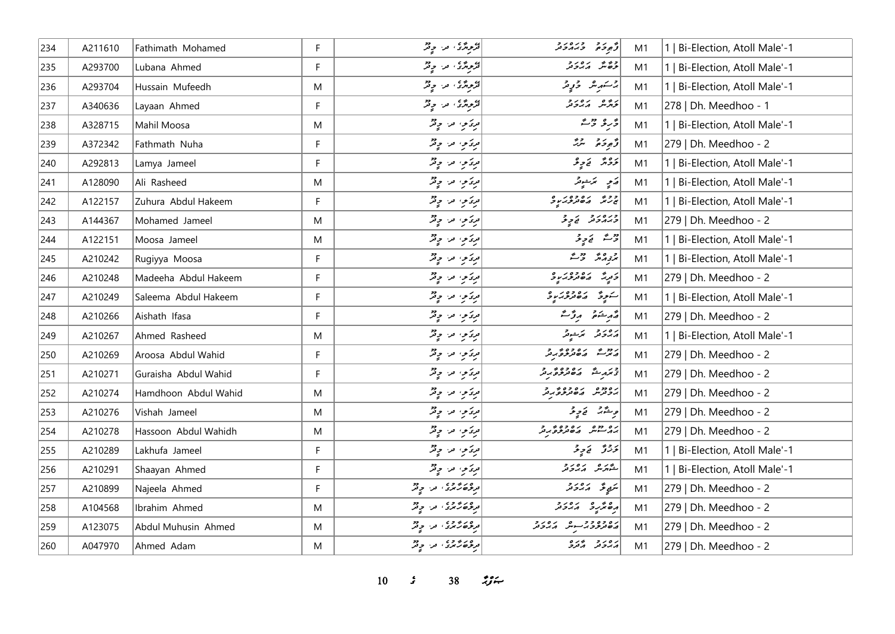| 234 | A211610 | Fathimath Mohamed | F | ދޮރުކަށި، ދ. މީދޫ | ފާތިމަތު މުހައްމަދު | M1 | 1 \| Bi-Election, Atoll Male'-1 |
|---|---|---|---|---|---|---|---|
| 235 | A293700 | Lubana Ahmed | F | ދޮރުކަށި، ދ. މީދޫ | ލުބާނާ އަހުމަދު | M1 | 1 \| Bi-Election, Atoll Male'-1 |
| 236 | A293704 | Hussain Mufeedh | M | ދޮރުކަށި، ދ. މީދޫ | ހުސައިން މުފީދު | M1 | 1 \| Bi-Election, Atoll Male'-1 |
| 237 | A340636 | Layaan Ahmed | F | ދޮރުކަށި، ދ. މީދޫ | ލަޔާން އަހުމަދު | M1 | 278 \| Dh. Meedhoo - 1 |
| 238 | A328715 | Mahil Moosa | M | ދިލަބު، ދ. މީދޫ | މާހިލް މޫސާ | M1 | 1 \| Bi-Election, Atoll Male'-1 |
| 239 | A372342 | Fathmath Nuha | F | ދިލަބު، ދ. މީދޫ | ފާތިމަތު ނުހާ | M1 | 279 \| Dh. Meedhoo - 2 |
| 240 | A292813 | Lamya Jameel | F | ދިލަބު، ދ. މީދޫ | ލަމްޔާ ޖަމީލް | M1 | 1 \| Bi-Election, Atoll Male'-1 |
| 241 | A128090 | Ali Rasheed | M | ދިލަބު، ދ. މީދޫ | އަލި ރަޝީދު | M1 | 1 \| Bi-Election, Atoll Male'-1 |
| 242 | A122157 | Zuhura Abdul Hakeem | F | ދިލަބު، ދ. މީދޫ | ޒުހުރާ އަބްދުލްޙަކީމް | M1 | 1 \| Bi-Election, Atoll Male'-1 |
| 243 | A144367 | Mohamed Jameel | M | ދިލަބު، ދ. މީދޫ | މުހައްމަދު ޖަމީލް | M1 | 279 \| Dh. Meedhoo - 2 |
| 244 | A122151 | Moosa Jameel | M | ދިލަބު، ދ. މީދޫ | މޫސާ ޖަމީލް | M1 | 1 \| Bi-Election, Atoll Male'-1 |
| 245 | A210242 | Rugiyya Moosa | F | ދިލަބު، ދ. މީދޫ | ރުޤިއްޔާ މޫސާ | M1 | 1 \| Bi-Election, Atoll Male'-1 |
| 246 | A210248 | Madeeha Abdul Hakeem | F | ދިލަބު، ދ. މީދޫ | މަދީހާ އަބްދުލްޙަކީމް | M1 | 279 \| Dh. Meedhoo - 2 |
| 247 | A210249 | Saleema Abdul Hakeem | F | ދިލަބު، ދ. މީދޫ | ސަލީމާ އަބްދުލްޙަކީމް | M1 | 1 \| Bi-Election, Atoll Male'-1 |
| 248 | A210266 | Aishath Ifasa | F | ދިލަބު، ދ. މީދޫ | އާއިޝަތު އިފާސާ | M1 | 279 \| Dh. Meedhoo - 2 |
| 249 | A210267 | Ahmed Rasheed | M | ދިލަބު، ދ. މީދޫ | އަހުމަދު ރަޝީދު | M1 | 1 \| Bi-Election, Atoll Male'-1 |
| 250 | A210269 | Aroosa Abdul Wahid | F | ދިލަބު، ދ. މީދޫ | އަރޫސާ އަބްދުލްވާހިދު | M1 | 279 \| Dh. Meedhoo - 2 |
| 251 | A210271 | Guraisha Abdul Wahid | F | ދިލަބު، ދ. މީދޫ | ގުރައިޝާ އަބްދުލްވާހިދު | M1 | 279 \| Dh. Meedhoo - 2 |
| 252 | A210274 | Hamdhoon Abdul Wahid | M | ދިލަބު، ދ. މީދޫ | ހަމްދޫން އަބްދުލްވާހިދު | M1 | 279 \| Dh. Meedhoo - 2 |
| 253 | A210276 | Vishah Jameel | M | ދިލަބު، ދ. މީދޫ | ވިޝާހު ޖަމީލް | M1 | 279 \| Dh. Meedhoo - 2 |
| 254 | A210278 | Hassoon Abdul Wahidh | M | ދިލަބު، ދ. މީދޫ | ހައްސޫން އަބްދުލްވާހިދު | M1 | 279 \| Dh. Meedhoo - 2 |
| 255 | A210289 | Lakhufa Jameel | F | ދިލަބު، ދ. މީދޫ | ލަޚުފާ ޖަމީލް | M1 | 1 \| Bi-Election, Atoll Male'-1 |
| 256 | A210291 | Shaayan Ahmed | F | ދިލަބު، ދ. މީދޫ | ޝާޔަން އަހުމަދު | M1 | 1 \| Bi-Election, Atoll Male'-1 |
| 257 | A210899 | Najeela Ahmed | F | ދިލްބަހާރުގެ، ދ. މީދޫ | ނަޖީލާ އަހުމަދު | M1 | 279 \| Dh. Meedhoo - 2 |
| 258 | A104568 | Ibrahim Ahmed | M | ދިލްބަހާރުގެ، ދ. މީދޫ | އިބްރާހީމް އަހުމަދު | M1 | 279 \| Dh. Meedhoo - 2 |
| 259 | A123075 | Abdul Muhusin Ahmed | M | ދިލްބަހާރުގެ، ދ. މީދޫ | އަބްދުލްމުހުސިން އަހުމަދު | M1 | 279 \| Dh. Meedhoo - 2 |
| 260 | A047970 | Ahmed Adam | M | ދިލްބަހާރުގެ، ދ. މީދޫ | އަހުމަދު އާދަމް | M1 | 279 \| Dh. Meedhoo - 2 |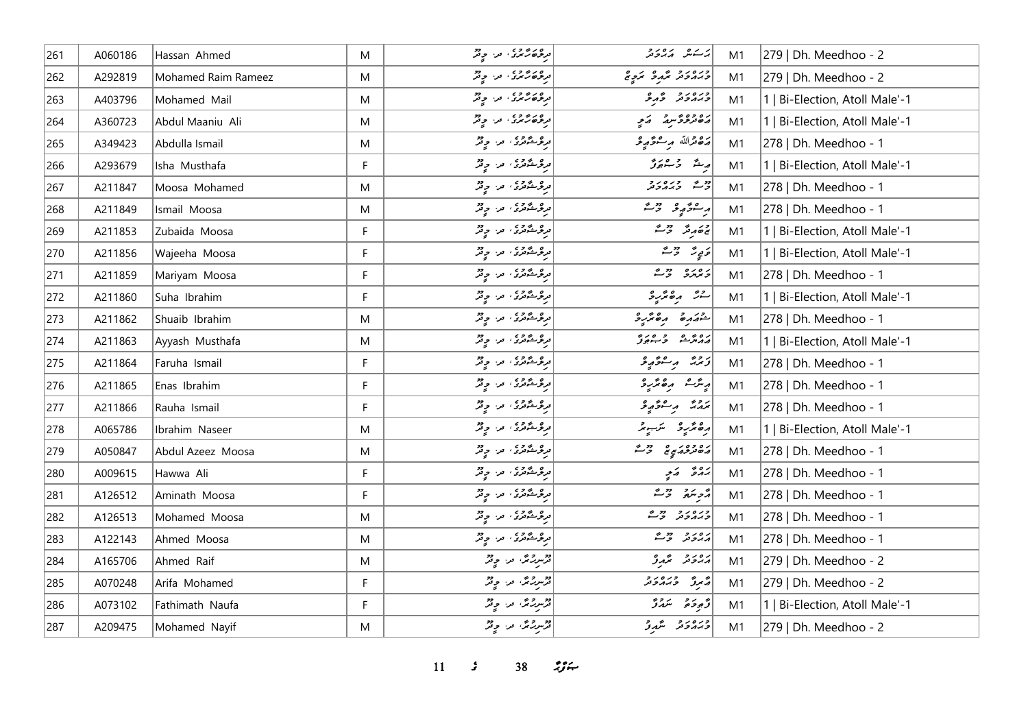| 261 | A060186 | Hassan Ahmed | M | ދިލްބަހާރުގެ، ދ. މީދޫ | ހަސަން އަޙްމަދު | M1 | 279 \| Dh. Meedhoo - 2 |
|---|---|---|---|---|---|---|---|
| 262 | A292819 | Mohamed Raim Rameez | M | ދިލްބަހާރުގެ، ދ. މީދޫ | މުޙައްމަދު ރާއިމް ރަމީޒް | M1 | 279 \| Dh. Meedhoo - 2 |
| 263 | A403796 | Mohamed Mail | M | ދިލްބަހާރުގެ، ދ. މީދޫ | މުޙައްމަދު މާއިލް | M1 | 1 \| Bi-Election, Atoll Male'-1 |
| 264 | A360723 | Abdul Maaniu Ali | M | ދިލްބަހާރުގެ، ދ. މީދޫ | އަބްދުލްމާނިޢު އަލީ | M1 | 1 \| Bi-Election, Atoll Male'-1 |
| 265 | A349423 | Abdulla Ismail | M | ދިލްޝާދުގެ، ދ. މީދޫ | އަބްދުﷲ އިސްމާއީލް | M1 | 278 \| Dh. Meedhoo - 1 |
| 266 | A293679 | Isha Musthafa | F | ދިލްޝާދުގެ، ދ. މީދޫ | އީޝާ މުސްތަފާ | M1 | 1 \| Bi-Election, Atoll Male'-1 |
| 267 | A211847 | Moosa Mohamed | M | ދިލްޝާދުގެ، ދ. މީދޫ | މޫސާ މުޙައްމަދު | M1 | 278 \| Dh. Meedhoo - 1 |
| 268 | A211849 | Ismail Moosa | M | ދިލްޝާދުގެ، ދ. މީދޫ | އިސްމާއީލް މޫސާ | M1 | 278 \| Dh. Meedhoo - 1 |
| 269 | A211853 | Zubaida Moosa | F | ދިލްޝާދުގެ، ދ. މީދޫ | ޒުބައިދާ މޫސާ | M1 | 1 \| Bi-Election, Atoll Male'-1 |
| 270 | A211856 | Wajeeha Moosa | F | ދިލްޝާދުގެ، ދ. މީދޫ | ވަޖީހާ މޫސާ | M1 | 1 \| Bi-Election, Atoll Male'-1 |
| 271 | A211859 | Mariyam Moosa | F | ދިލްޝާދުގެ، ދ. މީދޫ | މަރިޔަމް މޫސާ | M1 | 278 \| Dh. Meedhoo - 1 |
| 272 | A211860 | Suha Ibrahim | F | ދިލްޝާދުގެ، ދ. މީދޫ | ސުހާ އިބްރާހީމް | M1 | 1 \| Bi-Election, Atoll Male'-1 |
| 273 | A211862 | Shuaib Ibrahim | M | ދިލްޝާދުގެ، ދ. މީދޫ | ޝުޢައިބު އިބްރާހީމް | M1 | 278 \| Dh. Meedhoo - 1 |
| 274 | A211863 | Ayyash Musthafa | M | ދިލްޝާދުގެ، ދ. މީދޫ | އައްޔާޝް މުސްތަފާ | M1 | 1 \| Bi-Election, Atoll Male'-1 |
| 275 | A211864 | Faruha Ismail | F | ދިލްޝާދުގެ، ދ. މީދޫ | ފަރުހާ އިސްމާއީލް | M1 | 278 \| Dh. Meedhoo - 1 |
| 276 | A211865 | Enas Ibrahim | F | ދިލްޝާދުގެ، ދ. މީދޫ | އިނާސް އިބްރާހީމް | M1 | 278 \| Dh. Meedhoo - 1 |
| 277 | A211866 | Rauha Ismail | F | ދިލްޝާދުގެ، ދ. މީދޫ | ރައުހާ އިސްމާއީލް | M1 | 278 \| Dh. Meedhoo - 1 |
| 278 | A065786 | Ibrahim Naseer | M | ދިލްޝާދުގެ، ދ. މީދޫ | އިބްރާހީމް ނަސީރު | M1 | 1 \| Bi-Election, Atoll Male'-1 |
| 279 | A050847 | Abdul Azeez Moosa | M | ދިލްޝާދުގެ، ދ. މީދޫ | އަބްދުލްޢަޒީޒް މޫސާ | M1 | 278 \| Dh. Meedhoo - 1 |
| 280 | A009615 | Hawwa Ali | F | ދިލްޝާދުގެ، ދ. މީދޫ | ހައްވާ އަލީ | M1 | 278 \| Dh. Meedhoo - 1 |
| 281 | A126512 | Aminath Moosa | F | ދިލްޝާދުގެ، ދ. މީދޫ | އާމިނަތު މޫސާ | M1 | 278 \| Dh. Meedhoo - 1 |
| 282 | A126513 | Mohamed Moosa | M | ދިލްޝާދުގެ، ދ. މީދޫ | މުޙައްމަދު މޫސާ | M1 | 278 \| Dh. Meedhoo - 1 |
| 283 | A122143 | Ahmed Moosa | M | ދިލްޝާދުގެ، ދ. މީދޫ | އަޙްމަދު މޫސާ | M1 | 278 \| Dh. Meedhoo - 1 |
| 284 | A165706 | Ahmed Raif | M | ދޫނިރުމާ، ދ. މީދޫ | އަޙްމަދު ރާއިފް | M1 | 279 \| Dh. Meedhoo - 2 |
| 285 | A070248 | Arifa Mohamed | F | ދޫނިރުމާ، ދ. މީދޫ | އާރިފާ މުޙައްމަދު | M1 | 279 \| Dh. Meedhoo - 2 |
| 286 | A073102 | Fathimath Naufa | F | ދޫނިރުމާ، ދ. މީދޫ | ފާތިމަތު ނައުފާ | M1 | 1 \| Bi-Election, Atoll Male'-1 |
| 287 | A209475 | Mohamed Nayif | M | ދޫނިރުމާ، ދ. މީދޫ | މުޙައްމަދު ނާއިފް | M1 | 279 \| Dh. Meedhoo - 2 |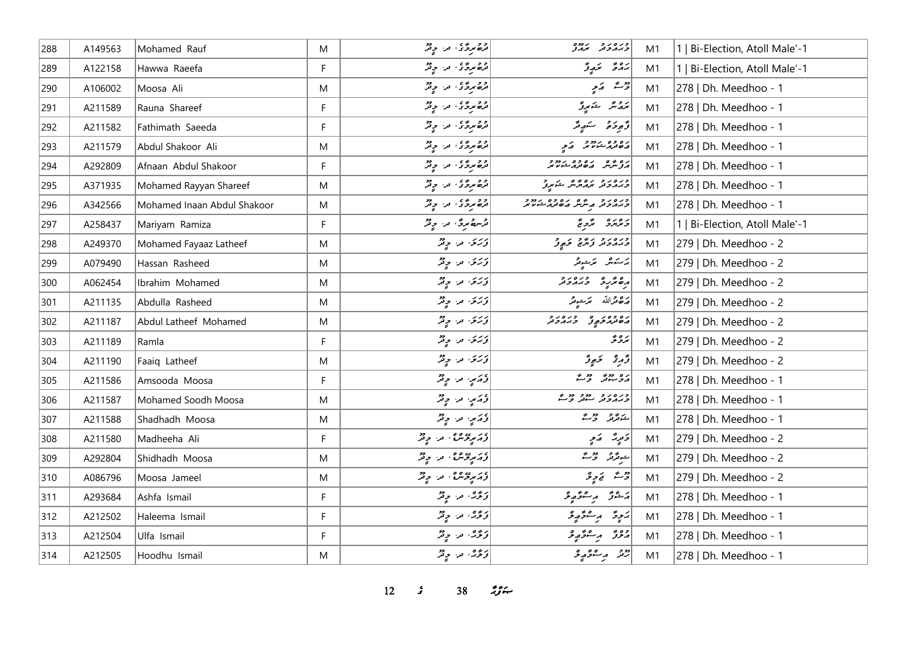| 288 | A149563 | Mohamed Rauf | M | ދަރުބާރުގެ، ދ. މީދޫ | މުހައްމަދު ރައުފް | M1 | 1 \| Bi-Election, Atoll Male'-1 |
|---|---|---|---|---|---|---|---|
| 289 | A122158 | Hawwa Raeefa | F | ދަރުބާރުގެ، ދ. މީދޫ | ހައްވާ ރައީފާ | M1 | 1 \| Bi-Election, Atoll Male'-1 |
| 290 | A106002 | Moosa Ali | M | ދަރުބާރުގެ، ދ. މީދޫ | މޫސާ އަލި | M1 | 278 \| Dh. Meedhoo - 1 |
| 291 | A211589 | Rauna Shareef | F | ދަރުބާރުގެ، ދ. މީދޫ | ރައުނާ ޝަރީފް | M1 | 278 \| Dh. Meedhoo - 1 |
| 292 | A211582 | Fathimath Saeeda | F | ދަރުބާރުގެ، ދ. މީދޫ | ފާތިމަތު ސަޢީދާ | M1 | 278 \| Dh. Meedhoo - 1 |
| 293 | A211579 | Abdul Shakoor Ali | M | ދަރުބާރުގެ، ދ. މީދޫ | އަބްދުއްޝަކޫރު އަލި | M1 | 278 \| Dh. Meedhoo - 1 |
| 294 | A292809 | Afnaan Abdul Shakoor | F | ދަރުބާރުގެ، ދ. މީދޫ | އަފްނާން އަބްދުއްޝަކޫރު | M1 | 278 \| Dh. Meedhoo - 1 |
| 295 | A371935 | Mohamed Rayyan Shareef | M | ދަރުބާރުގެ، ދ. މީދޫ | މުހައްމަދު ރައްޔާން ޝަރީފް | M1 | 278 \| Dh. Meedhoo - 1 |
| 296 | A342566 | Mohamed Inaan Abdul Shakoor | M | ދަރުބާރުގެ، ދ. މީދޫ | މުހައްމަދު އިނާން އަބްދުއްޝަކޫރު | M1 | 278 \| Dh. Meedhoo - 1 |
| 297 | A258437 | Mariyam Ramiza | F | ދަސްބަރުގެ، ދ. މީދޫ | މަރިޔަމް ރާމިޒާ | M1 | 1 \| Bi-Election, Atoll Male'-1 |
| 298 | A249370 | Mohamed Fayaaz Latheef | M | ފަހަރި، ދ. މީދޫ | މުހައްމަދު ފައްޔާޒް ލަޠީފް | M1 | 279 \| Dh. Meedhoo - 2 |
| 299 | A079490 | Hassan Rasheed | M | ފަހަރި، ދ. މީދޫ | ހަސަން ރަޝީދު | M1 | 279 \| Dh. Meedhoo - 2 |
| 300 | A062454 | Ibrahim Mohamed | M | ފަހަރި، ދ. މީދޫ | އިބްރާހީމް މުހައްމަދު | M1 | 279 \| Dh. Meedhoo - 2 |
| 301 | A211135 | Abdulla Rasheed | M | ފަހަރި، ދ. މީދޫ | އަބްދުﷲ ރަޝީދު | M1 | 279 \| Dh. Meedhoo - 2 |
| 302 | A211187 | Abdul Latheef Mohamed | M | ފަހަރި، ދ. މީދޫ | އަބްދުއްލަޠީފް މުހައްމަދު | M1 | 279 \| Dh. Meedhoo - 2 |
| 303 | A211189 | Ramla | F | ފަހަރި، ދ. މީދޫ | ރަމްލާ | M1 | 279 \| Dh. Meedhoo - 2 |
| 304 | A211190 | Faaiq Latheef | M | ފަހަރި، ދ. މީދޫ | ފާއިޤް ލަޠީފް | M1 | 279 \| Dh. Meedhoo - 2 |
| 305 | A211586 | Amsooda Moosa | F | ފުއަރި، ދ. މީދޫ | އަމްސޫދާ މޫސާ | M1 | 278 \| Dh. Meedhoo - 1 |
| 306 | A211587 | Mohamed Soodh Moosa | M | ފުއަރި، ދ. މީދޫ | މުހައްމަދު ސޫދު މޫސާ | M1 | 278 \| Dh. Meedhoo - 1 |
| 307 | A211588 | Shadhadh Moosa | M | ފުއަރި، ދ. މީދޫ | ޝަދާދު މޫސާ | M1 | 278 \| Dh. Meedhoo - 1 |
| 308 | A211580 | Madheeha Ali | F | ފުއަރިވާންސް، ދ. މީދޫ | މަދީހާ އަލި | M1 | 279 \| Dh. Meedhoo - 2 |
| 309 | A292804 | Shidhadh Moosa | M | ފުއަރިވާންސް، ދ. މީދޫ | ޝިދާދު މޫސާ | M1 | 279 \| Dh. Meedhoo - 2 |
| 310 | A086796 | Moosa Jameel | M | ފުއަރިވާންސް، ދ. މީދޫ | މޫސާ ޖަމީލް | M1 | 279 \| Dh. Meedhoo - 2 |
| 311 | A293684 | Ashfa Ismail | F | ފަވާރު، ދ. މީދޫ | އަޝްފާ އިސްމާޢީލް | M1 | 278 \| Dh. Meedhoo - 1 |
| 312 | A212502 | Haleema Ismail | F | ފަވާރު، ދ. މީދޫ | ހަލީމާ އިސްމާޢީލް | M1 | 278 \| Dh. Meedhoo - 1 |
| 313 | A212504 | Ulfa Ismail | F | ފަވާރު، ދ. މީދޫ | އުލްފާ އިސްމާޢީލް | M1 | 278 \| Dh. Meedhoo - 1 |
| 314 | A212505 | Hoodhu Ismail | M | ފަވާރު، ދ. މީދޫ | ހޫދު އިސްމާޢީލް | M1 | 278 \| Dh. Meedhoo - 1 |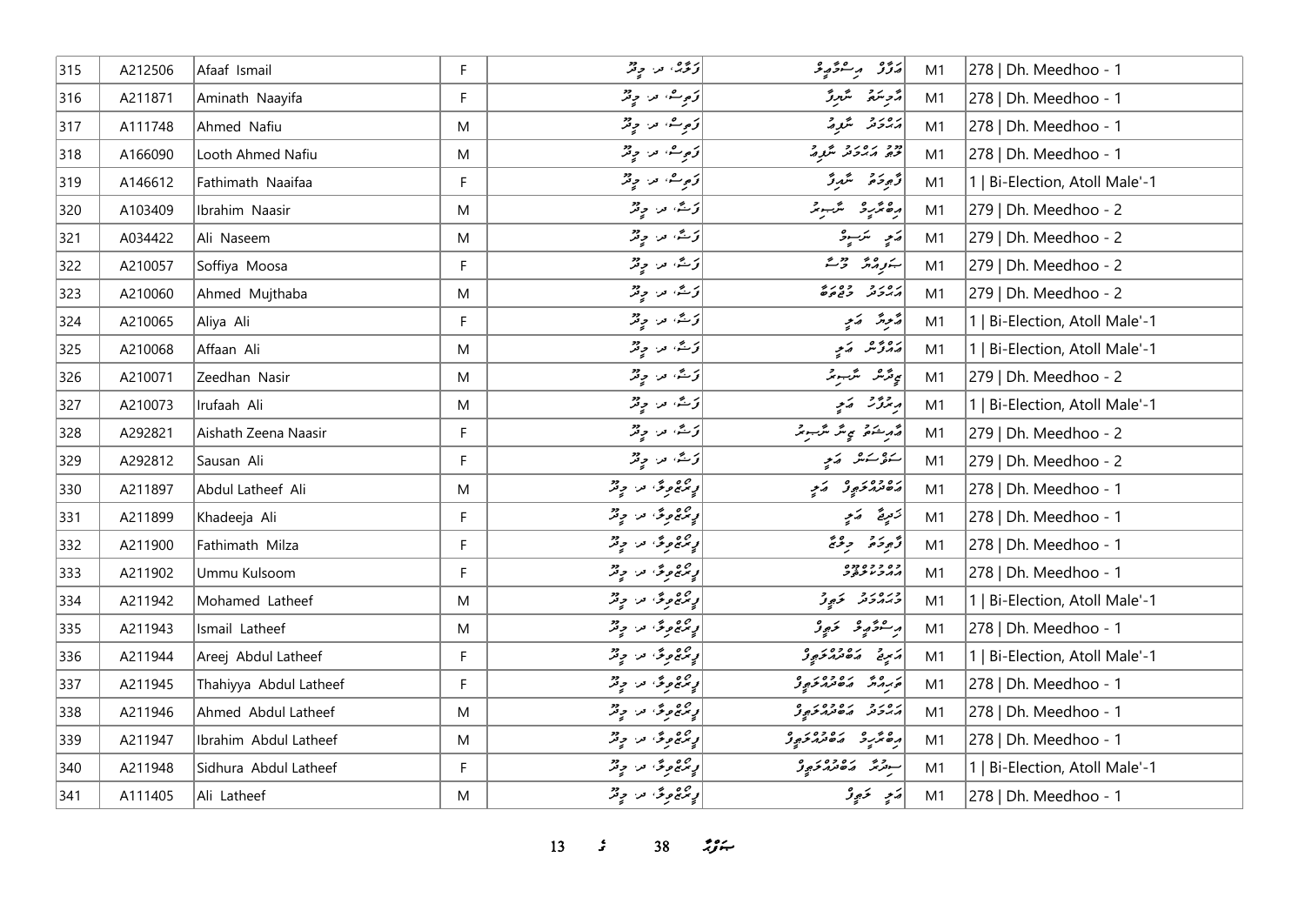| 315 | A212506 | Afaaf Ismail | F | ފަލާހް، ދ. މީދޫ | އަފާފް އިސްމާޢީލް | M1 | 278 \| Dh. Meedhoo - 1 |
|---|---|---|---|---|---|---|---|
| 316 | A211871 | Aminath Naayifa | F | ފަތިސް، ދ. މީދޫ | އާމިނަތު ނާއިފާ | M1 | 278 \| Dh. Meedhoo - 1 |
| 317 | A111748 | Ahmed Nafiu | M | ފަތިސް، ދ. މީދޫ | އަޙްމަދު ނާފިޢު | M1 | 278 \| Dh. Meedhoo - 1 |
| 318 | A166090 | Looth Ahmed Nafiu | M | ފަތިސް، ދ. މީދޫ | ލޫތު އަޙްމަދު ނާފިޢު | M1 | 278 \| Dh. Meedhoo - 1 |
| 319 | A146612 | Fathimath Naaifaa | F | ފަތިސް، ދ. މީދޫ | ފާތިމަތު ނާއިފާ | M1 | 1 \| Bi-Election, Atoll Male'-1 |
| 320 | A103409 | Ibrahim Naasir | M | ފަސާ، ދ. މީދޫ | އިބްރާހީމް ނާސިރު | M1 | 279 \| Dh. Meedhoo - 2 |
| 321 | A034422 | Ali Naseem | M | ފަސާ، ދ. މީދޫ | އަލި ނަސީމް | M1 | 279 \| Dh. Meedhoo - 2 |
| 322 | A210057 | Soffiya Moosa | F | ފަސާ، ދ. މީދޫ | ސަފިއްޔާ މޫސާ | M1 | 279 \| Dh. Meedhoo - 2 |
| 323 | A210060 | Ahmed Mujthaba | M | ފަސާ، ދ. މީދޫ | އަޙްމަދު މުޖްތަބާ | M1 | 279 \| Dh. Meedhoo - 2 |
| 324 | A210065 | Aliya Ali | F | ފަސާ، ދ. މީދޫ | އާލިޔާ އަލި | M1 | 1 \| Bi-Election, Atoll Male'-1 |
| 325 | A210068 | Affaan Ali | M | ފަސާ، ދ. މީދޫ | އައްފާން އަލި | M1 | 1 \| Bi-Election, Atoll Male'-1 |
| 326 | A210071 | Zeedhan Nasir | M | ފަސާ، ދ. މީދޫ | ޒީދާން ނާސިރު | M1 | 279 \| Dh. Meedhoo - 2 |
| 327 | A210073 | Irufaah Ali | M | ފަސާ، ދ. މީދޫ | އިރުފާހު އަލި | M1 | 1 \| Bi-Election, Atoll Male'-1 |
| 328 | A292821 | Aishath Zeena Naasir | F | ފަސާ، ދ. މީދޫ | އައިޝަތު ޒީނާ ނާސިރު | M1 | 279 \| Dh. Meedhoo - 2 |
| 329 | A292812 | Sausan Ali | F | ފަސާ، ދ. މީދޫ | ސައުސަން އަލި | M1 | 279 \| Dh. Meedhoo - 2 |
| 330 | A211897 | Abdul Latheef Ali | M | ފިރުޒާވިލާ، ދ. މީދޫ | އަބްދުއްލަޠީފް އަލި | M1 | 278 \| Dh. Meedhoo - 1 |
| 331 | A211899 | Khadeeja Ali | F | ފިރުޒާވިލާ، ދ. މީދޫ | ޚަދީޖާ އަލި | M1 | 278 \| Dh. Meedhoo - 1 |
| 332 | A211900 | Fathimath Milza | F | ފިރުޒާވިލާ، ދ. މީދޫ | ފާތިމަތު މިލްޒާ | M1 | 278 \| Dh. Meedhoo - 1 |
| 333 | A211902 | Ummu Kulsoom | F | ފިރުޒާވިލާ، ދ. މީދޫ | އުއްމުކުލްސޫމް | M1 | 278 \| Dh. Meedhoo - 1 |
| 334 | A211942 | Mohamed Latheef | M | ފިރުޒާވިލާ، ދ. މީދޫ | މުޙައްމަދު ލަޠީފް | M1 | 1 \| Bi-Election, Atoll Male'-1 |
| 335 | A211943 | Ismail Latheef | M | ފިރުޒާވިލާ، ދ. މީދޫ | އިސްމާޢީލް ލަޠީފް | M1 | 278 \| Dh. Meedhoo - 1 |
| 336 | A211944 | Areej Abdul Latheef | F | ފިރުޒާވިލާ، ދ. މީދޫ | އަރީޖް އަބްދުއްލަޠީފް | M1 | 1 \| Bi-Election, Atoll Male'-1 |
| 337 | A211945 | Thahiyya Abdul Latheef | F | ފިރުޒާވިލާ، ދ. މީދޫ | ތަހިއްޔާ އަބްދުއްލަޠީފް | M1 | 278 \| Dh. Meedhoo - 1 |
| 338 | A211946 | Ahmed Abdul Latheef | M | ފިރުޒާވިލާ، ދ. މީދޫ | އަޙްމަދު އަބްދުއްލަޠީފް | M1 | 278 \| Dh. Meedhoo - 1 |
| 339 | A211947 | Ibrahim Abdul Latheef | M | ފިރުޒާވިލާ، ދ. މީދޫ | އިބްރާހީމް އަބްދުއްލަޠީފް | M1 | 278 \| Dh. Meedhoo - 1 |
| 340 | A211948 | Sidhura Abdul Latheef | F | ފިރުޒާވިލާ، ދ. މީދޫ | ސިދްރާ އަބްދުއްލަޠީފް | M1 | 1 \| Bi-Election, Atoll Male'-1 |
| 341 | A111405 | Ali Latheef | M | ފިރުޒާވިލާ، ދ. މީދޫ | އަލި ލަޠީފް | M1 | 278 \| Dh. Meedhoo - 1 |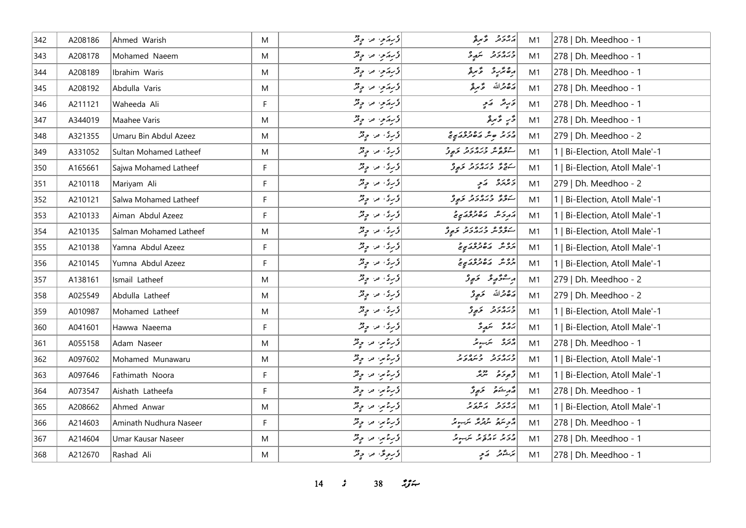| 342 | A208186 | Ahmed Warish | M | ވިހަމަ، ދ. މީދޫ | އަޙްމަދު ވާރިޝް | M1 | 278 \| Dh. Meedhoo - 1 |
|---|---|---|---|---|---|---|---|
| 343 | A208178 | Mohamed Naeem | M | ވިހަމަ، ދ. މީދޫ | މުޙައްމަދު ނައީމް | M1 | 278 \| Dh. Meedhoo - 1 |
| 344 | A208189 | Ibrahim Waris | M | ވިހަމަ، ދ. މީދޫ | އިބްރާހީމް ވާރިސް | M1 | 278 \| Dh. Meedhoo - 1 |
| 345 | A208192 | Abdulla Varis | M | ވިހަމަ، ދ. މީދޫ | އަބްދުﷲ ވާރިސް | M1 | 278 \| Dh. Meedhoo - 1 |
| 346 | A211121 | Waheeda Ali | F | ވިހަމަ، ދ. މީދޫ | ވަޙީދާ ޢަލީ | M1 | 278 \| Dh. Meedhoo - 1 |
| 347 | A344019 | Maahee Varis | M | ވިހަމަ، ދ. މީދޫ | މާހީ ވާރިސް | M1 | 278 \| Dh. Meedhoo - 1 |
| 348 | A321355 | Umaru Bin Abdul Azeez | M | ފިރުގެ، ދ. މީދޫ | ޢުމަރު ބިން އަބްދުލްޢަޒީޒް | M1 | 279 \| Dh. Meedhoo - 2 |
| 349 | A331052 | Sultan Mohamed Latheef | M | ފިރުގެ، ދ. މީދޫ | ސުލްޠާން މުޙައްމަދު ލަޠީފް | M1 | 1 \| Bi-Election, Atoll Male'-1 |
| 350 | A165661 | Sajwa Mohamed Latheef | F | ފިރުގެ، ދ. މީދޫ | ސަޖްވާ މުޙައްމަދު ލަޠީފް | M1 | 1 \| Bi-Election, Atoll Male'-1 |
| 351 | A210118 | Mariyam Ali | F | ފިރުގެ، ދ. މީދޫ | މަރިޔަމް ޢަލީ | M1 | 279 \| Dh. Meedhoo - 2 |
| 352 | A210121 | Salwa Mohamed Latheef | F | ފިރުގެ، ދ. މީދޫ | ސަލްވާ މުޙައްމަދު ލަޠީފް | M1 | 1 \| Bi-Election, Atoll Male'-1 |
| 353 | A210133 | Aiman Abdul Azeez | F | ފިރުގެ، ދ. މީދޫ | އައިމަން އަބްދުލްޢަޒީޒް | M1 | 1 \| Bi-Election, Atoll Male'-1 |
| 354 | A210135 | Salman Mohamed Latheef | M | ފިރުގެ، ދ. މީދޫ | ސަލްމާން މުޙައްމަދު ލަޠީފް | M1 | 1 \| Bi-Election, Atoll Male'-1 |
| 355 | A210138 | Yamna Abdul Azeez | F | ފިރުގެ، ދ. މީދޫ | ޔަމްނާ އަބްދުލްޢަޒީޒް | M1 | 1 \| Bi-Election, Atoll Male'-1 |
| 356 | A210145 | Yumna Abdul Azeez | F | ފިރުގެ، ދ. މީދޫ | ޔުމްނާ އަބްދުލްޢަޒީޒް | M1 | 1 \| Bi-Election, Atoll Male'-1 |
| 357 | A138161 | Ismail Latheef | M | ފިރުގެ، ދ. މީދޫ | އިސްމާޢީލް ލަޠީފް | M1 | 279 \| Dh. Meedhoo - 2 |
| 358 | A025549 | Abdulla Latheef | M | ފިރުގެ، ދ. މީދޫ | އަބްދުﷲ ލަޠީފް | M1 | 279 \| Dh. Meedhoo - 2 |
| 359 | A010987 | Mohamed Latheef | M | ފިރުގެ، ދ. މީދޫ | މުޙައްމަދު ލަޠީފް | M1 | 1 \| Bi-Election, Atoll Male'-1 |
| 360 | A041601 | Hawwa Naeema | F | ފިރުގެ، ދ. މީދޫ | ޙައްވާ ނަޢީމާ | M1 | 1 \| Bi-Election, Atoll Male'-1 |
| 361 | A055158 | Adam Naseer | M | ފިނިފެނާ، ދ. މީދޫ | އާދަމް ނަސީރު | M1 | 278 \| Dh. Meedhoo - 1 |
| 362 | A097602 | Mohamed Munawaru | M | ފިނިފެނާ، ދ. މީދޫ | މުޙައްމަދު މުނައްވަރު | M1 | 1 \| Bi-Election, Atoll Male'-1 |
| 363 | A097646 | Fathimath Noora | F | ފިނިފެނާ، ދ. މީދޫ | ފާތިމަތު ނޫރާ | M1 | 1 \| Bi-Election, Atoll Male'-1 |
| 364 | A073547 | Aishath Latheefa | F | ފިނިފެނާ، ދ. މީދޫ | އާއިޝަތު ލަޠީފާ | M1 | 278 \| Dh. Meedhoo - 1 |
| 365 | A208662 | Ahmed Anwar | M | ފިނިފެނާ، ދ. މީދޫ | އަޙްމަދު އަންވަރު | M1 | 1 \| Bi-Election, Atoll Male'-1 |
| 366 | A214603 | Aminath Nudhura Naseer | F | ފިނިފެނާ، ދ. މީދޫ | އާމިނަތު ނުދުރާ ނަސީރު | M1 | 278 \| Dh. Meedhoo - 1 |
| 367 | A214604 | Umar Kausar Naseer | M | ފިނިފެނާ، ދ. މީދޫ | ޢުމަރު ކައުސަރު ނަސީރު | M1 | 278 \| Dh. Meedhoo - 1 |
| 368 | A212670 | Rashad Ali | M | ފިރިވެލި، ދ. މީދޫ | ރަޝާދު ޢަލީ | M1 | 278 \| Dh. Meedhoo - 1 |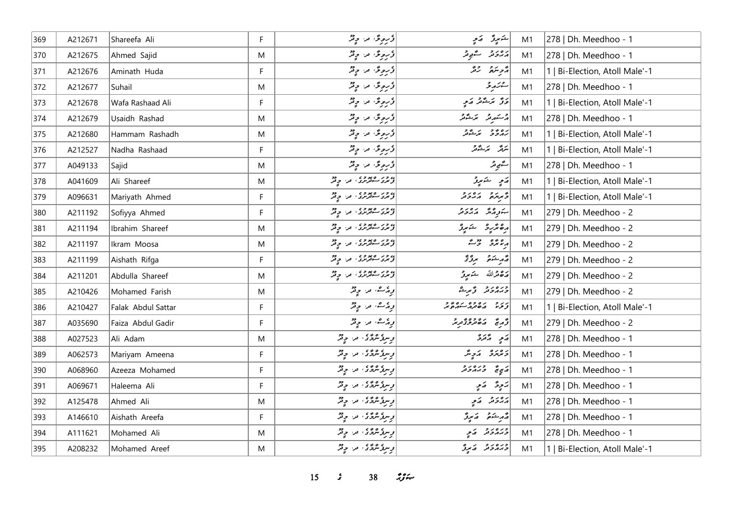| 369 | A212671 | Shareefa Ali | F | ފެހިވިލާ، ދ. މީދޫ | ޝަރީފާ ޢަލީ | M1 | 278 \| Dh. Meedhoo - 1 |
|---|---|---|---|---|---|---|---|
| 370 | A212675 | Ahmed Sajid | M | ފެހިވިލާ، ދ. މީދޫ | އަހްމަދު ސާޖިދު | M1 | 278 \| Dh. Meedhoo - 1 |
| 371 | A212676 | Aminath Huda | F | ފެހިވިލާ، ދ. މީދޫ | އާމިނަތު ހުދާ | M1 | 1 \| Bi-Election, Atoll Male'-1 |
| 372 | A212677 | Suhail | M | ފެހިވިލާ، ދ. މީދޫ | ސުހައިލް | M1 | 278 \| Dh. Meedhoo - 1 |
| 373 | A212678 | Wafa Rashaad Ali | F | ފެހިވިލާ، ދ. މީދޫ | ވަފާ ރަޝާދު ޢަލީ | M1 | 1 \| Bi-Election, Atoll Male'-1 |
| 374 | A212679 | Usaidh Rashad | M | ފެހިވިލާ، ދ. މީދޫ | އުސައިދު ރަޝާދު | M1 | 278 \| Dh. Meedhoo - 1 |
| 375 | A212680 | Hammam Rashadh | M | ފެހިވިލާ، ދ. މީދޫ | ހައްމާމް ރަޝާދު | M1 | 1 \| Bi-Election, Atoll Male'-1 |
| 376 | A212527 | Nadha Rashaad | F | ފެހިވިލާ، ދ. މީދޫ | ނަދާ ރަޝާދު | M1 | 1 \| Bi-Election, Atoll Male'-1 |
| 377 | A049133 | Sajid | M | ފެހިވިލާ، ދ. މީދޫ | ސާޖިދު | M1 | 278 \| Dh. Meedhoo - 1 |
| 378 | A041609 | Ali Shareef | M | ފެނަކަސްދޮރުގެ، ދ. މީދޫ | ޢަލީ ޝަރީފް | M1 | 1 \| Bi-Election, Atoll Male'-1 |
| 379 | A096631 | Mariyath Ahmed | F | ފެނަކަސްދޮރުގެ، ދ. މީދޫ | މާރިޔަތު އަހްމަދު | M1 | 1 \| Bi-Election, Atoll Male'-1 |
| 380 | A211192 | Sofiyya Ahmed | F | ފެނަކަސްދޮރުގެ، ދ. މީދޫ | ސަފިއްޔާ އަހްމަދު | M1 | 279 \| Dh. Meedhoo - 2 |
| 381 | A211194 | Ibrahim Shareef | M | ފެނަކަސްދޮރުގެ، ދ. މީދޫ | އިބްރާހީމް ޝަރީފް | M1 | 279 \| Dh. Meedhoo - 2 |
| 382 | A211197 | Ikram Moosa | M | ފެނަކަސްދޮރުގެ، ދ. މީދޫ | އިކްރާމް މޫސާ | M1 | 279 \| Dh. Meedhoo - 2 |
| 383 | A211199 | Aishath Rifga | F | ފެނަކަސްދޮރުގެ، ދ. މީދޫ | އާއިޝަތު ރިފްގާ | M1 | 279 \| Dh. Meedhoo - 2 |
| 384 | A211201 | Abdulla Shareef | M | ފެނަކަސްދޮރުގެ، ދ. މީދޫ | އަބްދުﷲ ޝަރީފް | M1 | 279 \| Dh. Meedhoo - 2 |
| 385 | A210426 | Mohamed Farish | M | ވިއަސް، ދ. މީދޫ | މުހައްމަދު ފާރިޝް | M1 | 279 \| Dh. Meedhoo - 2 |
| 386 | A210427 | Falak Abdul Sattar | F | ވިއަސް، ދ. މީދޫ | ފަލަކު އަބްދުލްސައްތާރު | M1 | 1 \| Bi-Election, Atoll Male'-1 |
| 387 | A035690 | Faiza Abdul Gadir | F | ވިއަސް، ދ. މީދޫ | ފާއިޒާ އަބްދުލްޤާދިރު | M1 | 279 \| Dh. Meedhoo - 2 |
| 388 | A027523 | Ali Adam | M | ވިނިވެންޓޭ، ދ. މީދޫ | ޢަލީ އާދަމް | M1 | 278 \| Dh. Meedhoo - 1 |
| 389 | A062573 | Mariyam Ameena | F | ވިނިވެންޓޭ، ދ. މީދޫ | މަރިޔަމް އަމީނާ | M1 | 278 \| Dh. Meedhoo - 1 |
| 390 | A068960 | Azeeza Mohamed | F | ވިނިވެންޓޭ، ދ. މީދޫ | ޢަޒީޒާ މުހައްމަދު | M1 | 278 \| Dh. Meedhoo - 1 |
| 391 | A069671 | Haleema Ali | F | ވިނިވެންޓޭ، ދ. މީދޫ | ހަލީމާ ޢަލީ | M1 | 278 \| Dh. Meedhoo - 1 |
| 392 | A125478 | Ahmed Ali | M | ވިނިވެންޓޭ، ދ. މީދޫ | އަހްމަދު ޢަލީ | M1 | 278 \| Dh. Meedhoo - 1 |
| 393 | A146610 | Aishath Areefa | F | ވިނިވެންޓޭ، ދ. މީދޫ | އާއިޝަތު އަރީފާ | M1 | 278 \| Dh. Meedhoo - 1 |
| 394 | A111621 | Mohamed Ali | M | ވިނިވެންޓޭ، ދ. މީދޫ | މުހައްމަދު ޢަލީ | M1 | 278 \| Dh. Meedhoo - 1 |
| 395 | A208232 | Mohamed Areef | M | ވިނިވެންޓޭ، ދ. މީދޫ | މުހައްމަދު އަރީފް | M1 | 1 \| Bi-Election, Atoll Male'-1 |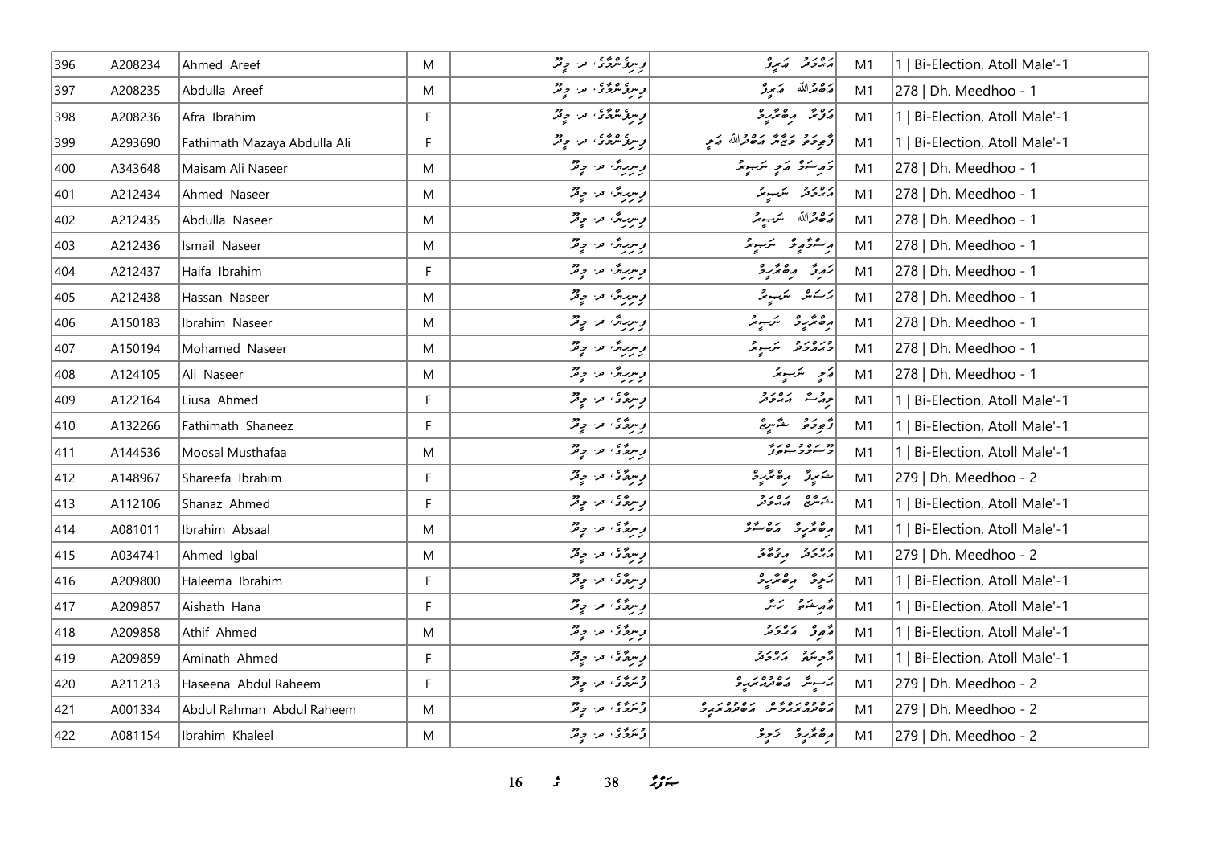| 396 | A208234 | Ahmed Areef | M | وِسِرُوَسْرُوٌ، ما: مِيذُ | أَحْمَد أَرِيف | M1 | 1 \| Bi-Election, Atoll Male'-1 |
|---|---|---|---|---|---|---|---|
| 397 | A208235 | Abdulla Areef | M | وِسِرُوَسْرُوٌ، ما: مِيذُ | أَبْدُاللَّه أَرِيف | M1 | 278 \| Dh. Meedhoo - 1 |
| 398 | A208236 | Afra Ibrahim | F | وِسِرُوَسْرُوٌ، ما: مِيذُ | أَفْرَا إِبْرَاهِيم | M1 | 1 \| Bi-Election, Atoll Male'-1 |
| 399 | A293690 | Fathimath Mazaya Abdulla Ali | F | وِسِرُوَسْرُوٌ، ما: مِيذُ | فَاطِمَة مَزَايَا أَبْدُاللَّه أَلِي | M1 | 1 \| Bi-Election, Atoll Male'-1 |
| 400 | A343648 | Maisam Ali Naseer | M | وِسِرِيرُ، ما: مِيذُ | مَيْسَم أَلِي نَصِير | M1 | 278 \| Dh. Meedhoo - 1 |
| 401 | A212434 | Ahmed Naseer | M | وِسِرِيرُ، ما: مِيذُ | أَحْمَد نَصِير | M1 | 278 \| Dh. Meedhoo - 1 |
| 402 | A212435 | Abdulla Naseer | M | وِسِرِيرُ، ما: مِيذُ | أَبْدُاللَّه نَصِير | M1 | 278 \| Dh. Meedhoo - 1 |
| 403 | A212436 | Ismail Naseer | M | وِسِرِيرُ، ما: مِيذُ | إِسْمَاعِيل نَصِير | M1 | 278 \| Dh. Meedhoo - 1 |
| 404 | A212437 | Haifa Ibrahim | F | وِسِرِيرُ، ما: مِيذُ | هَيْفَا إِبْرَاهِيم | M1 | 278 \| Dh. Meedhoo - 1 |
| 405 | A212438 | Hassan Naseer | M | وِسِرِيرُ، ما: مِيذُ | حَسَن نَصِير | M1 | 278 \| Dh. Meedhoo - 1 |
| 406 | A150183 | Ibrahim Naseer | M | وِسِرِيرُ، ما: مِيذُ | إِبْرَاهِيم نَصِير | M1 | 278 \| Dh. Meedhoo - 1 |
| 407 | A150194 | Mohamed Naseer | M | وِسِرِيرُ، ما: مِيذُ | مُحَمَّد نَصِير | M1 | 278 \| Dh. Meedhoo - 1 |
| 408 | A124105 | Ali Naseer | M | وِسِرِيرُ، ما: مِيذُ | أَلِي نَصِير | M1 | 278 \| Dh. Meedhoo - 1 |
| 409 | A122164 | Liusa Ahmed | F | وِسِرُوٌ، ما: مِيذُ | لِيُوسَا أَحْمَد | M1 | 1 \| Bi-Election, Atoll Male'-1 |
| 410 | A132266 | Fathimath Shaneez | F | وِسِرُوٌ، ما: مِيذُ | فَاطِمَة شَانِيز | M1 | 1 \| Bi-Election, Atoll Male'-1 |
| 411 | A144536 | Moosal Musthafaa | M | وِسِرُوٌ، ما: مِيذُ | مُوسَل مُسْتَفَا | M1 | 1 \| Bi-Election, Atoll Male'-1 |
| 412 | A148967 | Shareefa Ibrahim | F | وِسِرُوٌ، ما: مِيذُ | شَرِيفَا إِبْرَاهِيم | M1 | 279 \| Dh. Meedhoo - 2 |
| 413 | A112106 | Shanaz Ahmed | F | وِسِرُوٌ، ما: مِيذُ | شَنَاز أَحْمَد | M1 | 1 \| Bi-Election, Atoll Male'-1 |
| 414 | A081011 | Ibrahim Absaal | M | وِسِرُوٌ، ما: مِيذُ | إِبْرَاهِيم أَبْسَال | M1 | 1 \| Bi-Election, Atoll Male'-1 |
| 415 | A034741 | Ahmed Igbal | M | وِسِرُوٌ، ما: مِيذُ | أَحْمَد إِقْبَال | M1 | 279 \| Dh. Meedhoo - 2 |
| 416 | A209800 | Haleema Ibrahim | F | وِسِرُوٌ، ما: مِيذُ | هَلِيمَا إِبْرَاهِيم | M1 | 1 \| Bi-Election, Atoll Male'-1 |
| 417 | A209857 | Aishath Hana | F | وِسِرُوٌ، ما: مِيذُ | أَيْشَت هَنَا | M1 | 1 \| Bi-Election, Atoll Male'-1 |
| 418 | A209858 | Athif Ahmed | M | وِسِرُوٌ، ما: مِيذُ | أَتِف أَحْمَد | M1 | 1 \| Bi-Election, Atoll Male'-1 |
| 419 | A209859 | Aminath Ahmed | F | وِسِرُوٌ، ما: مِيذُ | أَمِنَت أَحْمَد | M1 | 1 \| Bi-Election, Atoll Male'-1 |
| 420 | A211213 | Haseena Abdul Raheem | F | وُسَرُوٌ، ما: مِيذُ | حَسِينَا أَبْدُلرَحِيم | M1 | 279 \| Dh. Meedhoo - 2 |
| 421 | A001334 | Abdul Rahman Abdul Raheem | M | وُسَرُوٌ، ما: مِيذُ | أَبْدُلرَحْمَان أَبْدُلرَحِيم | M1 | 279 \| Dh. Meedhoo - 2 |
| 422 | A081154 | Ibrahim Khaleel | M | وُسَرُوٌ، ما: مِيذُ | إِبْرَاهِيم خَلِيل | M1 | 279 \| Dh. Meedhoo - 2 |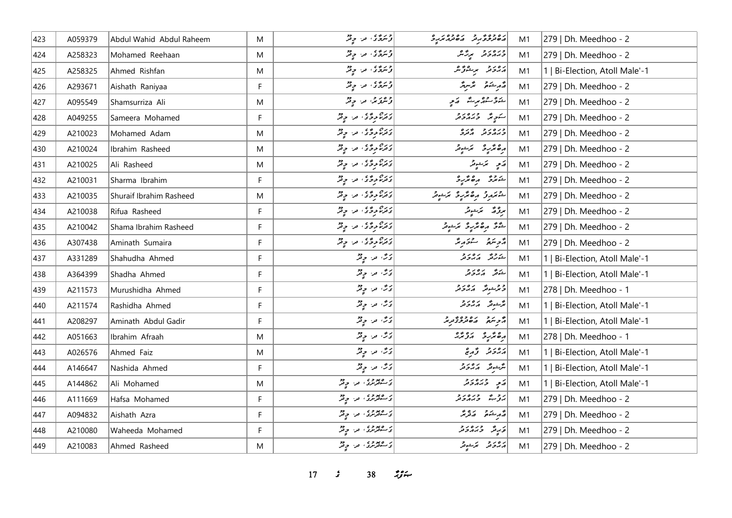| 423 | A059379 | Abdul Wahid Abdul Raheem | M | وَسَرَوَ، ﻣﺮ. ﻣِﻴﺪُﻭ | ﻣَﺤﻤَﺪُ ﻭَﺣِﺪ ﻣَﺤﻤَﺪُ ﺭَﺣِﻴﻢ | M1 | 279 \| Dh. Meedhoo - 2 |
|---|---|---|---|---|---|---|---|
| 424 | A258323 | Mohamed Reehaan | M | وَسَرَوَ، ﻣﺮ. ﻣِﻴﺪُﻭ | ﻣُﺤَﻤَّﺪ ﺭِﻳﮭَﺎﻥ | M1 | 279 \| Dh. Meedhoo - 2 |
| 425 | A258325 | Ahmed Rishfan | M | وَسَرَوَ، ﻣﺮ. ﻣِﻴﺪُﻭ | ﺃَﺣﻤَﺪ ﺭِﺷﻔَﺎﻥ | M1 | 1 \| Bi-Election, Atoll Male'-1 |
| 426 | A293671 | Aishath Raniyaa | F | وَسَرَوَ، ﻣﺮ. ﻣِﻴﺪُﻭ | ﻋَﺎﺋِﺸَﺔ ﺭَﻧِﻴَﺎ | M1 | 279 \| Dh. Meedhoo - 2 |
| 427 | A095549 | Shamsurriza Ali | M | وَسَرَوَ، ﻣﺮ. ﻣِﻴﺪُﻭ | ﺷَﻤﺲُﺭِّﺿَﺎ ﻋَﻠِﻲ | M1 | 279 \| Dh. Meedhoo - 2 |
| 428 | A049255 | Sameera Mohamed | F | ﺩَﻓﺮُﻭﺩُﻭﮔَﻮ، ﻣﺮ. ﻣِﻴﺪُﻭ | ﺳَﻤِﻴﺮَﺍ ﻣُﺤَﻤَّﺪ | M1 | 279 \| Dh. Meedhoo - 2 |
| 429 | A210023 | Mohamed Adam | M | ﺩَﻓﺮُﻭﺩُﻭﮔَﻮ، ﻣﺮ. ﻣِﻴﺪُﻭ | ﻣُﺤَﻤَّﺪ ﺁﺩَﻡ | M1 | 279 \| Dh. Meedhoo - 2 |
| 430 | A210024 | Ibrahim Rasheed | M | ﺩَﻓﺮُﻭﺩُﻭﮔَﻮ، ﻣﺮ. ﻣِﻴﺪُﻭ | ﺇِﺑﺮَﺍﻫِﻴﻢ ﺭَﺷِﻴﺪ | M1 | 279 \| Dh. Meedhoo - 2 |
| 431 | A210025 | Ali Rasheed | M | ﺩَﻓﺮُﻭﺩُﻭﮔَﻮ، ﻣﺮ. ﻣِﻴﺪُﻭ | ﻋَﻠِﻲ ﺭَﺷِﻴﺪ | M1 | 279 \| Dh. Meedhoo - 2 |
| 432 | A210031 | Sharma Ibrahim | F | ﺩَﻓﺮُﻭﺩُﻭﮔَﻮ، ﻣﺮ. ﻣِﻴﺪُﻭ | ﺷَﺮﻣَﺎ ﺇِﺑﺮَﺍﻫِﻴﻢ | M1 | 279 \| Dh. Meedhoo - 2 |
| 433 | A210035 | Shuraif Ibrahim Rasheed | M | ﺩَﻓﺮُﻭﺩُﻭﮔَﻮ، ﻣﺮ. ﻣِﻴﺪُﻭ | ﺷُﺮَﻳﻒ ﺇِﺑﺮَﺍﻫِﻴﻢ ﺭَﺷِﻴﺪ | M1 | 279 \| Dh. Meedhoo - 2 |
| 434 | A210038 | Rifua Rasheed | F | ﺩَﻓﺮُﻭﺩُﻭﮔَﻮ، ﻣﺮ. ﻣِﻴﺪُﻭ | ﺭِﻓﻌَﺔ ﺭَﺷِﻴﺪ | M1 | 279 \| Dh. Meedhoo - 2 |
| 435 | A210042 | Shama Ibrahim Rasheed | F | ﺩَﻓﺮُﻭﺩُﻭﮔَﻮ، ﻣﺮ. ﻣِﻴﺪُﻭ | ﺷَﻤَﺎ ﺇِﺑﺮَﺍﻫِﻴﻢ ﺭَﺷِﻴﺪ | M1 | 279 \| Dh. Meedhoo - 2 |
| 436 | A307438 | Aminath Sumaira | F | ﺩَﻓﺮُﻭﺩُﻭﮔَﻮ، ﻣﺮ. ﻣِﻴﺪُﻭ | ﺁﻣِﻨَﺔ ﺳُﻤَﻴﺮَﺍ | M1 | 279 \| Dh. Meedhoo - 2 |
| 437 | A331289 | Shahudha Ahmed | F | ﺩَﮔُ، ﻣﺮ. ﻣِﻴﺪُﻭ | ﺷَﻬُﻮﺩَﺍ ﺃَﺣﻤَﺪ | M1 | 1 \| Bi-Election, Atoll Male'-1 |
| 438 | A364399 | Shadha Ahmed | F | ﺩَﮔُ، ﻣﺮ. ﻣِﻴﺪُﻭ | ﺷَﺬَﺍ ﺃَﺣﻤَﺪ | M1 | 1 \| Bi-Election, Atoll Male'-1 |
| 439 | A211573 | Murushidha Ahmed | F | ﺩَﮔُ، ﻣﺮ. ﻣِﻴﺪُﻭ | ﻣُﺮﺷِﺪَﺍ ﺃَﺣﻤَﺪ | M1 | 278 \| Dh. Meedhoo - 1 |
| 440 | A211574 | Rashidha Ahmed | F | ﺩَﮔُ، ﻣﺮ. ﻣِﻴﺪُﻭ | ﺭَﺷِﻴﺪَﺍ ﺃَﺣﻤَﺪ | M1 | 1 \| Bi-Election, Atoll Male'-1 |
| 441 | A208297 | Aminath Abdul Gadir | F | ﺩَﮔُ، ﻣﺮ. ﻣِﻴﺪُﻭ | ﺁﻣِﻨَﺔ ﻋَﺒﺪُﺍﻟﻘَﺎﺩِﺭ | M1 | 1 \| Bi-Election, Atoll Male'-1 |
| 442 | A051663 | Ibrahim Afraah | M | ﺩَﮔُ، ﻣﺮ. ﻣِﻴﺪُﻭ | ﺇِﺑﺮَﺍﻫِﻴﻢ ﺃَﻓﺮَﺍﺡ | M1 | 278 \| Dh. Meedhoo - 1 |
| 443 | A026576 | Ahmed Faiz | M | ﺩَﮔُ، ﻣﺮ. ﻣِﻴﺪُﻭ | ﺃَﺣﻤَﺪ ﻓَﺎﺋِﺰ | M1 | 1 \| Bi-Election, Atoll Male'-1 |
| 444 | A146647 | Nashida Ahmed | F | ﺩَﮔُ، ﻣﺮ. ﻣِﻴﺪُﻭ | ﻧَﺎﺷِﺪَﺍ ﺃَﺣﻤَﺪ | M1 | 1 \| Bi-Election, Atoll Male'-1 |
| 445 | A144862 | Ali Mohamed | M | ﺩَﺳﺘُﻮﺭُﮔَﻮ، ﻣﺮ. ﻣِﻴﺪُﻭ | ﻋَﻠِﻲ ﻣُﺤَﻤَّﺪ | M1 | 1 \| Bi-Election, Atoll Male'-1 |
| 446 | A111669 | Hafsa Mohamed | F | ﺩَﺳﺘُﻮﺭُﮔَﻮ، ﻣﺮ. ﻣِﻴﺪُﻭ | ﺣَﻔﺼَﺔ ﻣُﺤَﻤَّﺪ | M1 | 279 \| Dh. Meedhoo - 2 |
| 447 | A094832 | Aishath Azra | F | ﺩَﺳﺘُﻮﺭُﮔَﻮ، ﻣﺮ. ﻣِﻴﺪُﻭ | ﻋَﺎﺋِﺸَﺔ ﻋَﺬﺭَﺍ | M1 | 279 \| Dh. Meedhoo - 2 |
| 448 | A210080 | Waheeda Mohamed | F | ﺩَﺳﺘُﻮﺭُﮔَﻮ، ﻣﺮ. ﻣِﻴﺪُﻭ | ﻭَﺣِﻴﺪَﺍ ﻣُﺤَﻤَّﺪ | M1 | 279 \| Dh. Meedhoo - 2 |
| 449 | A210083 | Ahmed Rasheed | M | ﺩَﺳﺘُﻮﺭُﮔَﻮ، ﻣﺮ. ﻣِﻴﺪُﻭ | ﺃَﺣﻤَﺪ ﺭَﺷِﻴﺪ | M1 | 279 \| Dh. Meedhoo - 2 |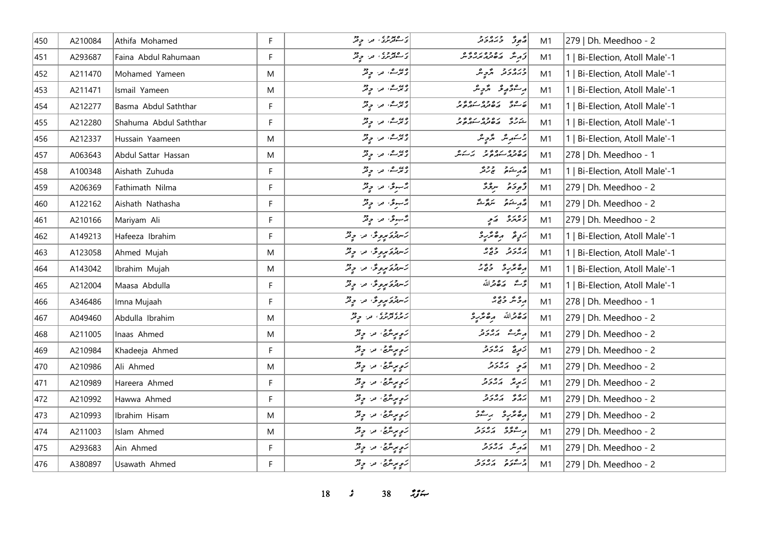| 450 | A210084 | Athifa Mohamed | F | ފަސްޓަރނަ، ދ. މީދޫ | އާތިފާ މުޙައްމަދު | M1 | 279 \| Dh. Meedhoo - 2 |
|---|---|---|---|---|---|---|---|
| 451 | A293687 | Faina Abdul Rahumaan | F | ފަސްޓަރނަ، ދ. މީދޫ | ފައިނާ އަބްދުއްރަޙްމާން | M1 | 1 \| Bi-Election, Atoll Male'-1 |
| 452 | A211470 | Mohamed Yameen | M | ވެރޮސް، ދ. މީދޫ | މުޙައްމަދު ޔާމީން | M1 | 1 \| Bi-Election, Atoll Male'-1 |
| 453 | A211471 | Ismail Yameen | M | ވެރޮސް، ދ. މީދޫ | އިސްމާޢީލް ޔާމީން | M1 | 1 \| Bi-Election, Atoll Male'-1 |
| 454 | A212277 | Basma Abdul Saththar | F | ވެރޮސް، ދ. މީދޫ | ބަސްމާ އަބްދުއްސައްތާރު | M1 | 1 \| Bi-Election, Atoll Male'-1 |
| 455 | A212280 | Shahuma Abdul Saththar | F | ވެރޮސް، ދ. މީދޫ | ޝަހުމާ އަބްދުއްސައްތާރު | M1 | 1 \| Bi-Election, Atoll Male'-1 |
| 456 | A212337 | Hussain Yaameen | M | ވެރޮސް، ދ. މީދޫ | ޙުސައިން ޔާމީން | M1 | 1 \| Bi-Election, Atoll Male'-1 |
| 457 | A063643 | Abdul Sattar Hassan | M | ވެރޮސް، ދ. މީދޫ | އަބްދުއްސައްތާރު ޙަސަން | M1 | 278 \| Dh. Meedhoo - 1 |
| 458 | A100348 | Aishath Zuhuda | F | ވެރޮސް، ދ. މީދޫ | އާއިޝަތު ޒުހުދާ | M1 | 1 \| Bi-Election, Atoll Male'-1 |
| 459 | A206369 | Fathimath Nilma | F | އާސިލާ، ދ. މީދޫ | ފާތިމަތު ނިލްމާ | M1 | 279 \| Dh. Meedhoo - 2 |
| 460 | A122162 | Aishath Nathasha | F | އާސިލާ، ދ. މީދޫ | އާއިޝަތު ނަތާޝާ | M1 | 279 \| Dh. Meedhoo - 2 |
| 461 | A210166 | Mariyam Ali | F | އާސިލާ، ދ. މީދޫ | މަރިޔަމް އަލީ | M1 | 279 \| Dh. Meedhoo - 2 |
| 462 | A149213 | Hafeeza Ibrahim | F | ހަނދުވަރީވިލާ، ދ. މީދޫ | ހަފީޒާ އިބްރާހީމް | M1 | 1 \| Bi-Election, Atoll Male'-1 |
| 463 | A123058 | Ahmed Mujah | M | ހަނދުވަރީވިލާ، ދ. މީދޫ | އަޙްމަދު މުޖާހު | M1 | 1 \| Bi-Election, Atoll Male'-1 |
| 464 | A143042 | Ibrahim Mujah | M | ހަނދުވަރީވިލާ، ދ. މީދޫ | އިބްރާހީމް މުޖާހު | M1 | 1 \| Bi-Election, Atoll Male'-1 |
| 465 | A212004 | Maasa Abdulla | F | ހަނދުވަރީވިލާ، ދ. މީދޫ | މާސާ އަބްދުﷲ | M1 | 1 \| Bi-Election, Atoll Male'-1 |
| 466 | A346486 | Imna Mujaah | F | ހަނދުވަރީވިލާ، ދ. މީދޫ | އިމްނާ މުޖާހު | M1 | 278 \| Dh. Meedhoo - 1 |
| 467 | A049460 | Abdulla Ibrahim | M | ހަނދުވަރުގެ، ދ. މީދޫ | އަބްދުﷲ އިބްރާހީމް | M1 | 279 \| Dh. Meedhoo - 2 |
| 468 | A211005 | Inaas Ahmed | M | ހަވީރިސްޓް، ދ. މީދޫ | އިނާސް އަޙްމަދު | M1 | 279 \| Dh. Meedhoo - 2 |
| 469 | A210984 | Khadeeja Ahmed | F | ހަވީރިސްޓް، ދ. މީދޫ | ޚަދީޖާ އަޙްމަދު | M1 | 279 \| Dh. Meedhoo - 2 |
| 470 | A210986 | Ali Ahmed | M | ހަވީރިސްޓް، ދ. މީދޫ | އަލީ އަޙްމަދު | M1 | 279 \| Dh. Meedhoo - 2 |
| 471 | A210989 | Hareera Ahmed | F | ހަވީރިސްޓް، ދ. މީދޫ | ހަރީރާ އަޙްމަދު | M1 | 279 \| Dh. Meedhoo - 2 |
| 472 | A210992 | Hawwa Ahmed | F | ހަވީރިސްޓް، ދ. މީދޫ | ހައްވާ އަޙްމަދު | M1 | 279 \| Dh. Meedhoo - 2 |
| 473 | A210993 | Ibrahim Hisam | M | ހަވީރިސްޓް، ދ. މީދޫ | އިބްރާހީމް ހިސާމް | M1 | 279 \| Dh. Meedhoo - 2 |
| 474 | A211003 | Islam Ahmed | M | ހަވީރިސްޓް، ދ. މީދޫ | އިސްލާމް އަޙްމަދު | M1 | 279 \| Dh. Meedhoo - 2 |
| 475 | A293683 | Ain Ahmed | F | ހަވީރިސްޓް، ދ. މީދޫ | ޢައިން އަޙްމަދު | M1 | 279 \| Dh. Meedhoo - 2 |
| 476 | A380897 | Usawath Ahmed | F | ހަވީރިސްޓް، ދ. މީދޫ | އުސާވަތު އަޙްމަދު | M1 | 279 \| Dh. Meedhoo - 2 |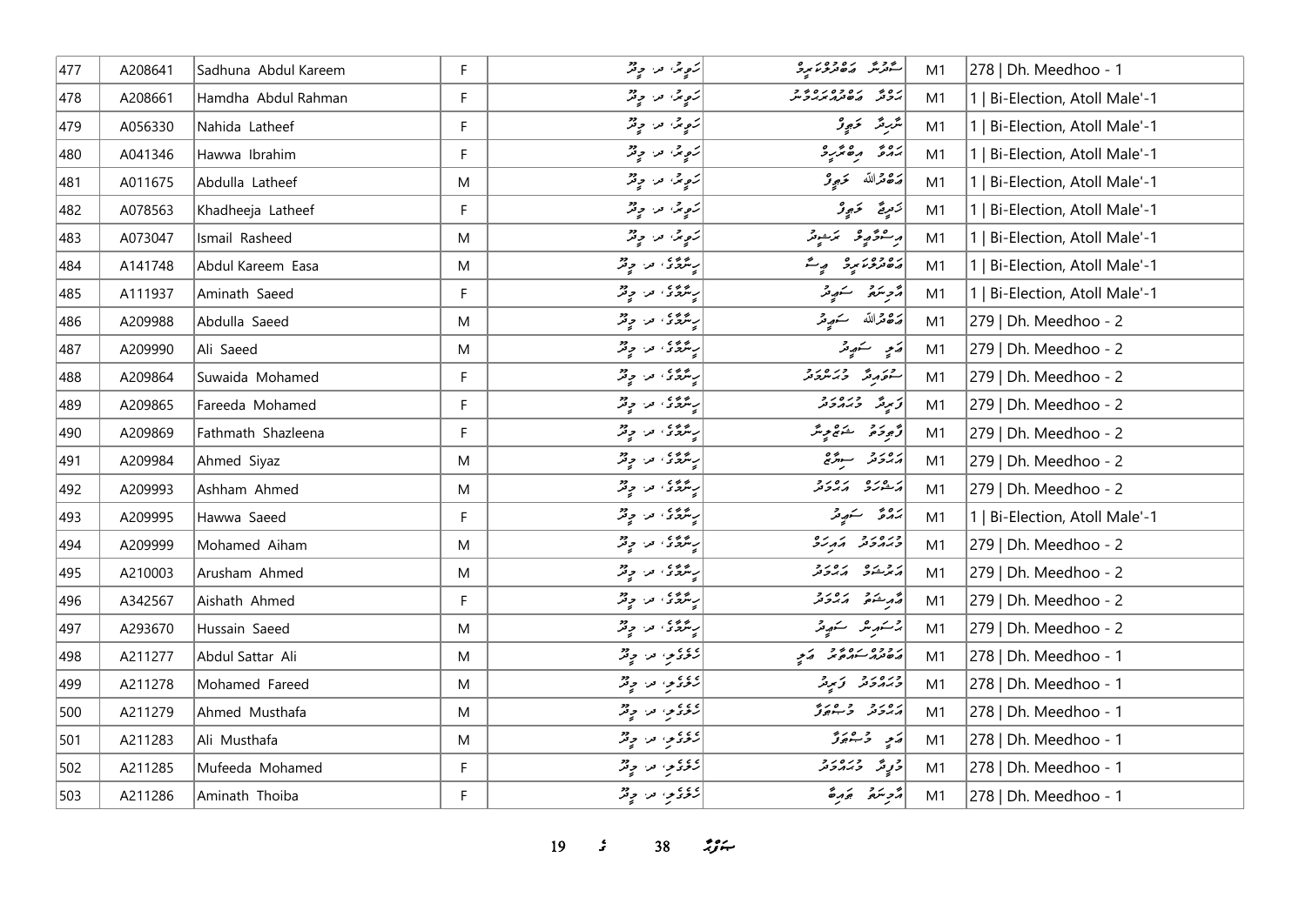| 477 | A208641 | Sadhuna Abdul Kareem | F | ހަވީރު، ދ. މީދޫ | ސާދުނާ އަބްދުލްކަރީމް | M1 | 278 \| Dh. Meedhoo - 1 |
|---|---|---|---|---|---|---|---|
| 478 | A208661 | Hamdha Abdul Rahman | F | ހަވީރު، ދ. މީދޫ | ހަމްދާ އަބްދުއްރަޙްމާން | M1 | 1 \| Bi-Election, Atoll Male'-1 |
| 479 | A056330 | Nahida Latheef | F | ހަވީރު، ދ. މީދޫ | ނާހިދާ ލަޠީފު | M1 | 1 \| Bi-Election, Atoll Male'-1 |
| 480 | A041346 | Hawwa Ibrahim | F | ހަވީރު، ދ. މީދޫ | ހައްވާ އިބްރާހިމް | M1 | 1 \| Bi-Election, Atoll Male'-1 |
| 481 | A011675 | Abdulla Latheef | M | ހަވީރު، ދ. މީދޫ | އަބްދުﷲ ލަޠީފު | M1 | 1 \| Bi-Election, Atoll Male'-1 |
| 482 | A078563 | Khadheeja Latheef | F | ހަވީރު، ދ. މީދޫ | ހަދީޖާ ލަޠީފު | M1 | 1 \| Bi-Election, Atoll Male'-1 |
| 483 | A073047 | Ismail Rasheed | M | ހަވީރު، ދ. މީދޫ | އިސްމާޢީލް ރަޝީދު | M1 | 1 \| Bi-Election, Atoll Male'-1 |
| 484 | A141748 | Abdul Kareem Easa | M | ހިނގާމާގެ، ދ. މީދޫ | އަބްދުލްކަރީމް ޢީސާ | M1 | 1 \| Bi-Election, Atoll Male'-1 |
| 485 | A111937 | Aminath Saeed | F | ހިނގާމާގެ، ދ. މީދޫ | އާމިނަތު ސަޢީދު | M1 | 1 \| Bi-Election, Atoll Male'-1 |
| 486 | A209988 | Abdulla Saeed | M | ހިނގާމާގެ، ދ. މީދޫ | އަބްދުﷲ ސަޢީދު | M1 | 279 \| Dh. Meedhoo - 2 |
| 487 | A209990 | Ali Saeed | M | ހިނގާމާގެ، ދ. މީދޫ | އަލީ ސަޢީދު | M1 | 279 \| Dh. Meedhoo - 2 |
| 488 | A209864 | Suwaida Mohamed | F | ހިނގާމާގެ، ދ. މީދޫ | ސުވައިދާ މުޙައްމަދު | M1 | 279 \| Dh. Meedhoo - 2 |
| 489 | A209865 | Fareeda Mohamed | F | ހިނގާމާގެ، ދ. މީދޫ | ފަރީދާ މުޙައްމަދު | M1 | 279 \| Dh. Meedhoo - 2 |
| 490 | A209869 | Fathmath Shazleena | F | ހިނގާމާގެ، ދ. މީދޫ | ފާތިމަތު ޝަޒްލީނާ | M1 | 279 \| Dh. Meedhoo - 2 |
| 491 | A209984 | Ahmed Siyaz | M | ހިނގާމާގެ، ދ. މީދޫ | އަޙްމަދު ސިޔާޒް | M1 | 279 \| Dh. Meedhoo - 2 |
| 492 | A209993 | Ashham Ahmed | M | ހިނގާމާގެ، ދ. މީދޫ | އަޝްހަމް އަޙްމަދު | M1 | 279 \| Dh. Meedhoo - 2 |
| 493 | A209995 | Hawwa Saeed | F | ހިނގާމާގެ، ދ. މީދޫ | ހައްވާ ސަޢީދު | M1 | 1 \| Bi-Election, Atoll Male'-1 |
| 494 | A209999 | Mohamed Aiham | M | ހިނގާމާގެ، ދ. މީދޫ | މުޙައްމަދު އައިހަމް | M1 | 279 \| Dh. Meedhoo - 2 |
| 495 | A210003 | Arusham Ahmed | M | ހިނގާމާގެ، ދ. މީދޫ | އަރުޝަމް އަޙްމަދު | M1 | 279 \| Dh. Meedhoo - 2 |
| 496 | A342567 | Aishath Ahmed | F | ހިނގާމާގެ، ދ. މީދޫ | އައިޝަތު އަޙްމަދު | M1 | 279 \| Dh. Meedhoo - 2 |
| 497 | A293670 | Hussain Saeed | M | ހިނގާމާގެ، ދ. މީދޫ | ހުސައިން ސަޢީދު | M1 | 279 \| Dh. Meedhoo - 2 |
| 498 | A211277 | Abdul Sattar Ali | M | ހުވަގެވިލާ، ދ. މީދޫ | އަބްދުއްސައްތާރު އަލީ | M1 | 278 \| Dh. Meedhoo - 1 |
| 499 | A211278 | Mohamed Fareed | M | ހުވަގެވިލާ، ދ. މީދޫ | މުޙައްމަދު ފަރީދު | M1 | 278 \| Dh. Meedhoo - 1 |
| 500 | A211279 | Ahmed Musthafa | M | ހުވަގެވިލާ، ދ. މީދޫ | އަޙްމަދު މުސްތަފާ | M1 | 278 \| Dh. Meedhoo - 1 |
| 501 | A211283 | Ali Musthafa | M | ހުވަގެވިލާ، ދ. މީދޫ | އަލީ މުސްތަފާ | M1 | 278 \| Dh. Meedhoo - 1 |
| 502 | A211285 | Mufeeda Mohamed | F | ހުވަގެވިލާ، ދ. މީދޫ | މުފީދާ މުޙައްމަދު | M1 | 278 \| Dh. Meedhoo - 1 |
| 503 | A211286 | Aminath Thoiba | F | ހުވަގެވިލާ، ދ. މީދޫ | އާމިނަތު ޠައިބާ | M1 | 278 \| Dh. Meedhoo - 1 |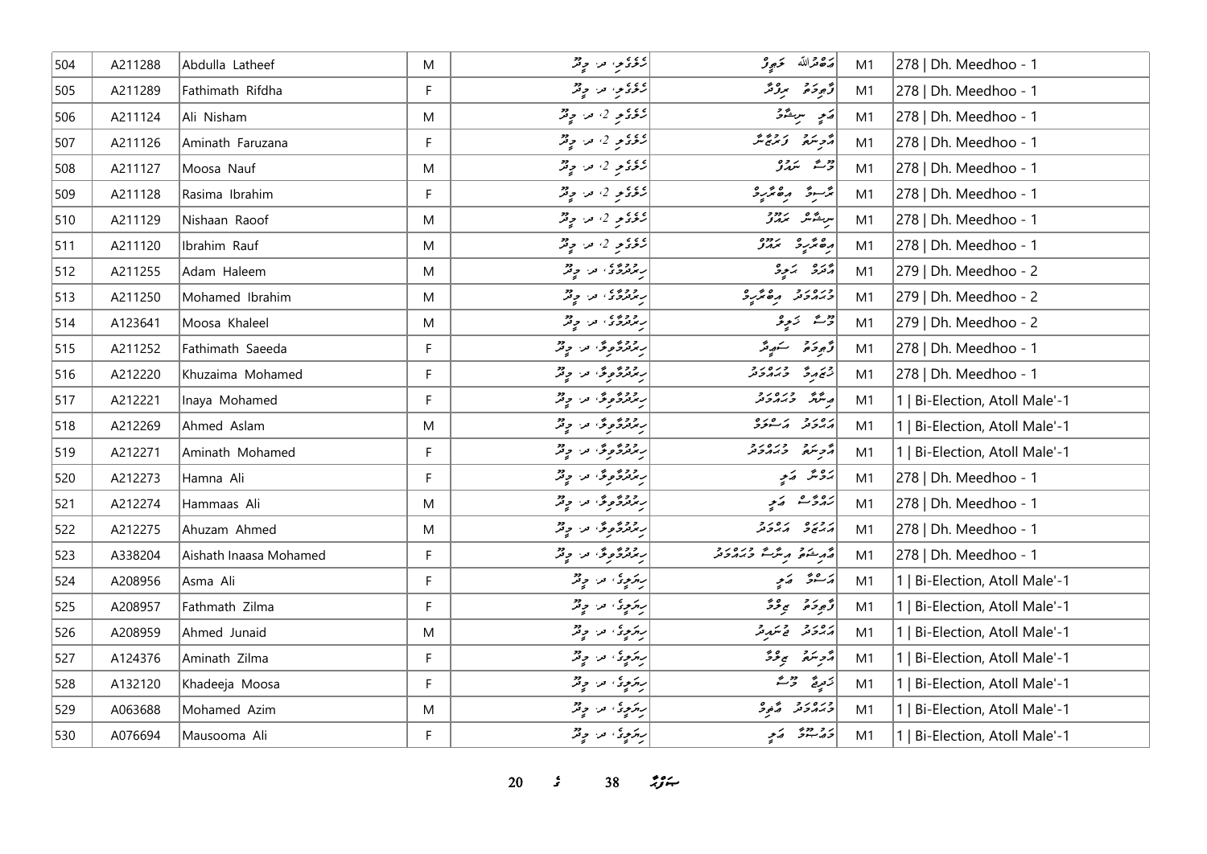| 504 | A211288 | Abdulla Latheef | M | ނުވަގުވި، ދ. މީދޫ | އަބްދުﷲ ލަތީފް | M1 | 278 \| Dh. Meedhoo - 1 |
|---|---|---|---|---|---|---|---|
| 505 | A211289 | Fathimath Rifdha | F | ނުވަގުވި، ދ. މީދޫ | ފާތިމަތު ރިފްދާ | M1 | 278 \| Dh. Meedhoo - 1 |
| 506 | A211124 | Ali Nisham | M | ނުވަގުވި 2، ދ. މީދޫ | އަލީ ނިޝާމް | M1 | 278 \| Dh. Meedhoo - 1 |
| 507 | A211126 | Aminath Faruzana | F | ނުވަގުވި 2، ދ. މީދޫ | އާމިނަތު ފަރުޒާނާ | M1 | 278 \| Dh. Meedhoo - 1 |
| 508 | A211127 | Moosa Nauf | M | ނުވަގުވި 2، ދ. މީދޫ | މޫސާ ނައުފް | M1 | 278 \| Dh. Meedhoo - 1 |
| 509 | A211128 | Rasima Ibrahim | F | ނުވަގުވި 2، ދ. މީދޫ | ރާސިމާ އިބްރާހީމް | M1 | 278 \| Dh. Meedhoo - 1 |
| 510 | A211129 | Nishaan Raoof | M | ނުވަގުވި 2، ދ. މީދޫ | ނިޝާން ރައޫފް | M1 | 278 \| Dh. Meedhoo - 1 |
| 511 | A211120 | Ibrahim Rauf | M | ނުވަގުވި 2، ދ. މީދޫ | އިބްރާހީމް ރައޫފް | M1 | 278 \| Dh. Meedhoo - 1 |
| 512 | A211255 | Adam Haleem | M | ހިރުދުވަގު، ދ. މީދޫ | އާދަމް ހަލީމް | M1 | 279 \| Dh. Meedhoo - 2 |
| 513 | A211250 | Mohamed Ibrahim | M | ހިރުދުވަގު، ދ. މީދޫ | މުހައްމަދު އިބްރާހީމް | M1 | 279 \| Dh. Meedhoo - 2 |
| 514 | A123641 | Moosa Khaleel | M | ހިރުދުވަގު، ދ. މީދޫ | މޫސާ ޚަލީލް | M1 | 279 \| Dh. Meedhoo - 2 |
| 515 | A211252 | Fathimath Saeeda | F | ހިރުދުވާވިލާ، ދ. މީދޫ | ފާތިމަތު ސައީދާ | M1 | 278 \| Dh. Meedhoo - 1 |
| 516 | A212220 | Khuzaima Mohamed | F | ހިރުދުވާވިލާ، ދ. މީދޫ | ޚުޒައިމާ މުހައްމަދު | M1 | 278 \| Dh. Meedhoo - 1 |
| 517 | A212221 | Inaya Mohamed | F | ހިރުދުވާވިލާ، ދ. މީދޫ | އިނާޔާ މުހައްމަދު | M1 | 1 \| Bi-Election, Atoll Male'-1 |
| 518 | A212269 | Ahmed Aslam | M | ހިރުދުވާވިލާ، ދ. މީދޫ | އަހްމަދު އަސްލަމް | M1 | 1 \| Bi-Election, Atoll Male'-1 |
| 519 | A212271 | Aminath Mohamed | F | ހިރުދުވާވިލާ، ދ. މީދޫ | އާމިނަތު މުހައްމަދު | M1 | 1 \| Bi-Election, Atoll Male'-1 |
| 520 | A212273 | Hamna Ali | F | ހިރުދުވާވިލާ، ދ. މީދޫ | ހަމްނާ އަލީ | M1 | 278 \| Dh. Meedhoo - 1 |
| 521 | A212274 | Hammaas Ali | M | ހިރުދުވާވިލާ، ދ. މީދޫ | ހައްމާސް އަލީ | M1 | 278 \| Dh. Meedhoo - 1 |
| 522 | A212275 | Ahuzam Ahmed | M | ހިރުދުވާވިލާ، ދ. މީދޫ | އަހުޒަމް އަހްމަދު | M1 | 278 \| Dh. Meedhoo - 1 |
| 523 | A338204 | Aishath Inaasa Mohamed | F | ހިރުދުވާވިލާ، ދ. މީދޫ | އާއިޝަތު އިނާސާ މުހައްމަދު | M1 | 278 \| Dh. Meedhoo - 1 |
| 524 | A208956 | Asma Ali | F | ހިރަފުގެ، ދ. މީދޫ | އަސްމާ އަލީ | M1 | 1 \| Bi-Election, Atoll Male'-1 |
| 525 | A208957 | Fathmath Zilma | F | ހިރަފުގެ، ދ. މީދޫ | ފާތިމަތު ޒިލްމާ | M1 | 1 \| Bi-Election, Atoll Male'-1 |
| 526 | A208959 | Ahmed Junaid | M | ހިރަފުގެ، ދ. މީދޫ | އަހްމަދު ޖުނައިދު | M1 | 1 \| Bi-Election, Atoll Male'-1 |
| 527 | A124376 | Aminath Zilma | F | ހިރަފުގެ، ދ. މީދޫ | އާމިނަތު ޒިލްމާ | M1 | 1 \| Bi-Election, Atoll Male'-1 |
| 528 | A132120 | Khadeeja Moosa | F | ހިރަފުގެ، ދ. މީދޫ | ޚަދީޖާ މޫސާ | M1 | 1 \| Bi-Election, Atoll Male'-1 |
| 529 | A063688 | Mohamed Azim | M | ހިރަފުގެ، ދ. މީދޫ | މުހައްމަދު އާޒިމް | M1 | 1 \| Bi-Election, Atoll Male'-1 |
| 530 | A076694 | Mausooma Ali | F | ހިރަފުގެ، ދ. މީދޫ | މައުޞޫމާ އަލީ | M1 | 1 \| Bi-Election, Atoll Male'-1 |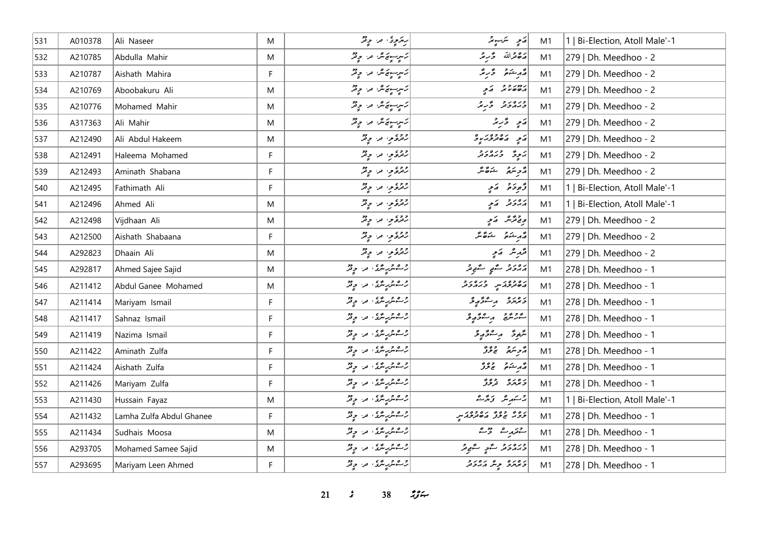| 531 | A010378 | Ali Naseer | M | ރިލޯވީ، ދ. މީދޫ | އަލީ ނަސީރު | M1 | 1 \| Bi-Election, Atoll Male'-1 |
|---|---|---|---|---|---|---|---|
| 532 | A210785 | Abdulla Mahir | M | ހަނީސަކަލް، ދ. މީދޫ | އަބްދުﷲ މާހިރު | M1 | 279 \| Dh. Meedhoo - 2 |
| 533 | A210787 | Aishath Mahira | F | ހަނީސަކަލް، ދ. މީދޫ | އައިޝަތު މާހިރާ | M1 | 279 \| Dh. Meedhoo - 2 |
| 534 | A210769 | Aboobakuru Ali | M | ހަނީސަކަލް، ދ. މީދޫ | އަބޫބަކުރު އަލީ | M1 | 279 \| Dh. Meedhoo - 2 |
| 535 | A210776 | Mohamed Mahir | M | ހަނީސަކަލް، ދ. މީދޫ | މުހައްމަދު މާހިރު | M1 | 279 \| Dh. Meedhoo - 2 |
| 536 | A317363 | Ali Mahir | M | ހަނީސަކަލް، ދ. މީދޫ | އަލީ މާހިރު | M1 | 279 \| Dh. Meedhoo - 2 |
| 537 | A212490 | Ali Abdul Hakeem | M | ހުދުވެލި، ދ. މީދޫ | އަލީ އަބްދުލްހަކީމް | M1 | 279 \| Dh. Meedhoo - 2 |
| 538 | A212491 | Haleema Mohamed | F | ހުދުވެލި، ދ. މީދޫ | ހަލީމާ މުހައްމަދު | M1 | 279 \| Dh. Meedhoo - 2 |
| 539 | A212493 | Aminath Shabana | F | ހުދުވެލި، ދ. މީދޫ | އާމިނަތު ޝަބާނާ | M1 | 279 \| Dh. Meedhoo - 2 |
| 540 | A212495 | Fathimath Ali | F | ހުދުވެލި، ދ. މީދޫ | ފާތިމަތު އަލީ | M1 | 1 \| Bi-Election, Atoll Male'-1 |
| 541 | A212496 | Ahmed Ali | M | ހުދުވެލި، ދ. މީދޫ | އަހުމަދު އަލީ | M1 | 1 \| Bi-Election, Atoll Male'-1 |
| 542 | A212498 | Vijdhaan Ali | M | ހުދުވެލި، ދ. މީދޫ | ވިޖްދާން އަލީ | M1 | 279 \| Dh. Meedhoo - 2 |
| 543 | A212500 | Aishath Shabaana | F | ހުދުވެލި، ދ. މީދޫ | އައިޝަތު ޝަބާނާ | M1 | 279 \| Dh. Meedhoo - 2 |
| 544 | A292823 | Dhaain Ali | M | ހުދުވެލި، ދ. މީދޫ | ދާއިން އަލީ | M1 | 279 \| Dh. Meedhoo - 2 |
| 545 | A292817 | Ahmed Sajee Sajid | M | ހުސްނުހިނާގެ، ދ. މީދޫ | އަހުމަދު ސާޖީ ސާޖިދު | M1 | 278 \| Dh. Meedhoo - 1 |
| 546 | A211412 | Abdul Ganee Mohamed | M | ހުސްނުހިނާގެ، ދ. މީދޫ | އަބްދުލްޣަނީ މުހައްމަދު | M1 | 278 \| Dh. Meedhoo - 1 |
| 547 | A211414 | Mariyam Ismail | F | ހުސްނުހިނާގެ، ދ. މީދޫ | މަރިޔަމް އިސްމާއީލް | M1 | 278 \| Dh. Meedhoo - 1 |
| 548 | A211417 | Sahnaz Ismail | F | ހުސްނުހިނާގެ، ދ. މީދޫ | ސަހްނާޒް އިސްމާއީލް | M1 | 278 \| Dh. Meedhoo - 1 |
| 549 | A211419 | Nazima Ismail | F | ހުސްނުހިނާގެ، ދ. މީދޫ | ނާޒިމާ އިސްމާއީލް | M1 | 278 \| Dh. Meedhoo - 1 |
| 550 | A211422 | Aminath Zulfa | F | ހުސްނުހިނާގެ، ދ. މީދޫ | އާމިނަތު ޒުލްފާ | M1 | 278 \| Dh. Meedhoo - 1 |
| 551 | A211424 | Aishath Zulfa | F | ހުސްނުހިނާގެ، ދ. މީދޫ | އައިޝަތު ޒުލްފާ | M1 | 278 \| Dh. Meedhoo - 1 |
| 552 | A211426 | Mariyam Zulfa | F | ހުސްނުހިނާގެ، ދ. މީދޫ | މަރިޔަމް ޒުލްފާ | M1 | 278 \| Dh. Meedhoo - 1 |
| 553 | A211430 | Hussain Fayaz | M | ހުސްނުހިނާގެ، ދ. މީދޫ | ހުސައިން ފައްޔާޒް | M1 | 1 \| Bi-Election, Atoll Male'-1 |
| 554 | A211432 | Lamha Zulfa Abdul Ghanee | F | ހުސްނުހިނާގެ، ދ. މީދޫ | ލަމްހާ ޒުލްފާ އަބްދުލްޣަނީ | M1 | 278 \| Dh. Meedhoo - 1 |
| 555 | A211434 | Sudhais Moosa | M | ހުސްނުހިނާގެ، ދ. މީދޫ | ސުދައިސް މޫސާ | M1 | 278 \| Dh. Meedhoo - 1 |
| 556 | A293705 | Mohamed Samee Sajid | M | ހުސްނުހިނާގެ، ދ. މީދޫ | މުހައްމަދު ސާމީ ސާޖިދު | M1 | 278 \| Dh. Meedhoo - 1 |
| 557 | A293695 | Mariyam Leen Ahmed | F | ހުސްނުހިނާގެ، ދ. މީދޫ | މަރިޔަމް ލީން އަހުމަދު | M1 | 278 \| Dh. Meedhoo - 1 |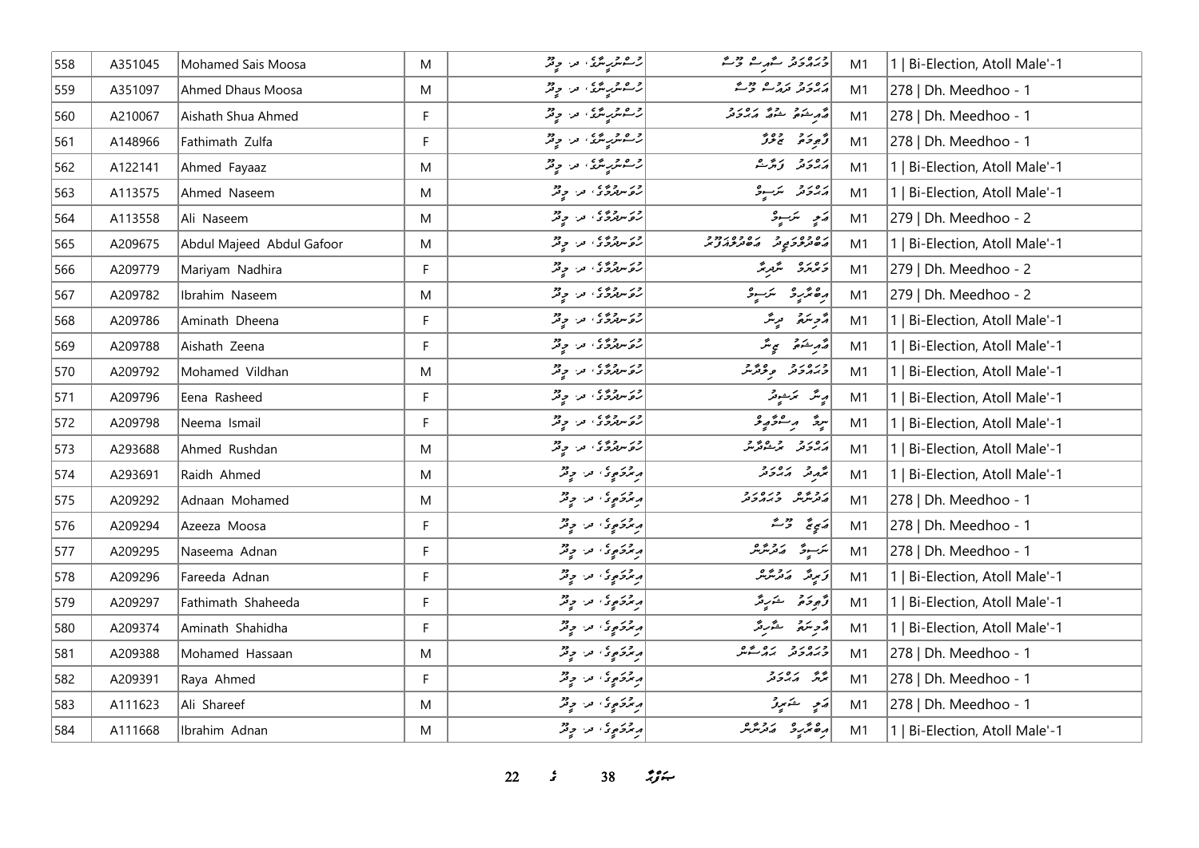| 558 | A351045 | Mohamed Sais Moosa | M | ރިސޮނެރީސް، ދ. މީދޫ | މުހައްމަދު ސާއިސް މޫސާ | M1 | 1 \| Bi-Election, Atoll Male'-1 |
|---|---|---|---|---|---|---|---|
| 559 | A351097 | Ahmed Dhaus Moosa | M | ރިސޮނެރީސް، ދ. މީދޫ | އަހުމަދުދައުސް މޫސާ | M1 | 278 \| Dh. Meedhoo - 1 |
| 560 | A210067 | Aishath Shua Ahmed | F | ރިސޮނެރީސް، ދ. މީދޫ | އާއިޝަތު ޝުއާ އަހުމަދު | M1 | 278 \| Dh. Meedhoo - 1 |
| 561 | A148966 | Fathimath Zulfa | F | ރިސޮނެރީސް، ދ. މީދޫ | ފާތިމަތު ޒުލްފާ | M1 | 278 \| Dh. Meedhoo - 1 |
| 562 | A122141 | Ahmed Fayaaz | M | ރިސޮނެރީސް، ދ. މީދޫ | އަހުމަދު ފަޔާޒް | M1 | 1 \| Bi-Election, Atoll Male'-1 |
| 563 | A113575 | Ahmed Naseem | M | ހުވަނދުމާގެ، ދ. މީދޫ | އަހުމަދު ނަސީމް | M1 | 1 \| Bi-Election, Atoll Male'-1 |
| 564 | A113558 | Ali Naseem | M | ހުވަނދުމާގެ، ދ. މީދޫ | އަލި ނަސީމް | M1 | 279 \| Dh. Meedhoo - 2 |
| 565 | A209675 | Abdul Majeed Abdul Gafoor | M | ހުވަނދުމާގެ، ދ. މީދޫ | އަބްދުލްމަޖީދު އަބްދުލްޣަފޫރު | M1 | 1 \| Bi-Election, Atoll Male'-1 |
| 566 | A209779 | Mariyam Nadhira | F | ހުވަނދުމާގެ، ދ. މީދޫ | މަރިޔަމް ނާދިރާ | M1 | 279 \| Dh. Meedhoo - 2 |
| 567 | A209782 | Ibrahim Naseem | M | ހުވަނދުމާގެ، ދ. މީދޫ | އިބްރާހިމް ނަސީމް | M1 | 279 \| Dh. Meedhoo - 2 |
| 568 | A209786 | Aminath Dheena | F | ހުވަނދުމާގެ، ދ. މީދޫ | އާމިނަތު ދީނާ | M1 | 1 \| Bi-Election, Atoll Male'-1 |
| 569 | A209788 | Aishath Zeena | F | ހުވަނދުމާގެ، ދ. މީދޫ | އާއިޝަތު ޒީނާ | M1 | 1 \| Bi-Election, Atoll Male'-1 |
| 570 | A209792 | Mohamed Vildhan | M | ހުވަނދުމާގެ، ދ. މީދޫ | މުހައްމަދު ވިލްދާން | M1 | 1 \| Bi-Election, Atoll Male'-1 |
| 571 | A209796 | Eena Rasheed | F | ހުވަނދުމާގެ، ދ. މީދޫ | އީނާ ރަޝީދު | M1 | 1 \| Bi-Election, Atoll Male'-1 |
| 572 | A209798 | Neema Ismail | F | ހުވަނދުމާގެ، ދ. މީދޫ | ނީމާ އިސްމާއިލް | M1 | 1 \| Bi-Election, Atoll Male'-1 |
| 573 | A293688 | Ahmed Rushdan | M | ހުވަނދުމާގެ، ދ. މީދޫ | އަހުމަދު ރުޝްދާން | M1 | 1 \| Bi-Election, Atoll Male'-1 |
| 574 | A293691 | Raidh Ahmed | M | އިރުމަތީގެ، ދ. މީދޫ | ރާއިދު އަހުމަދު | M1 | 1 \| Bi-Election, Atoll Male'-1 |
| 575 | A209292 | Adnaan Mohamed | M | އިރުމަތީގެ، ދ. މީދޫ | އަދުނާން މުހައްމަދު | M1 | 278 \| Dh. Meedhoo - 1 |
| 576 | A209294 | Azeeza Moosa | F | އިރުމަތީގެ، ދ. މީދޫ | އަޒީޒާ މޫސާ | M1 | 278 \| Dh. Meedhoo - 1 |
| 577 | A209295 | Naseema Adnan | F | އިރުމަތީގެ، ދ. މީދޫ | ނަސީމާ އަދުނާން | M1 | 278 \| Dh. Meedhoo - 1 |
| 578 | A209296 | Fareeda Adnan | F | އިރުމަތީގެ، ދ. މީދޫ | ފަރީދާ އަދުނާން | M1 | 1 \| Bi-Election, Atoll Male'-1 |
| 579 | A209297 | Fathimath Shaheeda | F | އިރުމަތީގެ، ދ. މީދޫ | ފާތިމަތު ޝަހީދާ | M1 | 1 \| Bi-Election, Atoll Male'-1 |
| 580 | A209374 | Aminath Shahidha | F | އިރުމަތީގެ، ދ. މީދޫ | އާމިނަތު ޝާހިދާ | M1 | 1 \| Bi-Election, Atoll Male'-1 |
| 581 | A209388 | Mohamed Hassaan | M | އިރުމަތީގެ، ދ. މީދޫ | މުހައްމަދު ހައްސާން | M1 | 278 \| Dh. Meedhoo - 1 |
| 582 | A209391 | Raya Ahmed | F | އިރުމަތީގެ، ދ. މީދޫ | ރާޔާ އަހުމަދު | M1 | 278 \| Dh. Meedhoo - 1 |
| 583 | A111623 | Ali Shareef | M | އިރުމަތީގެ، ދ. މީދޫ | އަލި ޝަރީފު | M1 | 278 \| Dh. Meedhoo - 1 |
| 584 | A111668 | Ibrahim Adnan | M | އިރުމަތީގެ، ދ. މީދޫ | އިބްރާހިމް އަދުނާން | M1 | 1 \| Bi-Election, Atoll Male'-1 |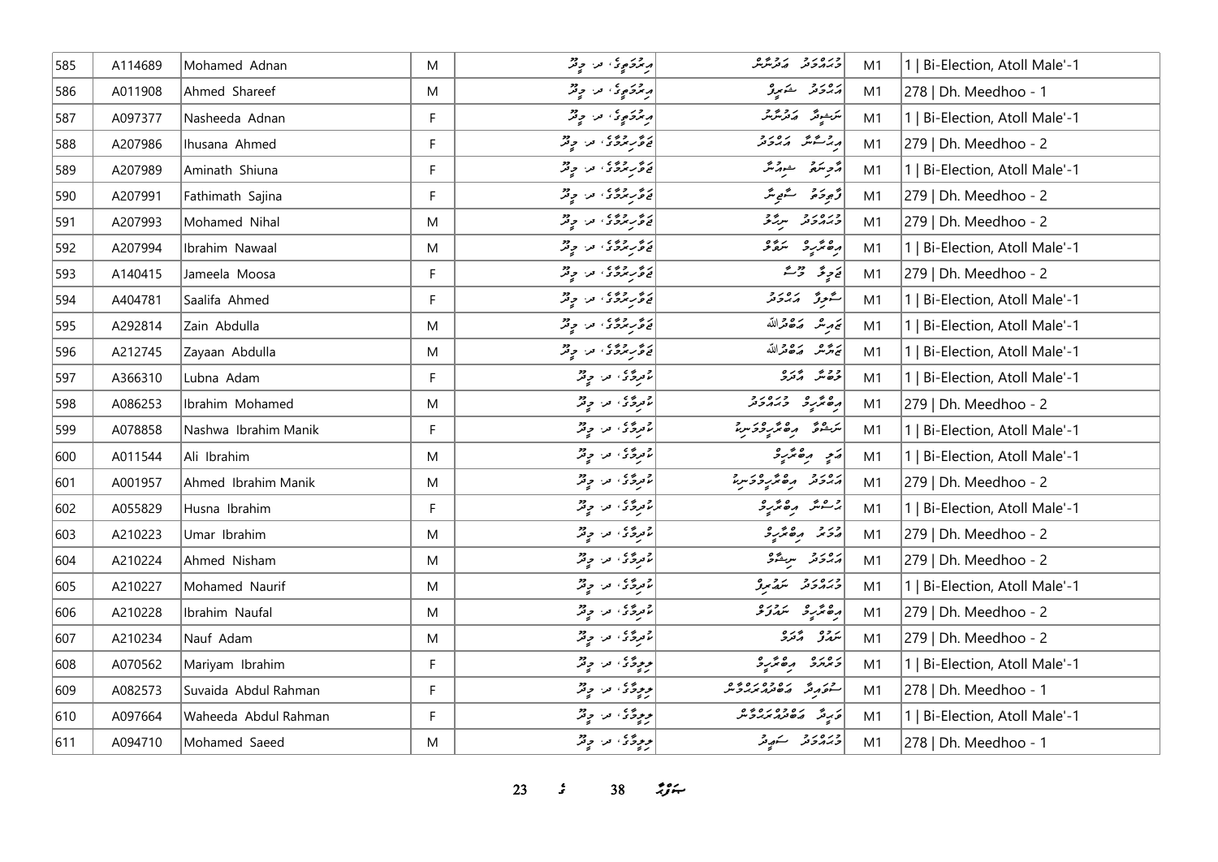| 585 | A114689 | Mohamed Adnan | M | مِرْحَرَمُوِءَ، مر: وِترُ | وُبَرْمُرَ مَعْرِسُرْسُ | M1 | 1 \| Bi-Election, Atoll Male'-1 |
|---|---|---|---|---|---|---|---|
| 586 | A011908 | Ahmed Shareef | M | مِرْحَرَمُوِءَ، مر: وِترُ | مَرْدُوَتْر شَمَرِوْ | M1 | 278 \| Dh. Meedhoo - 1 |
| 587 | A097377 | Nasheeda Adnan | F | مِرْحَرَمُوِءَ، مر: وِترُ | سَرَشِيوَتَرُ مَعْرِسُرْسُ | M1 | 1 \| Bi-Election, Atoll Male'-1 |
| 588 | A207986 | Ihusana Ahmed | F | يَمْوَرِمْرُوءَ، مر: وِترُ | مِرْسُمْسُ مَرْدُوَتْر | M1 | 279 \| Dh. Meedhoo - 2 |
| 589 | A207989 | Aminath Shiuna | F | يَمْوَرِمْرُوءَ، مر: وِترُ | مُرْحِسَمْ شِمِرْسُ | M1 | 1 \| Bi-Election, Atoll Male'-1 |
| 590 | A207991 | Fathimath Sajina | F | يَمْوَرِمْرُوءَ، مر: وِترُ | وُّجِوَدْ سُمْحِسُ | M1 | 279 \| Dh. Meedhoo - 2 |
| 591 | A207993 | Mohamed Nihal | M | يَمْوَرِمْرُوءَ، مر: وِترُ | وُبَرْمُرَ سِرْحُوْ | M1 | 279 \| Dh. Meedhoo - 2 |
| 592 | A207994 | Ibrahim Nawaal | M | يَمْوَرِمْرُوءَ، مر: وِترُ | مِرْحَمْرِدْ سَرُوُوْ | M1 | 1 \| Bi-Election, Atoll Male'-1 |
| 593 | A140415 | Jameela Moosa | F | يَمْوَرِمْرُوءَ، مر: وِترُ | يَحِوُ دُوْسُ | M1 | 279 \| Dh. Meedhoo - 2 |
| 594 | A404781 | Saalifa Ahmed | F | يَمْوَرِمْرُوءَ، مر: وِترُ | سُمُوِرُ مَرْدُوَتْر | M1 | 1 \| Bi-Election, Atoll Male'-1 |
| 595 | A292814 | Zain Abdulla | M | يَمْوَرِمْرُوءَ، مر: وِترُ | يَمِرْسُ مَرْحَمْرُاللهُ | M1 | 1 \| Bi-Election, Atoll Male'-1 |
| 596 | A212745 | Zayaan Abdulla | M | يَمْوَرِمْرُوءَ، مر: وِترُ | يَمْرُسُ مَرْحَمْرُاللهُ | M1 | 1 \| Bi-Election, Atoll Male'-1 |
| 597 | A366310 | Lubna Adam | F | مُمْرِوءَ، مر: وِترُ | وُحْسُ مُرْتَرُوْ | M1 | 1 \| Bi-Election, Atoll Male'-1 |
| 598 | A086253 | Ibrahim Mohamed | M | مُمْرِوءَ، مر: وِترُ | مِرْحَمْرِدْ وُبَرْمُرَ | M1 | 279 \| Dh. Meedhoo - 2 |
| 599 | A078858 | Nashwa Ibrahim Manik | F | مُمْرِوءَ، مر: وِترُ | سَرَشُوُ مِرْحَمْرِدْوَسِرُ | M1 | 1 \| Bi-Election, Atoll Male'-1 |
| 600 | A011544 | Ali Ibrahim | M | مُمْرِوءَ، مر: وِترُ | مَرِ مِرْحَمْرِدْ | M1 | 1 \| Bi-Election, Atoll Male'-1 |
| 601 | A001957 | Ahmed Ibrahim Manik | M | مُمْرِوءَ، مر: وِترُ | مَرْدُوَتْر مِرْحَمْرِدْوَسِرُ | M1 | 279 \| Dh. Meedhoo - 2 |
| 602 | A055829 | Husna Ibrahim | F | مُمْرِوءَ، مر: وِترُ | رُسْسُ مِرْحَمْرِدْ | M1 | 1 \| Bi-Election, Atoll Male'-1 |
| 603 | A210223 | Umar Ibrahim | M | مُمْرِوءَ، مر: وِترُ | مُرْحَرُ مِرْحَمْرِدْ | M1 | 279 \| Dh. Meedhoo - 2 |
| 604 | A210224 | Ahmed Nisham | M | مُمْرِوءَ، مر: وِترُ | مَرْدُوَتْر سِرْشُوْ | M1 | 279 \| Dh. Meedhoo - 2 |
| 605 | A210227 | Mohamed Naurif | M | مُمْرِوءَ، مر: وِترُ | وُبَرْمُرَ سَمَمْرِوْ | M1 | 1 \| Bi-Election, Atoll Male'-1 |
| 606 | A210228 | Ibrahim Naufal | M | مُمْرِوءَ، مر: وِترُ | مِرْحَمْرِدْ سَمْرُوُوْ | M1 | 279 \| Dh. Meedhoo - 2 |
| 607 | A210234 | Nauf Adam | M | مُمْرِوءَ، مر: وِترُ | سَمْرُوْ مُرْتَرُوْ | M1 | 279 \| Dh. Meedhoo - 2 |
| 608 | A070562 | Mariyam Ibrahim | F | وِوِرُوءَ، مر: وِترُ | وَمْرَرُوْ مِرْحَمْرِدْ | M1 | 1 \| Bi-Election, Atoll Male'-1 |
| 609 | A082573 | Suvaida Abdul Rahman | F | وِوِرُوءَ، مر: وِترُ | سُوَمِرِتَرُ مَرْحَمْرُمْرَمْرُوْسُ | M1 | 278 \| Dh. Meedhoo - 1 |
| 610 | A097664 | Waheeda Abdul Rahman | F | وِوِرُوءَ، مر: وِترُ | وَرِتَرُ مَرْحَمْرُمْرَمْرُوْسُ | M1 | 1 \| Bi-Election, Atoll Male'-1 |
| 611 | A094710 | Mohamed Saeed | M | وِوِرُوءَ، مر: وِترُ | وُبَرْمُرَ سَمِرِتَرُ | M1 | 278 \| Dh. Meedhoo - 1 |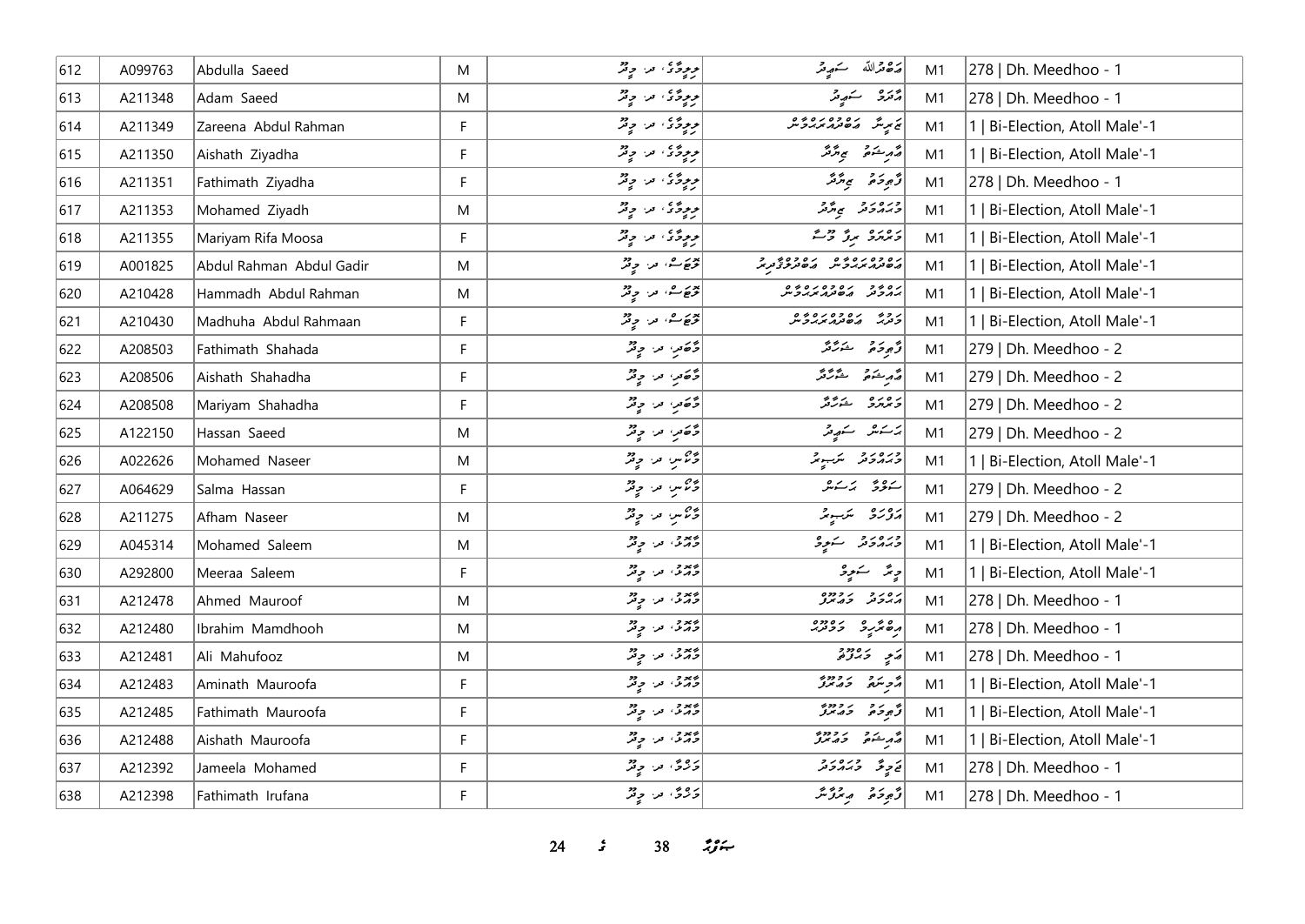| 612 | A099763 | Abdulla Saeed | M | ދިލްމާގެ، ދ. މީދޫ | އަބްދުﷲ ސަޢީދު | M1 | 278 \| Dh. Meedhoo - 1 |
|---|---|---|---|---|---|---|---|
| 613 | A211348 | Adam Saeed | M | ދިލްމާގެ، ދ. މީދޫ | އާދަމް ސަޢީދު | M1 | 278 \| Dh. Meedhoo - 1 |
| 614 | A211349 | Zareena Abdul Rahman | F | ދިލްމާގެ، ދ. މީދޫ | ޒަރީނާ އަބްދުއްރަޙްމާން | M1 | 1 \| Bi-Election, Atoll Male'-1 |
| 615 | A211350 | Aishath Ziyadha | F | ދިލްމާގެ، ދ. މީދޫ | އާއިޝަތު ޒިޔާދާ | M1 | 1 \| Bi-Election, Atoll Male'-1 |
| 616 | A211351 | Fathimath Ziyadha | F | ދިލްމާގެ، ދ. މީދޫ | ފާތިމަތު ޒިޔާދާ | M1 | 278 \| Dh. Meedhoo - 1 |
| 617 | A211353 | Mohamed Ziyadh | M | ދިލްމާގެ، ދ. މީދޫ | މުޙައްމަދު ޒިޔާދު | M1 | 1 \| Bi-Election, Atoll Male'-1 |
| 618 | A211355 | Mariyam Rifa Moosa | F | ދިލްމާގެ، ދ. މީދޫ | މަރިޔަމް ރިފާ މޫސާ | M1 | 1 \| Bi-Election, Atoll Male'-1 |
| 619 | A001825 | Abdul Rahman Abdul Gadir | M | ބޯޓަސް، ދ. މީދޫ | އަބްދުއްރަޙްމާން އަބްދުލްޤާދިރު | M1 | 1 \| Bi-Election, Atoll Male'-1 |
| 620 | A210428 | Hammadh Abdul Rahman | M | ބޯޓަސް، ދ. މީދޫ | ހައްމާދު އަބްދުއްރަޙްމާން | M1 | 1 \| Bi-Election, Atoll Male'-1 |
| 621 | A210430 | Madhuha Abdul Rahmaan | F | ބޯޓަސް، ދ. މީދޫ | މަދުހާ އަބްދުއްރަޙްމާން | M1 | 1 \| Bi-Election, Atoll Male'-1 |
| 622 | A208503 | Fathimath Shahada | F | މާބަރި، ދ. މީދޫ | ފާތިމަތު ޝަހާދާ | M1 | 279 \| Dh. Meedhoo - 2 |
| 623 | A208506 | Aishath Shahadha | F | މާބަރި، ދ. މީދޫ | އާއިޝަތު ޝަހާދާ | M1 | 279 \| Dh. Meedhoo - 2 |
| 624 | A208508 | Mariyam Shahadha | F | މާބަރި، ދ. މީދޫ | މަރިޔަމް ޝަހާދާ | M1 | 279 \| Dh. Meedhoo - 2 |
| 625 | A122150 | Hassan Saeed | M | މާބަރި، ދ. މީދޫ | ހަސަން ސަޢީދު | M1 | 279 \| Dh. Meedhoo - 2 |
| 626 | A022626 | Mohamed Naseer | M | މާނިސް، ދ. މީދޫ | މުޙައްމަދު ނަސީރު | M1 | 1 \| Bi-Election, Atoll Male'-1 |
| 627 | A064629 | Salma Hassan | F | މާނިސް، ދ. މީދޫ | ސަލްމާ ހަސަން | M1 | 279 \| Dh. Meedhoo - 2 |
| 628 | A211275 | Afham Naseer | M | މާނިސް، ދ. މީދޫ | އަފްހަމް ނަސީރު | M1 | 279 \| Dh. Meedhoo - 2 |
| 629 | A045314 | Mohamed Saleem | M | މާއެރު، ދ. މީދޫ | މުޙައްމަދު ސަލީމު | M1 | 1 \| Bi-Election, Atoll Male'-1 |
| 630 | A292800 | Meeraa Saleem | F | މާއެރު، ދ. މީދޫ | މީރާ ސަލީމު | M1 | 1 \| Bi-Election, Atoll Male'-1 |
| 631 | A212478 | Ahmed Mauroof | M | މާއެރު، ދ. މީދޫ | އަޙްމަދު މައުރޫފު | M1 | 278 \| Dh. Meedhoo - 1 |
| 632 | A212480 | Ibrahim Mamdhooh | M | މާއެރު، ދ. މީދޫ | އިބްރާހީމް މަމްދޫޙް | M1 | 278 \| Dh. Meedhoo - 1 |
| 633 | A212481 | Ali Mahufooz | M | މާއެރު، ދ. މީދޫ | އަލި މަޙްފޫޡު | M1 | 278 \| Dh. Meedhoo - 1 |
| 634 | A212483 | Aminath Mauroofa | F | މާއެރު، ދ. މީދޫ | އާމިނަތު މައުރޫފާ | M1 | 1 \| Bi-Election, Atoll Male'-1 |
| 635 | A212485 | Fathimath Mauroofa | F | މާއެރު، ދ. މީދޫ | ފާތިމަތު މައުރޫފާ | M1 | 1 \| Bi-Election, Atoll Male'-1 |
| 636 | A212488 | Aishath Mauroofa | F | މާއެރު، ދ. މީދޫ | އާއިޝަތު މައުރޫފާ | M1 | 1 \| Bi-Election, Atoll Male'-1 |
| 637 | A212392 | Jameela Mohamed | F | މަލްގާ، ދ. މީދޫ | ޖަމީލާ މުޙައްމަދު | M1 | 278 \| Dh. Meedhoo - 1 |
| 638 | A212398 | Fathimath Irufana | F | މަލްގާ، ދ. މީދޫ | ފާތިމަތު އިރުފާނާ | M1 | 278 \| Dh. Meedhoo - 1 |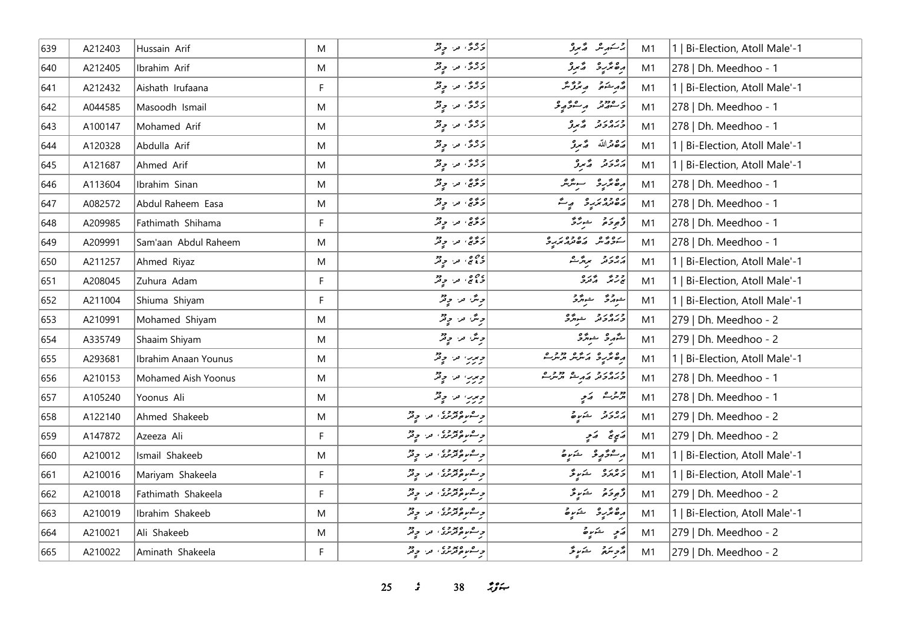| 639 | A212403 | Hussain Arif | M | ގަރުގާ، ދރ. މީދޫ | ހުސައިން އާރިފު | M1 | 1 \| Bi-Election, Atoll Male'-1 |
|---|---|---|---|---|---|---|---|
| 640 | A212405 | Ibrahim Arif | M | ގަރުގާ، ދރ. މީދޫ | އިބްރާހީމް އާރިފު | M1 | 278 \| Dh. Meedhoo - 1 |
| 641 | A212432 | Aishath Irufaana | F | ގަރުގާ، ދރ. މީދޫ | އައިޝަތު އިރުފާނާ | M1 | 1 \| Bi-Election, Atoll Male'-1 |
| 642 | A044585 | Masoodh Ismail | M | ގަރުގާ، ދރ. މީދޫ | މަސްއޫދު އިސްމާޢީލް | M1 | 278 \| Dh. Meedhoo - 1 |
| 643 | A100147 | Mohamed Arif | M | ގަރުގާ، ދރ. މީދޫ | މުޙައްމަދު އާރިފު | M1 | 278 \| Dh. Meedhoo - 1 |
| 644 | A120328 | Abdulla Arif | M | ގަރުގާ، ދރ. މީދޫ | އަބްދުﷲ އާރިފު | M1 | 1 \| Bi-Election, Atoll Male'-1 |
| 645 | A121687 | Ahmed Arif | M | ގަރުގާ، ދރ. މީދޫ | އަޙްމަދު އާރިފު | M1 | 1 \| Bi-Election, Atoll Male'-1 |
| 646 | A113604 | Ibrahim Sinan | M | ގަލާޖު، ދރ. މީދޫ | އިބްރާހީމް ސިނާން | M1 | 278 \| Dh. Meedhoo - 1 |
| 647 | A082572 | Abdul Raheem Easa | M | ގަލާޖު، ދރ. މީދޫ | އަބްދުއްރަޙީމް ޢީސާ | M1 | 278 \| Dh. Meedhoo - 1 |
| 648 | A209985 | Fathimath Shihama | F | ގަލާޖު، ދރ. މީދޫ | ފާތިމަތު ޝިހާމާ | M1 | 278 \| Dh. Meedhoo - 1 |
| 649 | A209991 | Sam'aan Abdul Raheem | M | ގަލާޖު، ދރ. މީދޫ | ސަމްޢާން އަބްދުއްރަޙީމް | M1 | 278 \| Dh. Meedhoo - 1 |
| 650 | A211257 | Ahmed Riyaz | M | ގޯޅިޖެ، ދރ. މީދޫ | އަޙްމަދު ރިޔާޒު | M1 | 1 \| Bi-Election, Atoll Male'-1 |
| 651 | A208045 | Zuhura Adam | F | ގޯޅިޖެ، ދރ. މީދޫ | ޒުހުރާ އާދަމް | M1 | 1 \| Bi-Election, Atoll Male'-1 |
| 652 | A211004 | Shiuma Shiyam | F | ޖީން، ދރ. މީދޫ | ޝިއުމާ ޝިޔާމް | M1 | 1 \| Bi-Election, Atoll Male'-1 |
| 653 | A210991 | Mohamed Shiyam | M | ޖީން، ދރ. މީދޫ | މުޙައްމަދު ޝިޔާމް | M1 | 279 \| Dh. Meedhoo - 2 |
| 654 | A335749 | Shaaim Shiyam | M | ޖީން، ދރ. މީދޫ | ޝާއިމް ޝިޔާމް | M1 | 279 \| Dh. Meedhoo - 2 |
| 655 | A293681 | Ibrahim Anaan Younus | M | ޖިރިރި، ދރ. މީދޫ | އިބްރާހީމް އަނާން ޔޫނުސް | M1 | 1 \| Bi-Election, Atoll Male'-1 |
| 656 | A210153 | Mohamed Aish Yoonus | M | ޖިރިރި، ދރ. މީދޫ | މުޙައްމަދު އައިޝް ޔޫނުސް | M1 | 278 \| Dh. Meedhoo - 1 |
| 657 | A105240 | Yoonus Ali | M | ޖިރިރި، ދރ. މީދޫ | ޔޫނުސް ޢަލީ | M1 | 278 \| Dh. Meedhoo - 1 |
| 658 | A122140 | Ahmed Shakeeb | M | ޖިސްމިލްދޫރު، ދރ. މީދޫ | އަޙްމަދު ޝަކީބު | M1 | 279 \| Dh. Meedhoo - 2 |
| 659 | A147872 | Azeeza Ali | F | ޖިސްމިލްދޫރު، ދރ. މީދޫ | ޢަޒީޒާ ޢަލީ | M1 | 279 \| Dh. Meedhoo - 2 |
| 660 | A210012 | Ismail Shakeeb | M | ޖިސްމިލްދޫރު، ދރ. މީދޫ | އިސްމާޢީލް ޝަކީބު | M1 | 1 \| Bi-Election, Atoll Male'-1 |
| 661 | A210016 | Mariyam Shakeela | F | ޖިސްމިލްދޫރު، ދރ. މީދޫ | މަރިޔަމް ޝަކީލާ | M1 | 1 \| Bi-Election, Atoll Male'-1 |
| 662 | A210018 | Fathimath Shakeela | F | ޖިސްމިލްދޫރު، ދރ. މީދޫ | ފާތިމަތު ޝަކީލާ | M1 | 279 \| Dh. Meedhoo - 2 |
| 663 | A210019 | Ibrahim Shakeeb | M | ޖިސްމިލްދޫރު، ދރ. މީދޫ | އިބްރާހީމް ޝަކީބު | M1 | 1 \| Bi-Election, Atoll Male'-1 |
| 664 | A210021 | Ali Shakeeb | M | ޖިސްމިލްދޫރު، ދރ. މީދޫ | ޢަލީ ޝަކީބު | M1 | 279 \| Dh. Meedhoo - 2 |
| 665 | A210022 | Aminath Shakeela | F | ޖިސްމިލްދޫރު، ދރ. މީދޫ | އާމިނަތު ޝަކީލާ | M1 | 279 \| Dh. Meedhoo - 2 |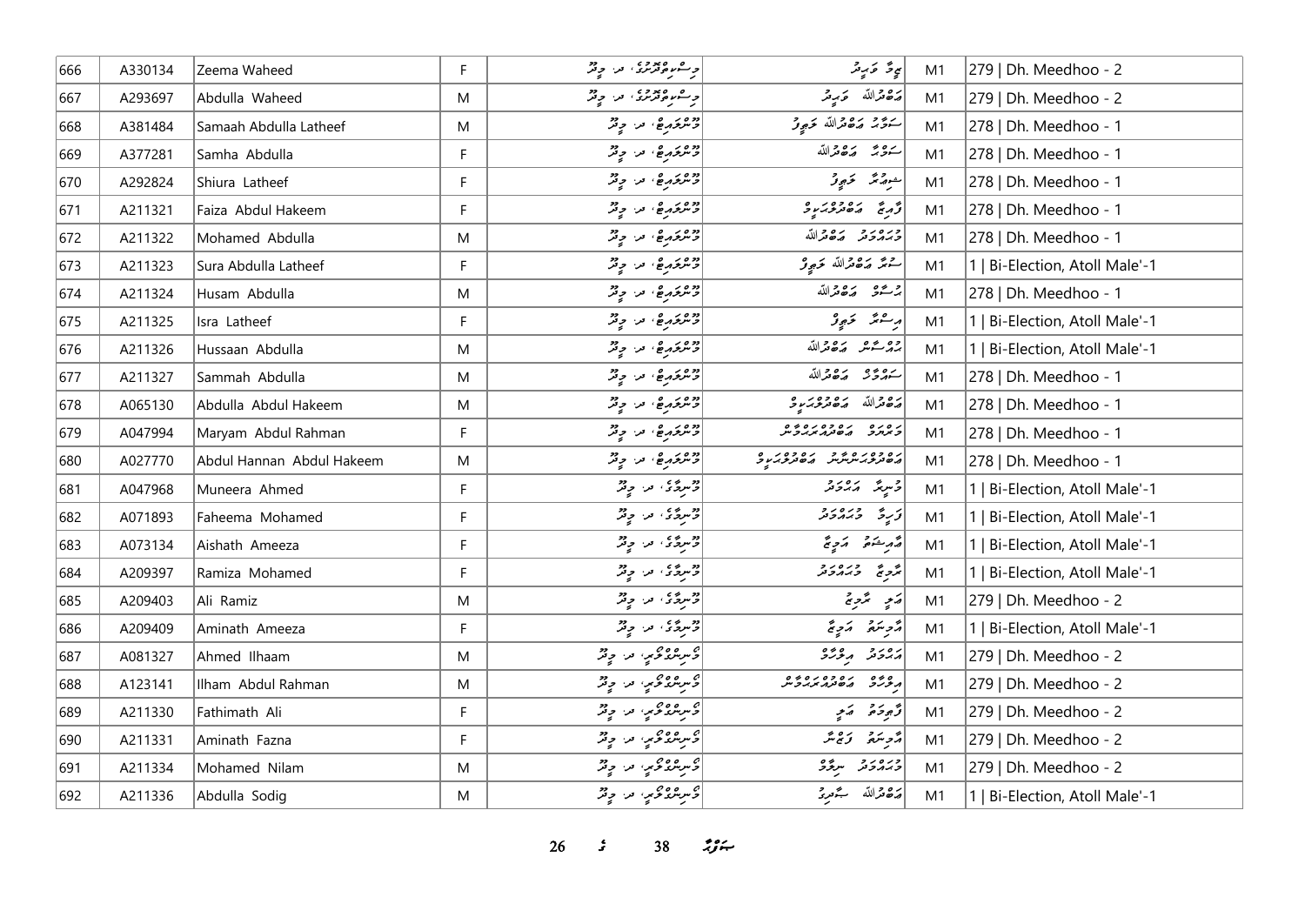| 666 | A330134 | Zeema Waheed | F | ދިސްކަވެރިވެރީ، ދ. މީދޫ | ޒީމާ ވަޙީދު | M1 | 279 \| Dh. Meedhoo - 2 |
|---|---|---|---|---|---|---|---|
| 667 | A293697 | Abdulla Waheed | M | ދިސްކަވެރިވެރީ، ދ. މީދޫ | އަބްދުﷲ ވަޙީދު | M1 | 279 \| Dh. Meedhoo - 2 |
| 668 | A381484 | Samaah Abdulla Latheef | M | މުންތަހާ، ދ. މީދޫ | ސަމާޙް އަބްދުﷲ ލަޠީފު | M1 | 278 \| Dh. Meedhoo - 1 |
| 669 | A377281 | Samha Abdulla | F | މުންތަހާ، ދ. މީދޫ | ސަމްހާ އަބްދުﷲ | M1 | 278 \| Dh. Meedhoo - 1 |
| 670 | A292824 | Shiura Latheef | F | މުންތަހާ، ދ. މީދޫ | ޝިއުރާ ލަޠީފު | M1 | 278 \| Dh. Meedhoo - 1 |
| 671 | A211321 | Faiza Abdul Hakeem | F | މުންތަހާ، ދ. މީދޫ | ފާއިޒާ އަބްދުލްހަކީމް | M1 | 278 \| Dh. Meedhoo - 1 |
| 672 | A211322 | Mohamed Abdulla | M | މުންތަހާ، ދ. މީދޫ | މުހައްމަދު އަބްދުﷲ | M1 | 278 \| Dh. Meedhoo - 1 |
| 673 | A211323 | Sura Abdulla Latheef | F | މުންތަހާ، ދ. މީދޫ | ސުރާ އަބްދުﷲ ލަޠީފު | M1 | 1 \| Bi-Election, Atoll Male'-1 |
| 674 | A211324 | Husam Abdulla | M | މުންތަހާ، ދ. މީދޫ | ހުސާމް އަބްދުﷲ | M1 | 278 \| Dh. Meedhoo - 1 |
| 675 | A211325 | Isra Latheef | F | މުންތަހާ، ދ. މީދޫ | އިސްރާ ލަޠީފު | M1 | 1 \| Bi-Election, Atoll Male'-1 |
| 676 | A211326 | Hussaan Abdulla | M | މުންތަހާ، ދ. މީދޫ | ހުއްސާން އަބްދުﷲ | M1 | 1 \| Bi-Election, Atoll Male'-1 |
| 677 | A211327 | Sammah Abdulla | M | މުންތަހާ، ދ. މީދޫ | ސައްމާޙް އަބްދުﷲ | M1 | 278 \| Dh. Meedhoo - 1 |
| 678 | A065130 | Abdulla Abdul Hakeem | M | މުންތަހާ، ދ. މީދޫ | އަބްދުﷲ އަބްދުލްހަކީމް | M1 | 278 \| Dh. Meedhoo - 1 |
| 679 | A047994 | Maryam Abdul Rahman | F | މުންތަހާ، ދ. މީދޫ | މަރިޔަމް އަބްދުއްރަޙްމާން | M1 | 278 \| Dh. Meedhoo - 1 |
| 680 | A027770 | Abdul Hannan Abdul Hakeem | M | މުންތަހާ، ދ. މީދޫ | އަބްދުލްހައްނާން އަބްދުލްހަކީމް | M1 | 278 \| Dh. Meedhoo - 1 |
| 681 | A047968 | Muneera Ahmed | F | މުނިމާގެ، ދ. މީދޫ | މުނީރާ އަޙްމަދު | M1 | 1 \| Bi-Election, Atoll Male'-1 |
| 682 | A071893 | Faheema Mohamed | F | މުނިމާގެ، ދ. މީދޫ | ފަހީމާ މުހައްމަދު | M1 | 1 \| Bi-Election, Atoll Male'-1 |
| 683 | A073134 | Aishath Ameeza | F | މުނިމާގެ، ދ. މީދޫ | އައިޝަތު އަމީޒާ | M1 | 1 \| Bi-Election, Atoll Male'-1 |
| 684 | A209397 | Ramiza Mohamed | F | މުނިމާގެ، ދ. މީދޫ | ރާމިޒާ މުހައްމަދު | M1 | 1 \| Bi-Election, Atoll Male'-1 |
| 685 | A209403 | Ali Ramiz | M | މުނިމާގެ، ދ. މީދޫ | އަލީ ރާމިޒް | M1 | 279 \| Dh. Meedhoo - 2 |
| 686 | A209409 | Aminath Ameeza | F | މުނިމާގެ، ދ. މީދޫ | އަމިނަތު އަމީޒާ | M1 | 1 \| Bi-Election, Atoll Male'-1 |
| 687 | A081327 | Ahmed Ilhaam | M | މެރިންގޯލްޑް، ދ. މީދޫ | އަޙްމަދު އިލްހާމް | M1 | 279 \| Dh. Meedhoo - 2 |
| 688 | A123141 | Ilham Abdul Rahman | M | މެރިންގޯލްޑް، ދ. މީދޫ | އިލްހާމް އަބްދުއްރަޙްމާން | M1 | 279 \| Dh. Meedhoo - 2 |
| 689 | A211330 | Fathimath Ali | F | މެރިންގޯލްޑް، ދ. މީދޫ | ފާތިމަތު އަލީ | M1 | 279 \| Dh. Meedhoo - 2 |
| 690 | A211331 | Aminath Fazna | F | މެރިންގޯލްޑް، ދ. މީދޫ | އަމިނަތު ފަޒްނާ | M1 | 279 \| Dh. Meedhoo - 2 |
| 691 | A211334 | Mohamed Nilam | M | މެރިންގޯލްޑް، ދ. މީދޫ | މުހައްމަދު ނިލާމް | M1 | 279 \| Dh. Meedhoo - 2 |
| 692 | A211336 | Abdulla Sodig | M | މެރިންގޯލްޑް، ދ. މީދޫ | އަބްދުﷲ ޞާދިޤު | M1 | 1 \| Bi-Election, Atoll Male'-1 |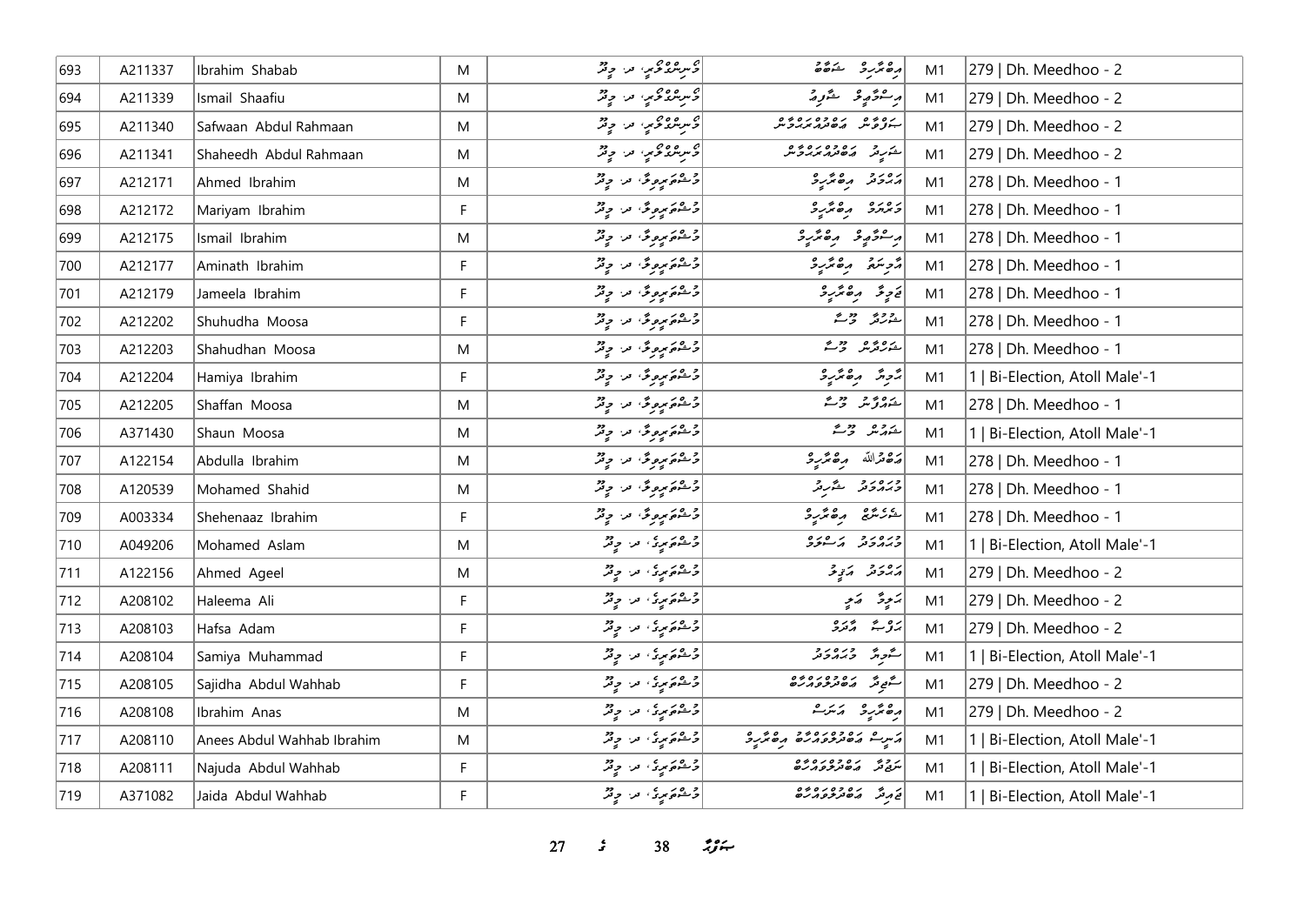| 693 | A211337 | Ibrahim Shabab | M | ޑިސްނީވޯކު، ދ. މީދޫ | އިބްރާހީމް ޝަބާބު | M1 | 279 \| Dh. Meedhoo - 2 |
|---|---|---|---|---|---|---|---|
| 694 | A211339 | Ismail Shaafiu | M | ޑިސްނީވޯކު، ދ. މީދޫ | އިސްމާޢީލް ޝާފިޢު | M1 | 279 \| Dh. Meedhoo - 2 |
| 695 | A211340 | Safwaan Abdul Rahmaan | M | ޑިސްނީވޯކު، ދ. މީދޫ | ސަފްވާން ޢަބްދުއްރަޙްމާން | M1 | 279 \| Dh. Meedhoo - 2 |
| 696 | A211341 | Shaheedh Abdul Rahmaan | M | ޑިސްނީވޯކު، ދ. މީދޫ | ޝަހީދު ޢަބްދުއްރަޙްމާން | M1 | 279 \| Dh. Meedhoo - 2 |
| 697 | A212171 | Ahmed Ibrahim | M | މޫންލައިޓްވިލާ، ދ. މީދޫ | އަޙްމަދު އިބްރާހީމް | M1 | 278 \| Dh. Meedhoo - 1 |
| 698 | A212172 | Mariyam Ibrahim | F | މޫންލައިޓްވިލާ، ދ. މީދޫ | މަރިޔަމް އިބްރާހީމް | M1 | 278 \| Dh. Meedhoo - 1 |
| 699 | A212175 | Ismail Ibrahim | M | މޫންލައިޓްވިލާ، ދ. މީދޫ | އިސްމާޢީލް އިބްރާހީމް | M1 | 278 \| Dh. Meedhoo - 1 |
| 700 | A212177 | Aminath Ibrahim | F | މޫންލައިޓްވިލާ، ދ. މީދޫ | އާމިނަތު އިބްރާހީމް | M1 | 278 \| Dh. Meedhoo - 1 |
| 701 | A212179 | Jameela Ibrahim | F | މޫންލައިޓްވިލާ، ދ. މީދޫ | ޖަމީލާ އިބްރާހީމް | M1 | 278 \| Dh. Meedhoo - 1 |
| 702 | A212202 | Shuhudha Moosa | F | މޫންލައިޓްވިލާ، ދ. މީދޫ | ޝުހުދާ މޫސާ | M1 | 278 \| Dh. Meedhoo - 1 |
| 703 | A212203 | Shahudhan Moosa | M | މޫންލައިޓްވިލާ، ދ. މީދޫ | ޝަހުދާން މޫސާ | M1 | 278 \| Dh. Meedhoo - 1 |
| 704 | A212204 | Hamiya Ibrahim | F | މޫންލައިޓްވިލާ، ދ. މީދޫ | ހާމިޔާ އިބްރާހީމް | M1 | 1 \| Bi-Election, Atoll Male'-1 |
| 705 | A212205 | Shaffan Moosa | M | މޫންލައިޓްވިލާ، ދ. މީދޫ | ޝައްފާން މޫސާ | M1 | 278 \| Dh. Meedhoo - 1 |
| 706 | A371430 | Shaun Moosa | M | މޫންލައިޓްވިލާ، ދ. މީދޫ | ޝައުން މޫސާ | M1 | 1 \| Bi-Election, Atoll Male'-1 |
| 707 | A122154 | Abdulla Ibrahim | M | މޫންލައިޓްވިލާ، ދ. މީދޫ | ޢަބްدُالله އިބްރާހީމް | M1 | 278 \| Dh. Meedhoo - 1 |
| 708 | A120539 | Mohamed Shahid | M | މޫންލައިޓްވިލާ، ދ. މީދޫ | މުޙައްމަދު ޝާހިދު | M1 | 278 \| Dh. Meedhoo - 1 |
| 709 | A003334 | Shehenaaz Ibrahim | F | މޫންލައިޓްވިލާ، ދ. މީދޫ | ޝެހެނާޒް އިބްރާހީމް | M1 | 278 \| Dh. Meedhoo - 1 |
| 710 | A049206 | Mohamed Aslam | M | މޫންލައިޓް، ދ. މީދޫ | މުޙައްމަދު އަސްލަމް | M1 | 1 \| Bi-Election, Atoll Male'-1 |
| 711 | A122156 | Ahmed Ageel | M | މޫންލައިޓް، ދ. މީދޫ | އަޙްމަދު އަޤީލް | M1 | 279 \| Dh. Meedhoo - 2 |
| 712 | A208102 | Haleema Ali | F | މޫންލައިޓް، ދ. މީދޫ | ހަލީމާ އަލީ | M1 | 279 \| Dh. Meedhoo - 2 |
| 713 | A208103 | Hafsa Adam | F | މޫންލައިޓް، ދ. މީދޫ | ހަފްސާ އާދަމް | M1 | 279 \| Dh. Meedhoo - 2 |
| 714 | A208104 | Samiya Muhammad | F | މޫންލައިޓް، ދ. މީދޫ | ސާމިޔާ މުޙައްމަދު | M1 | 1 \| Bi-Election, Atoll Male'-1 |
| 715 | A208105 | Sajidha Abdul Wahhab | F | މޫންލައިޓް، ދ. މީދޫ | ސާޖިދާ ޢަބްދުލްވައްހާބު | M1 | 279 \| Dh. Meedhoo - 2 |
| 716 | A208108 | Ibrahim Anas | M | މޫންލައިޓް، ދ. މީދޫ | އިބްރާހީމް އަނަސް | M1 | 279 \| Dh. Meedhoo - 2 |
| 717 | A208110 | Anees Abdul Wahhab Ibrahim | M | މޫންލައިޓް، ދ. މީދޫ | އަނީސް ޢަބްދުލްވައްހާބު އިބްރާހީމް | M1 | 1 \| Bi-Election, Atoll Male'-1 |
| 718 | A208111 | Najuda Abdul Wahhab | F | މޫންލައިޓް، ދ. މީދޫ | ނަޖޫދާ ޢަބްދުލްވައްހާބު | M1 | 1 \| Bi-Election, Atoll Male'-1 |
| 719 | A371082 | Jaida Abdul Wahhab | F | މޫންލައިޓް، ދ. މީދޫ | ޖައިދާ ޢަބްދުލްވައްހާބު | M1 | 1 \| Bi-Election, Atoll Male'-1 |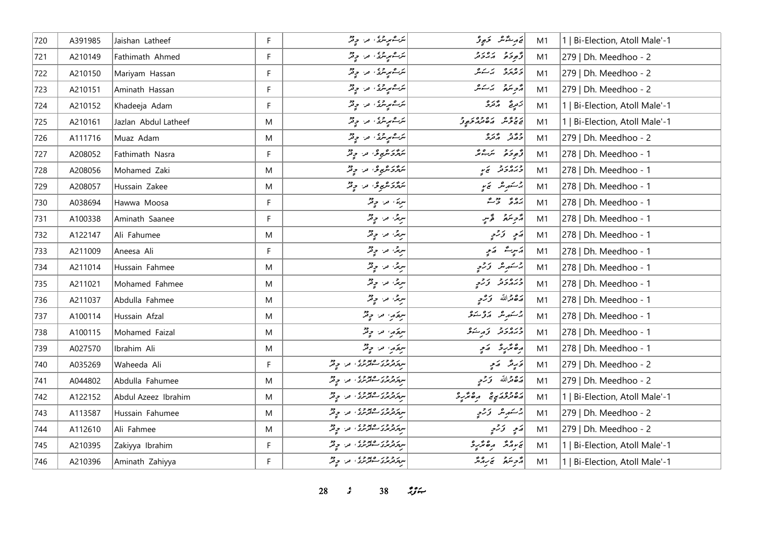| 720 | A391985 | Jaishan Latheef | F | ނަސްރީނާގެ، ދ. މީދޫ | ޖައިޝާން ލަތީފް | M1 | 1 \| Bi-Election, Atoll Male'-1 |
|---|---|---|---|---|---|---|---|
| 721 | A210149 | Fathimath Ahmed | F | ނަސްރީނާގެ، ދ. މީދޫ | ފާތިމަތު އަހުމަދު | M1 | 279 \| Dh. Meedhoo - 2 |
| 722 | A210150 | Mariyam Hassan | F | ނަސްރީނާގެ، ދ. މީދޫ | މަރިޔަމް ހަސަން | M1 | 279 \| Dh. Meedhoo - 2 |
| 723 | A210151 | Aminath Hassan | F | ނަސްރީނާގެ، ދ. މީދޫ | އާމިނަތު ހަސަން | M1 | 279 \| Dh. Meedhoo - 2 |
| 724 | A210152 | Khadeeja Adam | F | ނަސްރީނާގެ، ދ. މީދޫ | ހަދީޖާ އާދަމް | M1 | 1 \| Bi-Election, Atoll Male'-1 |
| 725 | A210161 | Jazlan Abdul Latheef | M | ނަސްރީނާގެ، ދ. މީދޫ | ޖަޒްލާން އަބްދުއްލަތީފު | M1 | 1 \| Bi-Election, Atoll Male'-1 |
| 726 | A111716 | Muaz Adam | M | ނަސްރީނާގެ، ދ. މީދޫ | މުޢާޒު އާދަމް | M1 | 279 \| Dh. Meedhoo - 2 |
| 727 | A208052 | Fathimath Nasra | F | ނަރުގަސްދޮވެ، ދ. މީދޫ | ފާތިމަތު ނަސްރާ | M1 | 278 \| Dh. Meedhoo - 1 |
| 728 | A208056 | Mohamed Zaki | M | ނަރުގަސްދޮވެ، ދ. މީދޫ | މުހައްމަދު ޒަކީ | M1 | 278 \| Dh. Meedhoo - 1 |
| 729 | A208057 | Hussain Zakee | M | ނަރުގަސްދޮވެ، ދ. މީދޫ | ހުސައިން ޒަކީ | M1 | 278 \| Dh. Meedhoo - 1 |
| 730 | A038694 | Hawwa Moosa | F | ނިޔާ، ދ. މީދޫ | ހައްވާ މޫސާ | M1 | 278 \| Dh. Meedhoo - 1 |
| 731 | A100338 | Aminath Saanee | F | ނިރު، ދ. މީދޫ | އާމިނަތު ސާނީ | M1 | 278 \| Dh. Meedhoo - 1 |
| 732 | A122147 | Ali Fahumee | M | ނިރު، ދ. މީދޫ | އަލީ ފަހުމީ | M1 | 278 \| Dh. Meedhoo - 1 |
| 733 | A211009 | Aneesa Ali | F | ނިރު، ދ. މީދޫ | އަނީސާ އަލީ | M1 | 278 \| Dh. Meedhoo - 1 |
| 734 | A211014 | Hussain Fahmee | M | ނިރު، ދ. މީދޫ | ހުސައިން ފަހުމީ | M1 | 278 \| Dh. Meedhoo - 1 |
| 735 | A211021 | Mohamed Fahmee | M | ނިރު، ދ. މީދޫ | މުހައްމަދު ފަހުމީ | M1 | 278 \| Dh. Meedhoo - 1 |
| 736 | A211037 | Abdulla Fahmee | M | ނިރު، ދ. މީދޫ | އަބްދުﷲ ފަހުމީ | M1 | 278 \| Dh. Meedhoo - 1 |
| 737 | A100114 | Hussain Afzal | M | ނިޢުމަ، ދ. މީދޫ | ހުސައިން އަފްޒަލް | M1 | 278 \| Dh. Meedhoo - 1 |
| 738 | A100115 | Mohamed Faizal | M | ނިޢުމަ، ދ. މީދޫ | މުހައްމަދު ފައިޒަލް | M1 | 278 \| Dh. Meedhoo - 1 |
| 739 | A027570 | Ibrahim Ali | M | ނިޢުމަ، ދ. މީދޫ | އިބްރާހީމް އަލީ | M1 | 278 \| Dh. Meedhoo - 1 |
| 740 | A035269 | Waheeda Ali | F | ނިޔަދުރުގެ ސްޓޯރުގެ، ދ. މީދޫ | ވަހީދާ އަލީ | M1 | 279 \| Dh. Meedhoo - 2 |
| 741 | A044802 | Abdulla Fahumee | M | ނިޔަދުރުގެ ސްޓޯރުގެ، ދ. މީދޫ | އަބްދުﷲ ފަހުމީ | M1 | 279 \| Dh. Meedhoo - 2 |
| 742 | A122152 | Abdul Azeez Ibrahim | M | ނިޔަދުރުގެ ސްޓޯރުގެ، ދ. މީދޫ | އަބްދުލްޢަޒީޒު އިބްރާހީމް | M1 | 1 \| Bi-Election, Atoll Male'-1 |
| 743 | A113587 | Hussain Fahumee | M | ނިޔަދުރުގެ ސްޓޯރުގެ، ދ. މީދޫ | ހުސައިން ފަހުމީ | M1 | 279 \| Dh. Meedhoo - 2 |
| 744 | A112610 | Ali Fahmee | M | ނިޔަދުރުގެ ސްޓޯރުގެ، ދ. މީދޫ | އަލީ ފަހުމީ | M1 | 279 \| Dh. Meedhoo - 2 |
| 745 | A210395 | Zakiyya Ibrahim | F | ނިޔަދުރުގެ ސްޓޯރުގެ، ދ. މީދޫ | ޒަކިއްޔާ އިބްރާހީމް | M1 | 1 \| Bi-Election, Atoll Male'-1 |
| 746 | A210396 | Aminath Zahiyya | F | ނިޔަދުރުގެ ސްޓޯރުގެ، ދ. މީދޫ | އާމިނަތު ޒަހިއްޔާ | M1 | 1 \| Bi-Election, Atoll Male'-1 |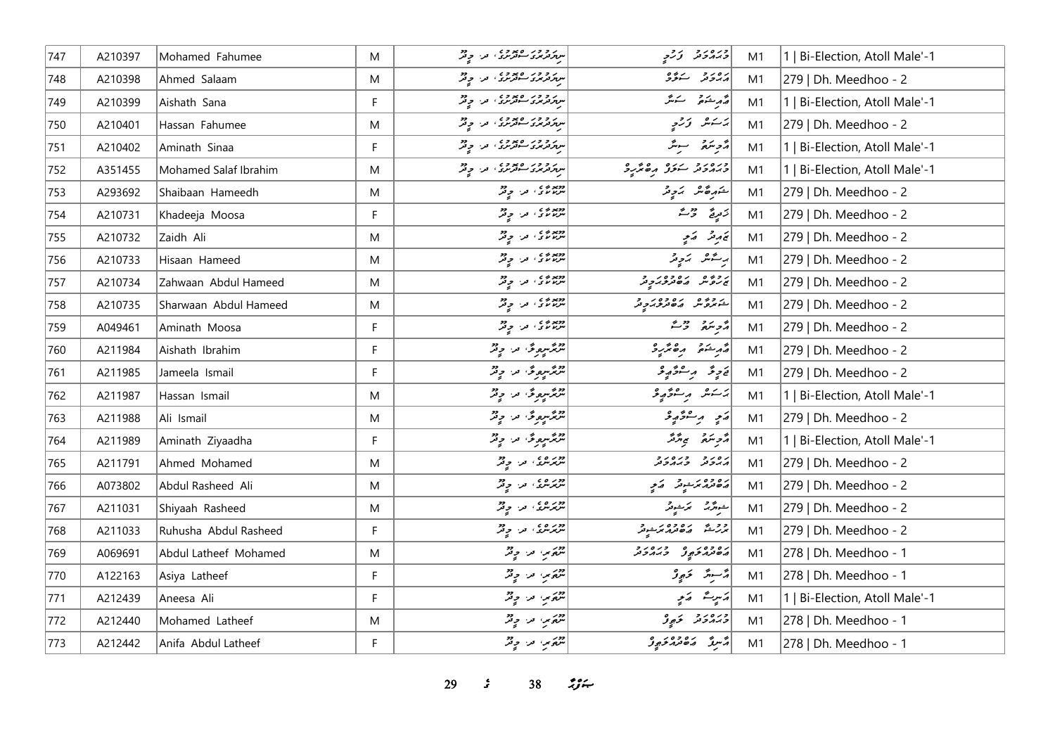| 747 | A210397 | Mohamed Fahumee | M | ސިދަދިރުގެ ސޯދަރުގެ، ދ. މީދޫ | މުހައްމަދު ފަހުމީ | M1 | 1 \| Bi-Election, Atoll Male'-1 |
|---|---|---|---|---|---|---|---|
| 748 | A210398 | Ahmed Salaam | M | ސިދަދިރުގެ ސޯދަރުގެ، ދ. މީދޫ | އަހުމަދު ސަލާމް | M1 | 279 \| Dh. Meedhoo - 2 |
| 749 | A210399 | Aishath Sana | F | ސިދަދިރުގެ ސޯދަރުގެ، ދ. މީދޫ | އައިޝަތު ސަނާ | M1 | 1 \| Bi-Election, Atoll Male'-1 |
| 750 | A210401 | Hassan Fahumee | M | ސިދަދިރުގެ ސޯދަރުގެ، ދ. މީދޫ | ހަސަން ފަހުމީ | M1 | 279 \| Dh. Meedhoo - 2 |
| 751 | A210402 | Aminath Sinaa | F | ސިދަދިރުގެ ސޯދަރުގެ، ދ. މީދޫ | އާމިނަތު ސިނާ | M1 | 1 \| Bi-Election, Atoll Male'-1 |
| 752 | A351455 | Mohamed Salaf Ibrahim | M | ސިދަދިރުގެ ސޯދަރުގެ، ދ. މީދޫ | މުހައްމަދު ސަލަފް އިބްރާހީމް | M1 | 1 \| Bi-Election, Atoll Male'-1 |
| 753 | A293692 | Shaibaan Hameedh | M | ނޫރާނީގެ، ދ. މީދޫ | ޝައިބާން ހަމީދު | M1 | 279 \| Dh. Meedhoo - 2 |
| 754 | A210731 | Khadeeja Moosa | F | ނޫރާނީގެ، ދ. މީދޫ | ހަދީޖާ މޫސާ | M1 | 279 \| Dh. Meedhoo - 2 |
| 755 | A210732 | Zaidh Ali | M | ނޫރާނީގެ، ދ. މީދޫ | ޒައިދު އަލީ | M1 | 279 \| Dh. Meedhoo - 2 |
| 756 | A210733 | Hisaan Hameed | M | ނޫރާނީގެ، ދ. މީދޫ | ހިސާން ހަމީދު | M1 | 279 \| Dh. Meedhoo - 2 |
| 757 | A210734 | Zahwaan Abdul Hameed | M | ނޫރާނީގެ، ދ. މީދޫ | ޒަހުވާން އަބްދުލްހަމީދު | M1 | 279 \| Dh. Meedhoo - 2 |
| 758 | A210735 | Sharwaan Abdul Hameed | M | ނޫރާނީގެ، ދ. މީދޫ | ޝަރުވާން އަބްދުލްހަމީދު | M1 | 279 \| Dh. Meedhoo - 2 |
| 759 | A049461 | Aminath Moosa | F | ނޫރާނީގެ، ދ. މީދޫ | އާމިނަތު މޫސާ | M1 | 279 \| Dh. Meedhoo - 2 |
| 760 | A211984 | Aishath Ibrahim | F | ނޫރާނީވިލާ، ދ. މީދޫ | އައިޝަތު އިބްރާހީމް | M1 | 279 \| Dh. Meedhoo - 2 |
| 761 | A211985 | Jameela Ismail | F | ނޫރާނީވިލާ، ދ. މީދޫ | ޖަމީލާ އިސްމާޢީލް | M1 | 279 \| Dh. Meedhoo - 2 |
| 762 | A211987 | Hassan Ismail | M | ނޫރާނީވިލާ، ދ. މީދޫ | ހަސަން އިސްމާޢީލް | M1 | 1 \| Bi-Election, Atoll Male'-1 |
| 763 | A211988 | Ali Ismail | M | ނޫރާނީވިލާ، ދ. މީދޫ | އަލީ އިސްމާޢީލް | M1 | 279 \| Dh. Meedhoo - 2 |
| 764 | A211989 | Aminath Ziyaadha | F | ނޫރާނީވިލާ، ދ. މީދޫ | އާމިނަތު ޒިޔާދާ | M1 | 1 \| Bi-Election, Atoll Male'-1 |
| 765 | A211791 | Ahmed Mohamed | M | ނޫރަންގެ، ދ. މީދޫ | އަހުމަދު މުހައްމަދު | M1 | 279 \| Dh. Meedhoo - 2 |
| 766 | A073802 | Abdul Rasheed Ali | M | ނޫރަންގެ، ދ. މީދޫ | އަބްދުއްރަޝީދު އަލީ | M1 | 279 \| Dh. Meedhoo - 2 |
| 767 | A211031 | Shiyaah Rasheed | M | ނޫރަންގެ، ދ. މީދޫ | ޝިޔާހު ރަޝީދު | M1 | 279 \| Dh. Meedhoo - 2 |
| 768 | A211033 | Ruhusha Abdul Rasheed | F | ނޫރަންގެ، ދ. މީދޫ | ރުހުޝާ އަބްދުއްރަޝީދު | M1 | 279 \| Dh. Meedhoo - 2 |
| 769 | A069691 | Abdul Latheef Mohamed | M | ނޫޅަރި، ދ. މީދޫ | އަބްދުއްލަޠީފް މުހައްމަދު | M1 | 278 \| Dh. Meedhoo - 1 |
| 770 | A122163 | Asiya Latheef | F | ނޫޅަރި، ދ. މީދޫ | އާސިޔާ ލަޠީފް | M1 | 278 \| Dh. Meedhoo - 1 |
| 771 | A212439 | Aneesa Ali | F | ނޫޅަރި، ދ. މީދޫ | އަނީސާ އަލީ | M1 | 1 \| Bi-Election, Atoll Male'-1 |
| 772 | A212440 | Mohamed Latheef | M | ނޫޅަރި، ދ. މީދޫ | މުހައްމަދު ލަޠީފް | M1 | 278 \| Dh. Meedhoo - 1 |
| 773 | A212442 | Anifa Abdul Latheef | F | ނޫޅަރި، ދ. މީދޫ | އަނީފާ އަބްދުއްލަޠީފް | M1 | 278 \| Dh. Meedhoo - 1 |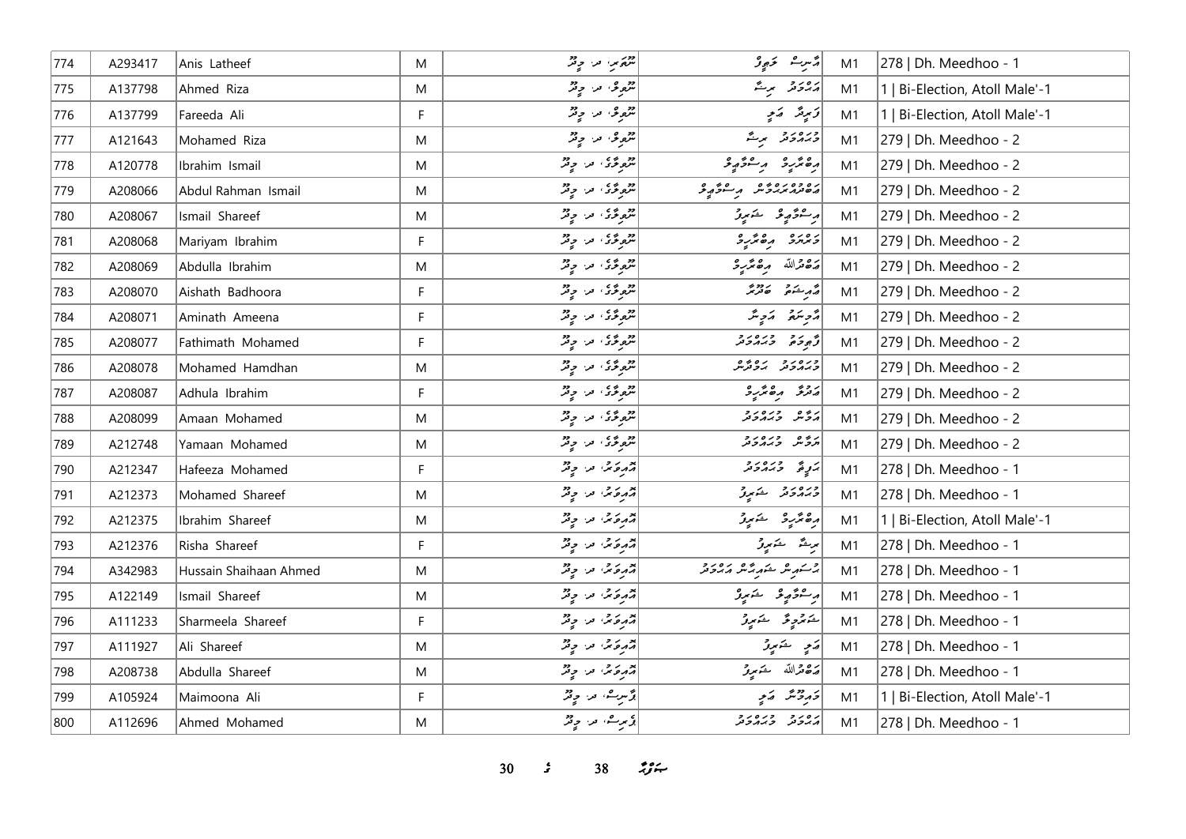| 774 | A293417 | Anis Latheef | M | ނޫރަނި، ދ. މީދޫ | އަނީސް ލަތީފު | M1 | 278 \| Dh. Meedhoo - 1 |
|---|---|---|---|---|---|---|---|
| 775 | A137798 | Ahmed Riza | M | ނޫރީވާ، ދ. މީދޫ | އަޙްމަދު ރިޟާ | M1 | 1 \| Bi-Election, Atoll Male'-1 |
| 776 | A137799 | Fareeda Ali | F | ނޫރީވާ، ދ. މީދޫ | ފަރީދާ ޢަލީ | M1 | 1 \| Bi-Election, Atoll Male'-1 |
| 777 | A121643 | Mohamed Riza | M | ނޫރީވާ، ދ. މީދޫ | މުޙައްމަދު ރިޟާ | M1 | 279 \| Dh. Meedhoo - 2 |
| 778 | A120778 | Ibrahim Ismail | M | ނޫރީވާގެ، ދ. މީދޫ | އިބްރާހީމް އިސްމާޢީލް | M1 | 279 \| Dh. Meedhoo - 2 |
| 779 | A208066 | Abdul Rahman Ismail | M | ނޫރީވާގެ، ދ. މީދޫ | ޢަބްދުއްރަޙްމާން އިސްމާޢީލް | M1 | 279 \| Dh. Meedhoo - 2 |
| 780 | A208067 | Ismail Shareef | M | ނޫރީވާގެ، ދ. މީދޫ | އިސްމާޢީލް ޝަރީފު | M1 | 279 \| Dh. Meedhoo - 2 |
| 781 | A208068 | Mariyam Ibrahim | F | ނޫރީވާގެ، ދ. މީދޫ | މަރިޔަމް އިބްރާހީމް | M1 | 279 \| Dh. Meedhoo - 2 |
| 782 | A208069 | Abdulla Ibrahim | M | ނޫރީވާގެ، ދ. މީދޫ | ޢަބްދުﷲ އިބްރާހީމް | M1 | 279 \| Dh. Meedhoo - 2 |
| 783 | A208070 | Aishath Badhoora | F | ނޫރީވާގެ، ދ. މީދޫ | ޢާއިޝަތު ބަދޫރާ | M1 | 279 \| Dh. Meedhoo - 2 |
| 784 | A208071 | Aminath Ameena | F | ނޫރީވާގެ، ދ. މީދޫ | އާމިނަތު އަމީނާ | M1 | 279 \| Dh. Meedhoo - 2 |
| 785 | A208077 | Fathimath Mohamed | F | ނޫރީވާގެ، ދ. މީދޫ | ފާތިމަތު މުޙައްމަދު | M1 | 279 \| Dh. Meedhoo - 2 |
| 786 | A208078 | Mohamed Hamdhan | M | ނޫރީވާގެ، ދ. މީދޫ | މުޙައްމަދު ހަމްދާން | M1 | 279 \| Dh. Meedhoo - 2 |
| 787 | A208087 | Adhula Ibrahim | F | ނޫރީވާގެ، ދ. މީދޫ | އަދުލާ އިބްރާހީމް | M1 | 279 \| Dh. Meedhoo - 2 |
| 788 | A208099 | Amaan Mohamed | M | ނޫރީވާގެ، ދ. މީދޫ | އަމާން މުޙައްމަދު | M1 | 279 \| Dh. Meedhoo - 2 |
| 789 | A212748 | Yamaan Mohamed | M | ނޫރީވާގެ، ދ. މީދޫ | ޔަމާން މުޙައްމަދު | M1 | 279 \| Dh. Meedhoo - 2 |
| 790 | A212347 | Hafeeza Mohamed | F | އޫރިވަރު، ދ. މީދޫ | ހަފީޒާ މުޙައްމަދު | M1 | 278 \| Dh. Meedhoo - 1 |
| 791 | A212373 | Mohamed Shareef | M | އޫރިވަރު، ދ. މީދޫ | މުޙައްމަދު ޝަރީފު | M1 | 278 \| Dh. Meedhoo - 1 |
| 792 | A212375 | Ibrahim Shareef | M | އޫރިވަރު، ދ. މީދޫ | އިބްރާހީމް ޝަރީފު | M1 | 1 \| Bi-Election, Atoll Male'-1 |
| 793 | A212376 | Risha Shareef | F | އޫރިވަރު، ދ. މީދޫ | ރިޝާ ޝަރީފު | M1 | 278 \| Dh. Meedhoo - 1 |
| 794 | A342983 | Hussain Shaihaan Ahmed | M | އޫރިވަރު، ދ. މީދޫ | ހުސައިން ޝައިހާން އަޙްމަދު | M1 | 278 \| Dh. Meedhoo - 1 |
| 795 | A122149 | Ismail Shareef | M | އޫރިވަރު، ދ. މީދޫ | އިސްމާޢީލް ޝަރީފު | M1 | 278 \| Dh. Meedhoo - 1 |
| 796 | A111233 | Sharmeela Shareef | F | އޫރިވަރު، ދ. މީދޫ | ޝަރްމީލާ ޝަރީފު | M1 | 278 \| Dh. Meedhoo - 1 |
| 797 | A111927 | Ali Shareef | M | އޫރިވަރު، ދ. މީދޫ | ޢަލީ ޝަރީފު | M1 | 278 \| Dh. Meedhoo - 1 |
| 798 | A208738 | Abdulla Shareef | M | އޫރިވަރު، ދ. މީދޫ | ޢަބްދުﷲ ޝަރީފު | M1 | 278 \| Dh. Meedhoo - 1 |
| 799 | A105924 | Maimoona Ali | F | ވާނިސް، ދ. މީދޫ | މައިމޫނާ ޢަލީ | M1 | 1 \| Bi-Election, Atoll Male'-1 |
| 800 | A112696 | Ahmed Mohamed | M | ވާނިސް، ދ. މީދޫ | އަޙްމަދު މުޙައްމަދު | M1 | 278 \| Dh. Meedhoo - 1 |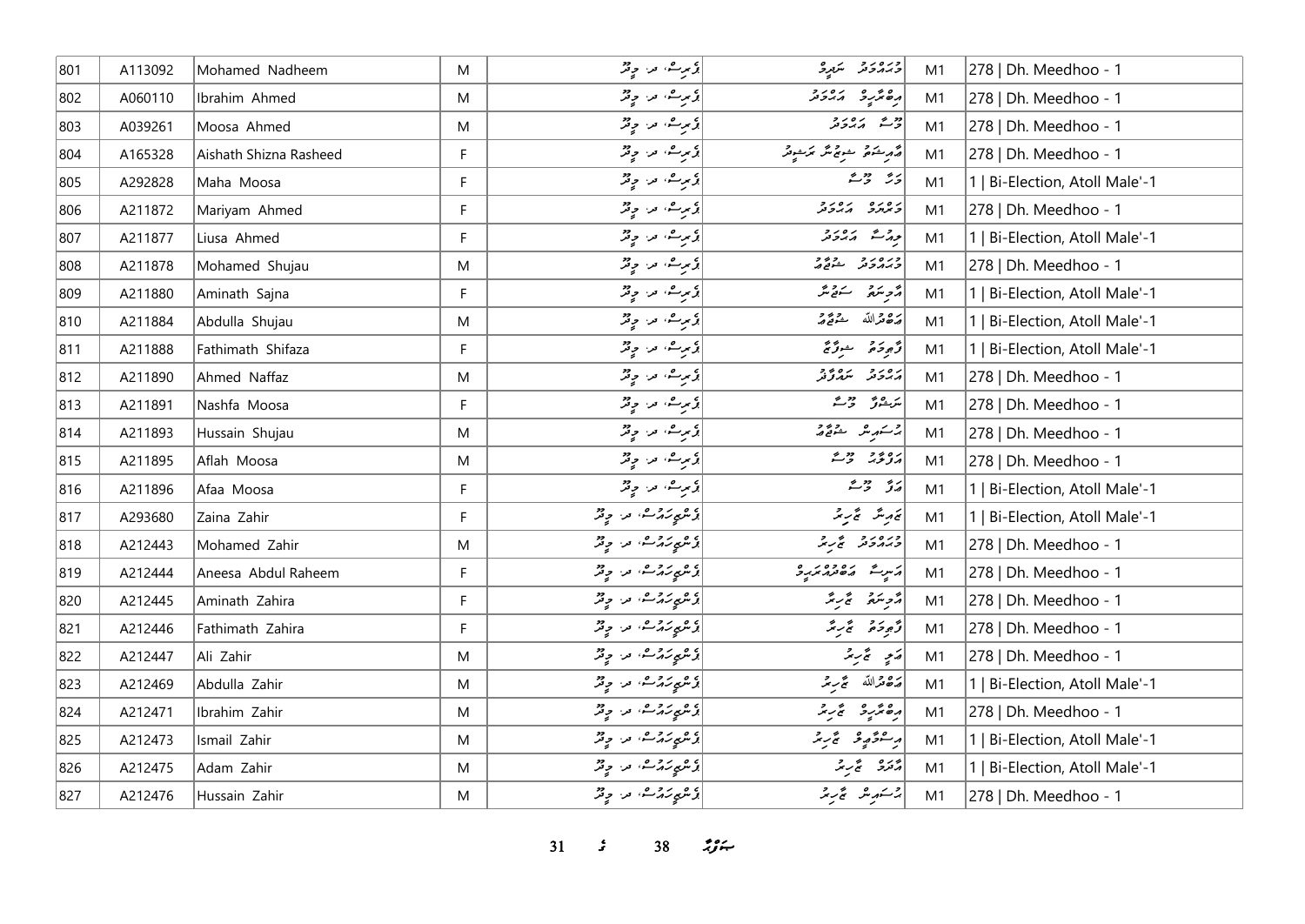| 801 | A113092 | Mohamed Nadheem | M | ފެހިރެސް، ދ. މީދޫ | މުހައްމަދު ނަދީމް | M1 | 278 \| Dh. Meedhoo - 1 |
|---|---|---|---|---|---|---|---|
| 802 | A060110 | Ibrahim Ahmed | M | ފެހިރެސް، ދ. މީދޫ | އިބްރާހީމް އަހްމަދު | M1 | 278 \| Dh. Meedhoo - 1 |
| 803 | A039261 | Moosa Ahmed | M | ފެހިރެސް، ދ. މީދޫ | މޫސާ އަހްމަދު | M1 | 278 \| Dh. Meedhoo - 1 |
| 804 | A165328 | Aishath Shizna Rasheed | F | ފެހިރެސް، ދ. މީދޫ | އާއިޝަތު ޝިޒްނާ ރަޝީދު | M1 | 278 \| Dh. Meedhoo - 1 |
| 805 | A292828 | Maha Moosa | F | ފެހިރެސް، ދ. މީދޫ | މަހާ މޫސާ | M1 | 1 \| Bi-Election, Atoll Male'-1 |
| 806 | A211872 | Mariyam Ahmed | F | ފެހިރެސް، ދ. މީދޫ | މަރިޔަމް އަހްމަދު | M1 | 278 \| Dh. Meedhoo - 1 |
| 807 | A211877 | Liusa Ahmed | F | ފެހިރެސް، ދ. މީދޫ | ލިއުސާ އަހްމަދު | M1 | 1 \| Bi-Election, Atoll Male'-1 |
| 808 | A211878 | Mohamed Shujau | M | ފެހިރެސް، ދ. މީދޫ | މުހައްމަދު ޝުޖާއު | M1 | 278 \| Dh. Meedhoo - 1 |
| 809 | A211880 | Aminath Sajna | F | ފެހިރެސް، ދ. މީދޫ | އާމިނަތު ސަޖްނާ | M1 | 1 \| Bi-Election, Atoll Male'-1 |
| 810 | A211884 | Abdulla Shujau | M | ފެހިރެސް، ދ. މީދޫ | އަބްދުﷲ ޝުޖާއު | M1 | 1 \| Bi-Election, Atoll Male'-1 |
| 811 | A211888 | Fathimath Shifaza | F | ފެހިރެސް، ދ. މީދޫ | ފާތިމަތު ޝިފާޒާ | M1 | 1 \| Bi-Election, Atoll Male'-1 |
| 812 | A211890 | Ahmed Naffaz | M | ފެހިރެސް، ދ. މީދޫ | އަހްމަދު ނައްފާޒު | M1 | 278 \| Dh. Meedhoo - 1 |
| 813 | A211891 | Nashfa Moosa | F | ފެހިރެސް، ދ. މީދޫ | ނަޝްފާ މޫސާ | M1 | 278 \| Dh. Meedhoo - 1 |
| 814 | A211893 | Hussain Shujau | M | ފެހިރެސް، ދ. މީދޫ | ހުސައިން ޝުޖާއު | M1 | 278 \| Dh. Meedhoo - 1 |
| 815 | A211895 | Aflah Moosa | M | ފެހިރެސް، ދ. މީދޫ | އަފްލަޙް މޫސާ | M1 | 278 \| Dh. Meedhoo - 1 |
| 816 | A211896 | Afaa Moosa | F | ފެހިރެސް، ދ. މީދޫ | އަފާ މޫސާ | M1 | 1 \| Bi-Election, Atoll Male'-1 |
| 817 | A293680 | Zaina Zahir | F | ފެންޏަރަމްސް، ދ. މީދޫ | ޒައިނާ ޒާހިރު | M1 | 1 \| Bi-Election, Atoll Male'-1 |
| 818 | A212443 | Mohamed Zahir | M | ފެންޏަރަމްސް، ދ. މީދޫ | މުހައްމަދު ޒާހިރު | M1 | 278 \| Dh. Meedhoo - 1 |
| 819 | A212444 | Aneesa Abdul Raheem | F | ފެންޏަރަމްސް، ދ. މީދޫ | އަނީސާ އަބްދުއްރަޙީމް | M1 | 278 \| Dh. Meedhoo - 1 |
| 820 | A212445 | Aminath Zahira | F | ފެންޏަރަމްސް، ދ. މީދޫ | އާމިނަތު ޒާހިރާ | M1 | 278 \| Dh. Meedhoo - 1 |
| 821 | A212446 | Fathimath Zahira | F | ފެންޏަރަމްސް، ދ. މީދޫ | ފާތިމަތު ޒާހިރާ | M1 | 278 \| Dh. Meedhoo - 1 |
| 822 | A212447 | Ali Zahir | M | ފެންޏަރަމްސް، ދ. މީދޫ | އަލީ ޒާހިރު | M1 | 278 \| Dh. Meedhoo - 1 |
| 823 | A212469 | Abdulla Zahir | M | ފެންޏަރަމްސް، ދ. މީދޫ | އަބްދުﷲ ޒާހިރު | M1 | 1 \| Bi-Election, Atoll Male'-1 |
| 824 | A212471 | Ibrahim Zahir | M | ފެންޏަރަމްސް، ދ. މީދޫ | އިބްރާހީމް ޒާހިރު | M1 | 278 \| Dh. Meedhoo - 1 |
| 825 | A212473 | Ismail Zahir | M | ފެންޏަރަމްސް، ދ. މީދޫ | އިސްމާއީލް ޒާހިރު | M1 | 1 \| Bi-Election, Atoll Male'-1 |
| 826 | A212475 | Adam Zahir | M | ފެންޏަރަމްސް، ދ. މީދޫ | އާދަމް ޒާހިރު | M1 | 1 \| Bi-Election, Atoll Male'-1 |
| 827 | A212476 | Hussain Zahir | M | ފެންޏަރަމްސް، ދ. މީދޫ | ހުސައިން ޒާހިރު | M1 | 278 \| Dh. Meedhoo - 1 |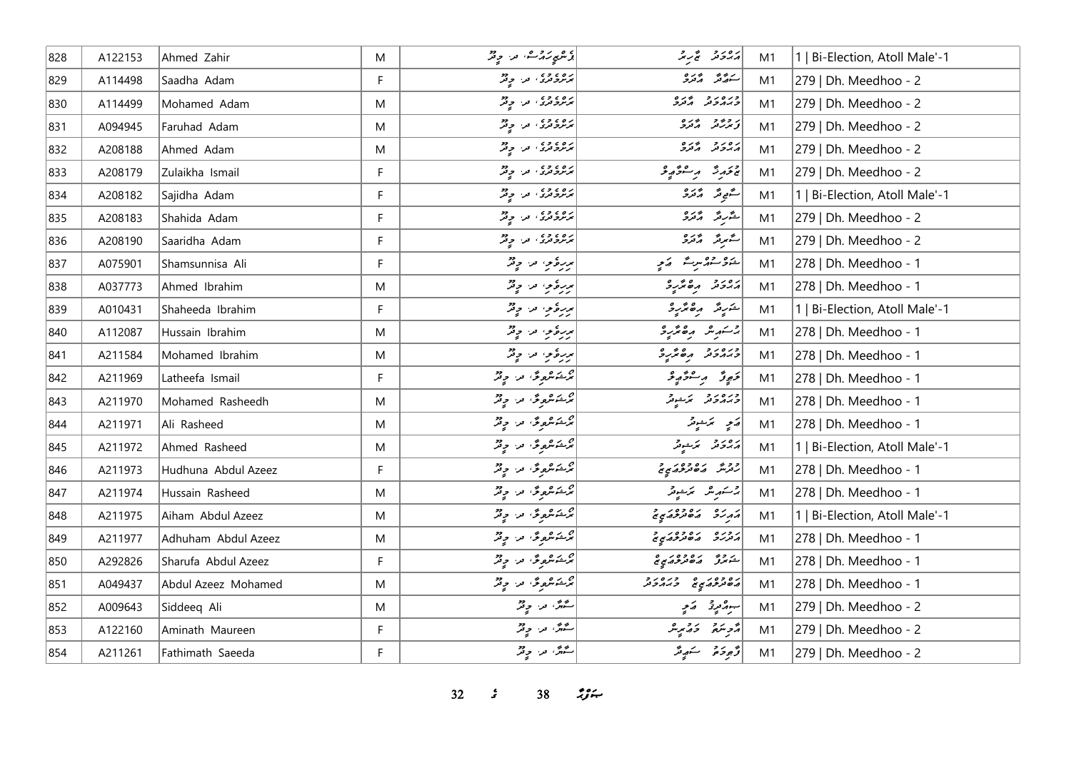| 828 | A122153 | Ahmed Zahir | M | ފްލާވަރސް، ދ. މީދޫ | އަހްމަދު ޒާހިރު | M1 | 1 \| Bi-Election, Atoll Male'-1 |
|---|---|---|---|---|---|---|---|
| 829 | A114498 | Saadha Adam | F | ރަންވީރު، ދ. މީދޫ | ސަޢުދާ އާދަމް | M1 | 279 \| Dh. Meedhoo - 2 |
| 830 | A114499 | Mohamed Adam | M | ރަންވީރު، ދ. މީދޫ | މުޙައްމަދު އާދަމް | M1 | 279 \| Dh. Meedhoo - 2 |
| 831 | A094945 | Faruhad Adam | M | ރަންވީރު، ދ. މީދޫ | ފަރުހާދު އާދަމް | M1 | 279 \| Dh. Meedhoo - 2 |
| 832 | A208188 | Ahmed Adam | M | ރަންވީރު، ދ. މީދޫ | އަހްމަދު އާދަމް | M1 | 279 \| Dh. Meedhoo - 2 |
| 833 | A208179 | Zulaikha Ismail | F | ރަންވީރު، ދ. މީދޫ | ޒުލައިޚާ އިސްމާޢީލް | M1 | 279 \| Dh. Meedhoo - 2 |
| 834 | A208182 | Sajidha Adam | F | ރަންވީރު، ދ. މީދޫ | ސާޖިދާ އާދަމް | M1 | 1 \| Bi-Election, Atoll Male'-1 |
| 835 | A208183 | Shahida Adam | F | ރަންވީރު، ދ. މީދޫ | ޝާހިދާ އާދަމް | M1 | 279 \| Dh. Meedhoo - 2 |
| 836 | A208190 | Saaridha Adam | F | ރަންވީރު، ދ. މީދޫ | ސާރިދާ އާދަމް | M1 | 279 \| Dh. Meedhoo - 2 |
| 837 | A075901 | Shamsunnisa Ali | F | ރިލެކްސް، ދ. މީދޫ | ޝަމްސުންނިސާ ޢަލީ | M1 | 278 \| Dh. Meedhoo - 1 |
| 838 | A037773 | Ahmed Ibrahim | M | ރިލެކްސް، ދ. މީދޫ | އަހްމަދު އިބްރާހީމް | M1 | 278 \| Dh. Meedhoo - 1 |
| 839 | A010431 | Shaheeda Ibrahim | F | ރިލެކްސް، ދ. މީދޫ | ޝަހީދާ އިބްރާހީމް | M1 | 1 \| Bi-Election, Atoll Male'-1 |
| 840 | A112087 | Hussain Ibrahim | M | ރިލެކްސް، ދ. މީދޫ | ޙުސައިން އިބްރާހީމް | M1 | 278 \| Dh. Meedhoo - 1 |
| 841 | A211584 | Mohamed Ibrahim | M | ރިލެކްސް، ދ. މީދޫ | މުޙައްމަދު އިބްރާހީމް | M1 | 278 \| Dh. Meedhoo - 1 |
| 842 | A211969 | Latheefa Ismail | F | ރޯޝަންވިލާ، ދ. މީދޫ | ލަޠީފާ އިސްމާޢީލް | M1 | 278 \| Dh. Meedhoo - 1 |
| 843 | A211970 | Mohamed Rasheedh | M | ރޯޝަންވިލާ، ދ. މީދޫ | މުޙައްމަދު ރަޝީދު | M1 | 278 \| Dh. Meedhoo - 1 |
| 844 | A211971 | Ali Rasheed | M | ރޯޝަންވިލާ، ދ. މީދޫ | ޢަލީ ރަޝީދު | M1 | 278 \| Dh. Meedhoo - 1 |
| 845 | A211972 | Ahmed Rasheed | M | ރޯޝަންވިލާ، ދ. މީދޫ | އަހްމަދު ރަޝީދު | M1 | 1 \| Bi-Election, Atoll Male'-1 |
| 846 | A211973 | Hudhuna Abdul Azeez | F | ރޯޝަންވިލާ، ދ. މީދޫ | ހުދުނާ ޢަބްދުލްޢަޒީޒު | M1 | 278 \| Dh. Meedhoo - 1 |
| 847 | A211974 | Hussain Rasheed | M | ރޯޝަންވިލާ، ދ. މީދޫ | ޙުސައިން ރަޝީދު | M1 | 278 \| Dh. Meedhoo - 1 |
| 848 | A211975 | Aiham Abdul Azeez | M | ރޯޝަންވިލާ، ދ. މީދޫ | އައިހަމް ޢަބްދުލްޢަޒީޒު | M1 | 1 \| Bi-Election, Atoll Male'-1 |
| 849 | A211977 | Adhuham Abdul Azeez | M | ރޯޝަންވިލާ، ދ. މީދޫ | އަދުހަމް ޢަބްދުލްޢަޒީޒު | M1 | 278 \| Dh. Meedhoo - 1 |
| 850 | A292826 | Sharufa Abdul Azeez | F | ރޯޝަންވިލާ، ދ. މީދޫ | ޝަރުފާ ޢަބްދުލްޢަޒީޒު | M1 | 278 \| Dh. Meedhoo - 1 |
| 851 | A049437 | Abdul Azeez Mohamed | M | ރޯޝަންވިލާ، ދ. މީދޫ | ޢަބްދުލްޢަޒީޒު މުޙައްމަދު | M1 | 278 \| Dh. Meedhoo - 1 |
| 852 | A009643 | Siddeeq Ali | M | ސާރާ، ދ. މީދޫ | ސިއްދީޤު ޢަލީ | M1 | 279 \| Dh. Meedhoo - 2 |
| 853 | A122160 | Aminath Maureen | F | ސާރާ، ދ. މީދޫ | އާމިނަތު މައުރީން | M1 | 279 \| Dh. Meedhoo - 2 |
| 854 | A211261 | Fathimath Saeeda | F | ސާރާ، ދ. މީދޫ | ފާތިމަތު ސަޢީދާ | M1 | 279 \| Dh. Meedhoo - 2 |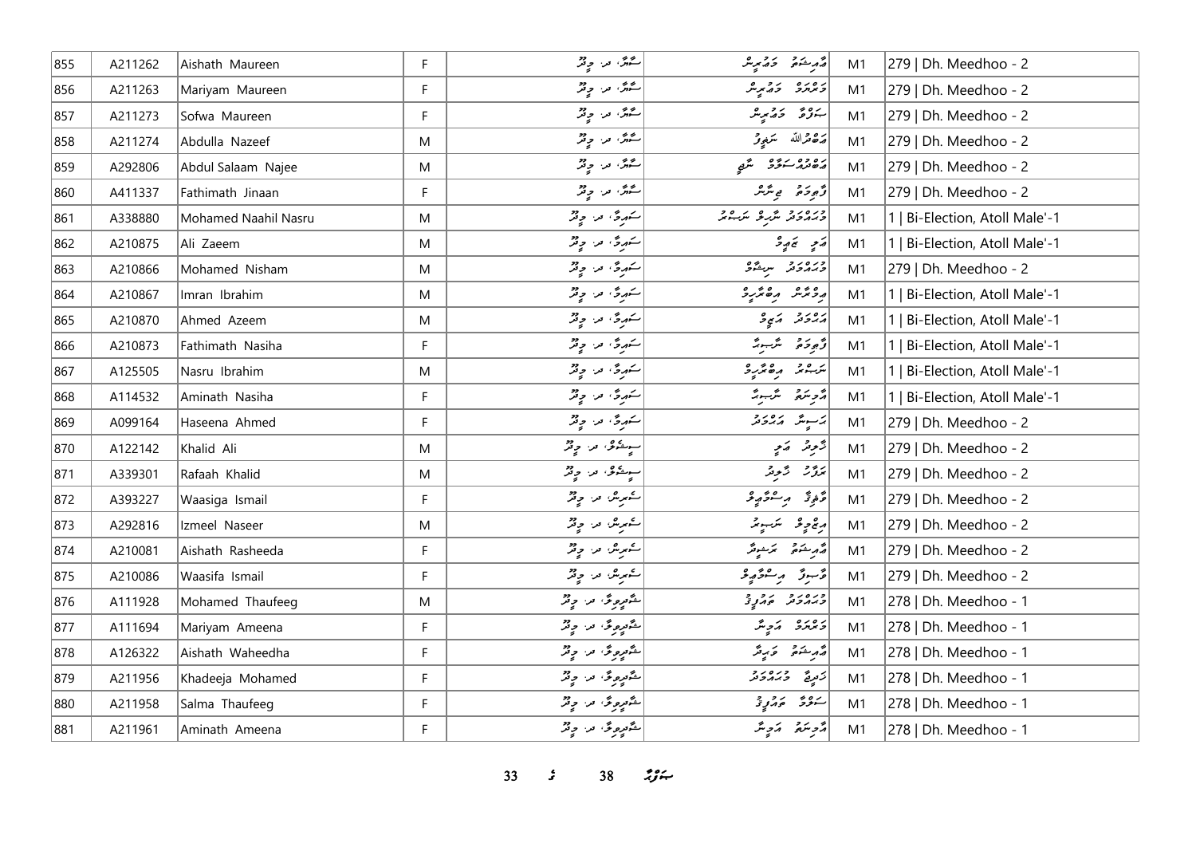| 855 | A211262 | Aishath Maureen | F | ސާދާ، ދ. މީދޫ | އާއިޝަތު މައުރީން | M1 | 279 \| Dh. Meedhoo - 2 |
|---|---|---|---|---|---|---|---|
| 856 | A211263 | Mariyam Maureen | F | ސާދާ، ދ. މީދޫ | މަރިޔަމް މައުރީން | M1 | 279 \| Dh. Meedhoo - 2 |
| 857 | A211273 | Sofwa Maureen | F | ސާދާ، ދ. މީދޫ | ސަފްވާ މައުރީން | M1 | 279 \| Dh. Meedhoo - 2 |
| 858 | A211274 | Abdulla Nazeef | M | ސާދާ، ދ. މީދޫ | އަބްދުﷲ ނަޒީފު | M1 | 279 \| Dh. Meedhoo - 2 |
| 859 | A292806 | Abdul Salaam Najee | M | ސާދާ، ދ. މީދޫ | އަބްދުލްސަލާމް ނާޖީ | M1 | 279 \| Dh. Meedhoo - 2 |
| 860 | A411337 | Fathimath Jinaan | F | ސާދާ، ދ. މީދޫ | ފާތިމަތު ޖިނާން | M1 | 279 \| Dh. Meedhoo - 2 |
| 861 | A338880 | Mohamed Naahil Nasru | M | ސަރިމާ، ދ. މީދޫ | މުޙައްމަދު ނާހިލް ނަސްރު | M1 | 1 \| Bi-Election, Atoll Male'-1 |
| 862 | A210875 | Ali Zaeem | M | ސަރިމާ، ދ. މީދޫ | އަލި ޒައީމް | M1 | 1 \| Bi-Election, Atoll Male'-1 |
| 863 | A210866 | Mohamed Nisham | M | ސަރިމާ، ދ. މީދޫ | މުޙައްމަދު ނިޝާމް | M1 | 279 \| Dh. Meedhoo - 2 |
| 864 | A210867 | Imran Ibrahim | M | ސަރިމާ، ދ. މީދޫ | އިމްރާން އިބްރާހިމް | M1 | 1 \| Bi-Election, Atoll Male'-1 |
| 865 | A210870 | Ahmed Azeem | M | ސަރިމާ، ދ. މީދޫ | އަޙްމަދު އަޒީމް | M1 | 1 \| Bi-Election, Atoll Male'-1 |
| 866 | A210873 | Fathimath Nasiha | F | ސަރިމާ، ދ. މީދޫ | ފާތިމަތު ނާސިހާ | M1 | 1 \| Bi-Election, Atoll Male'-1 |
| 867 | A125505 | Nasru Ibrahim | M | ސަރިމާ، ދ. މީދޫ | ނަސްރު އިބްރާހިމް | M1 | 1 \| Bi-Election, Atoll Male'-1 |
| 868 | A114532 | Aminath Nasiha | F | ސަރިމާ، ދ. މީދޫ | އާމިނަތު ނާސިހާ | M1 | 1 \| Bi-Election, Atoll Male'-1 |
| 869 | A099164 | Haseena Ahmed | F | ސަރިމާ، ދ. މީދޫ | ހަސީނާ އަޙްމަދު | M1 | 279 \| Dh. Meedhoo - 2 |
| 870 | A122142 | Khalid Ali | M | ސިލްވާ، ދ. މީދޫ | ޚާލިދު އަލި | M1 | 279 \| Dh. Meedhoo - 2 |
| 871 | A339301 | Rafaah Khalid | M | ސިލްވާ، ދ. މީދޫ | ރަފާހް ޚާލިދު | M1 | 279 \| Dh. Meedhoo - 2 |
| 872 | A393227 | Waasiga Ismail | F | ސުރިން، ދ. މީދޫ | ވާސިގާ އިސްމާޢީލް | M1 | 279 \| Dh. Meedhoo - 2 |
| 873 | A292816 | Izmeel Naseer | M | ސުރިން، ދ. މީދޫ | އިޒްމީލް ނަސީރު | M1 | 279 \| Dh. Meedhoo - 2 |
| 874 | A210081 | Aishath Rasheeda | F | ސުރިން، ދ. މީދޫ | އާއިޝަތު ރަޝީދާ | M1 | 279 \| Dh. Meedhoo - 2 |
| 875 | A210086 | Waasifa Ismail | F | ސުރިން، ދ. މީދޫ | ވާސިފާ އިސްމާޢީލް | M1 | 279 \| Dh. Meedhoo - 2 |
| 876 | A111928 | Mohamed Thaufeeg | M | ޝާދީވިލާ، ދ. މީދޫ | މުޙައްމަދު ތައުފީޤު | M1 | 278 \| Dh. Meedhoo - 1 |
| 877 | A111694 | Mariyam Ameena | F | ޝާދީވިލާ، ދ. މީދޫ | މަރިޔަމް އަމީނާ | M1 | 278 \| Dh. Meedhoo - 1 |
| 878 | A126322 | Aishath Waheedha | F | ޝާދީވިލާ، ދ. މީދޫ | އާއިޝަތު ވަޙީދާ | M1 | 278 \| Dh. Meedhoo - 1 |
| 879 | A211956 | Khadeeja Mohamed | F | ޝާދީވިލާ، ދ. މީދޫ | ޚަދީޖާ މުޙައްމަދު | M1 | 278 \| Dh. Meedhoo - 1 |
| 880 | A211958 | Salma Thaufeeg | F | ޝާދީވިލާ، ދ. މީދޫ | ސަލްމާ ތައުފީޤު | M1 | 278 \| Dh. Meedhoo - 1 |
| 881 | A211961 | Aminath Ameena | F | ޝާދީވިލާ، ދ. މީދޫ | އާމިނަތު އަމީނާ | M1 | 278 \| Dh. Meedhoo - 1 |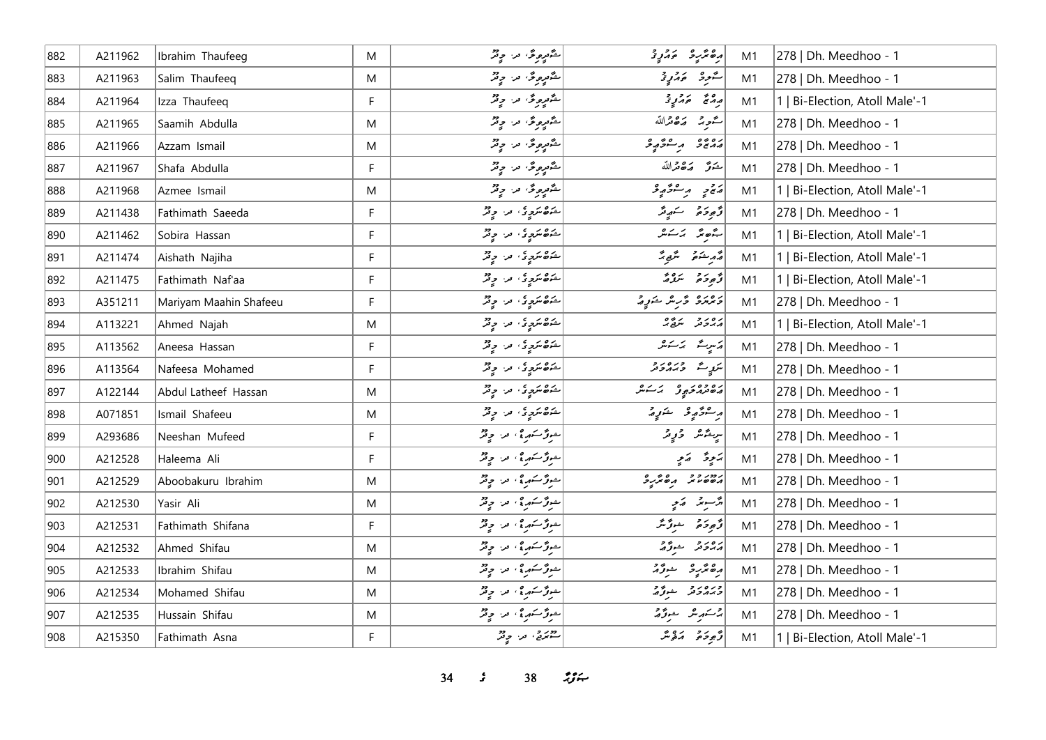| 882 | A211962 | Ibrahim Thaufeeg | M | ޝާދީރިވާ، ދ. މީދޫ | އިބްރާހީމް ތައުފީގު | M1 | 278 \| Dh. Meedhoo - 1 |
|---|---|---|---|---|---|---|---|
| 883 | A211963 | Salim Thaufeeq | M | ޝާދީރިވާ، ދ. މީދޫ | ސާލިމް ތައުފީގު | M1 | 278 \| Dh. Meedhoo - 1 |
| 884 | A211964 | Izza Thaufeeq | F | ޝާދީރިވާ، ދ. މީދޫ | އިއްޒާ ތައުފީގު | M1 | 1 \| Bi-Election, Atoll Male'-1 |
| 885 | A211965 | Saamih Abdulla | M | ޝާދީރިވާ، ދ. މީދޫ | ސާމިހް އަބްދުﷲ | M1 | 278 \| Dh. Meedhoo - 1 |
| 886 | A211966 | Azzam Ismail | M | ޝާދީރިވާ، ދ. މީދޫ | އައްޒާމް އިސްމާޢީލް | M1 | 278 \| Dh. Meedhoo - 1 |
| 887 | A211967 | Shafa Abdulla | F | ޝާދީރިވާ، ދ. މީދޫ | ޝަފާ އަބްދުﷲ | M1 | 278 \| Dh. Meedhoo - 1 |
| 888 | A211968 | Azmee Ismail | M | ޝާދީރިވާ، ދ. މީދޫ | އަޒްމީ އިސްމާޢީލް | M1 | 1 \| Bi-Election, Atoll Male'-1 |
| 889 | A211438 | Fathimath Saeeda | F | ޝަބްނަމީގެ، ދ. މީދޫ | ފާތިމަތު ސަޢީދާ | M1 | 278 \| Dh. Meedhoo - 1 |
| 890 | A211462 | Sobira Hassan | F | ޝަބްނަމީގެ، ދ. މީދޫ | ޞާބިރާ ހަސަން | M1 | 1 \| Bi-Election, Atoll Male'-1 |
| 891 | A211474 | Aishath Najiha | F | ޝަބްނަމީގެ، ދ. މީދޫ | އާއިޝަތު ނާޖިހާ | M1 | 1 \| Bi-Election, Atoll Male'-1 |
| 892 | A211475 | Fathimath Naf'aa | F | ޝަބްނަމީގެ، ދ. މީދޫ | ފާތިމަތު ނަފްޢާ | M1 | 1 \| Bi-Election, Atoll Male'-1 |
| 893 | A351211 | Mariyam Maahin Shafeeu | F | ޝަބްނަމީގެ، ދ. މީދޫ | މަރިޔަމް މާހިން ޝަފީޢު | M1 | 278 \| Dh. Meedhoo - 1 |
| 894 | A113221 | Ahmed Najah | M | ޝަބްނަމީގެ، ދ. މީދޫ | އަޙްމަދު ނަޖާޙް | M1 | 1 \| Bi-Election, Atoll Male'-1 |
| 895 | A113562 | Aneesa Hassan | F | ޝަބްނަމީގެ، ދ. މީދޫ | އަނީސާ ހަސަން | M1 | 278 \| Dh. Meedhoo - 1 |
| 896 | A113564 | Nafeesa Mohamed | F | ޝަބްނަމީގެ، ދ. މީދޫ | ނަފީސާ މުޙައްމަދު | M1 | 278 \| Dh. Meedhoo - 1 |
| 897 | A122144 | Abdul Latheef Hassan | M | ޝަބްނަމީގެ، ދ. މީދޫ | އަބްދުއްލަޠީފް ހަސަން | M1 | 278 \| Dh. Meedhoo - 1 |
| 898 | A071851 | Ismail Shafeeu | M | ޝަބްނަމީގެ، ދ. މީދޫ | އިސްމާޢީލް ޝަފީޢު | M1 | 278 \| Dh. Meedhoo - 1 |
| 899 | A293686 | Neeshan Mufeed | F | ޝިފާސަރާއީ، ދ. މީދޫ | ނީޝާން މުފީދު | M1 | 278 \| Dh. Meedhoo - 1 |
| 900 | A212528 | Haleema Ali | F | ޝިފާސަރާއީ، ދ. މީދޫ | ހަލީމާ އަލީ | M1 | 278 \| Dh. Meedhoo - 1 |
| 901 | A212529 | Aboobakuru Ibrahim | M | ޝިފާސަރާއީ، ދ. މީދޫ | އަބޫބަކުރު އިބްރާހީމް | M1 | 278 \| Dh. Meedhoo - 1 |
| 902 | A212530 | Yasir Ali | M | ޝިފާސަރާއީ، ދ. މީދޫ | ޔާސިރު އަލީ | M1 | 278 \| Dh. Meedhoo - 1 |
| 903 | A212531 | Fathimath Shifana | F | ޝިފާސަރާއީ، ދ. މީދޫ | ފާތިމަތު ޝިފާނާ | M1 | 278 \| Dh. Meedhoo - 1 |
| 904 | A212532 | Ahmed Shifau | M | ޝިފާސަރާއީ، ދ. މީދޫ | އަޙްމަދު ޝިފާއު | M1 | 278 \| Dh. Meedhoo - 1 |
| 905 | A212533 | Ibrahim Shifau | M | ޝިފާސަރާއީ، ދ. މީދޫ | އިބްރާހީމް ޝިފާއު | M1 | 278 \| Dh. Meedhoo - 1 |
| 906 | A212534 | Mohamed Shifau | M | ޝިފާސަރާއީ، ދ. މީދޫ | މުޙައްމަދު ޝިފާއު | M1 | 278 \| Dh. Meedhoo - 1 |
| 907 | A212535 | Hussain Shifau | M | ޝިފާސަރާއީ، ދ. މީދޫ | ޙުސައިން ޝިފާއު | M1 | 278 \| Dh. Meedhoo - 1 |
| 908 | A215350 | Fathimath Asna | F | ސޫރަޖް، ދ. މީދޫ | ފާތިމަތު އަސްނާ | M1 | 1 \| Bi-Election, Atoll Male'-1 |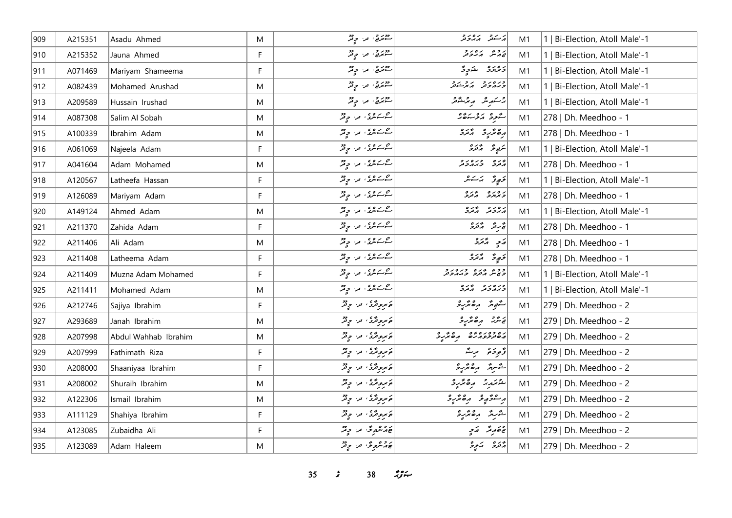| 909 | A215351 | Asadu Ahmed | M | ސުރަނީ، ދ. މީދޫ | އަސަދު އަޙްމަދު | M1 | 1 \| Bi-Election, Atoll Male'-1 |
|---|---|---|---|---|---|---|---|
| 910 | A215352 | Jauna Ahmed | F | ސުރަނީ، ދ. މީދޫ | ޖައުނާ އަޙްމަދު | M1 | 1 \| Bi-Election, Atoll Male'-1 |
| 911 | A071469 | Mariyam Shameema | F | ސުރަނީ، ދ. މީދޫ | މަރިޔަމް ޝަމީމާ | M1 | 1 \| Bi-Election, Atoll Male'-1 |
| 912 | A082439 | Mohamed Arushad | M | ސުރަނީ، ދ. މީދޫ | މުޙައްމަދު އަރުޝަދު | M1 | 1 \| Bi-Election, Atoll Male'-1 |
| 913 | A209589 | Hussain Irushad | M | ސުރަނީ، ދ. މީދޫ | ޙުސައިން އިރުޝާދު | M1 | 1 \| Bi-Election, Atoll Male'-1 |
| 914 | A087308 | Salim Al Sobah | M | ސުސަންގީ، ދ. މީދޫ | ސާލިމް އަލްސަބާޙް | M1 | 278 \| Dh. Meedhoo - 1 |
| 915 | A100339 | Ibrahim Adam | M | ސުސަންގީ، ދ. މީދޫ | އިބްރާހީމް އާދަމް | M1 | 278 \| Dh. Meedhoo - 1 |
| 916 | A061069 | Najeela Adam | F | ސުސަންގީ، ދ. މީދޫ | ނަޖީލާ އާދަމް | M1 | 1 \| Bi-Election, Atoll Male'-1 |
| 917 | A041604 | Adam Mohamed | M | ސުސަންގީ، ދ. މީދޫ | އާދަމް މުޙައްމަދު | M1 | 278 \| Dh. Meedhoo - 1 |
| 918 | A120567 | Latheefa Hassan | F | ސުސަންގީ، ދ. މީދޫ | ލަތީފާ ހަސަން | M1 | 1 \| Bi-Election, Atoll Male'-1 |
| 919 | A126089 | Mariyam Adam | F | ސުސަންގީ، ދ. މީދޫ | މަރިޔަމް އާދަމް | M1 | 278 \| Dh. Meedhoo - 1 |
| 920 | A149124 | Ahmed Adam | M | ސުސަންގީ، ދ. މީދޫ | އަޙްމަދު އާދަމް | M1 | 1 \| Bi-Election, Atoll Male'-1 |
| 921 | A211370 | Zahida Adam | F | ސުސަންގީ، ދ. މީދޫ | ޒާހިދާ އާދަމް | M1 | 278 \| Dh. Meedhoo - 1 |
| 922 | A211406 | Ali Adam | M | ސުސަންގީ، ދ. މީދޫ | އަލި އާދަމް | M1 | 278 \| Dh. Meedhoo - 1 |
| 923 | A211408 | Latheema Adam | F | ސުސަންގީ، ދ. މީދޫ | ލަތީމާ އާދަމް | M1 | 278 \| Dh. Meedhoo - 1 |
| 924 | A211409 | Muzna Adam Mohamed | F | ސުސަންގީ، ދ. މީދޫ | މުޒްނާ އާދަމް މުޙައްމަދު | M1 | 1 \| Bi-Election, Atoll Male'-1 |
| 925 | A211411 | Mohamed Adam | M | ސުސަންގީ، ދ. މީދޫ | މުޙައްމަދު އާދަމް | M1 | 1 \| Bi-Election, Atoll Male'-1 |
| 926 | A212746 | Sajiya Ibrahim | F | ތަރިވަރީ، ދ. މީދޫ | ސާޖިޔާ އިބްރާހީމް | M1 | 279 \| Dh. Meedhoo - 2 |
| 927 | A293689 | Janah Ibrahim | M | ތަރިވަރީ، ދ. މީދޫ | ޖަނާހް އިބްރާހީމް | M1 | 279 \| Dh. Meedhoo - 2 |
| 928 | A207998 | Abdul Wahhab Ibrahim | M | ތަރިވަރީ، ދ. މީދޫ | އަބްދުލްވައްހާބް އިބްރާހީމް | M1 | 279 \| Dh. Meedhoo - 2 |
| 929 | A207999 | Fathimath Riza | F | ތަރިވަރީ، ދ. މީދޫ | ފާތިމަތު ރިޒާ | M1 | 279 \| Dh. Meedhoo - 2 |
| 930 | A208000 | Shaaniyaa Ibrahim | F | ތަރިވަރީ، ދ. މީދޫ | ޝާނިޔާ އިބްރާހީމް | M1 | 279 \| Dh. Meedhoo - 2 |
| 931 | A208002 | Shuraih Ibrahim | M | ތަރިވަރީ، ދ. މީދޫ | ޝުރައިހު އިބްރާހީމް | M1 | 279 \| Dh. Meedhoo - 2 |
| 932 | A122306 | Ismail Ibrahim | M | ތަރިވަރީ، ދ. މީދޫ | އިސްމާޢީލް އިބްރާހީމް | M1 | 279 \| Dh. Meedhoo - 2 |
| 933 | A111129 | Shahiya Ibrahim | F | ތަރިވަރީ، ދ. މީދޫ | ޝާހިޔާ އިބްރާހީމް | M1 | 279 \| Dh. Meedhoo - 2 |
| 934 | A123085 | Zubaidha Ali | F | ޖައުންބުލާ، ދ. މީދޫ | ޒުބައިދާ އަލި | M1 | 279 \| Dh. Meedhoo - 2 |
| 935 | A123089 | Adam Haleem | M | ޖައުންބުލާ، ދ. މީދޫ | އާދަމް ހަލީމް | M1 | 279 \| Dh. Meedhoo - 2 |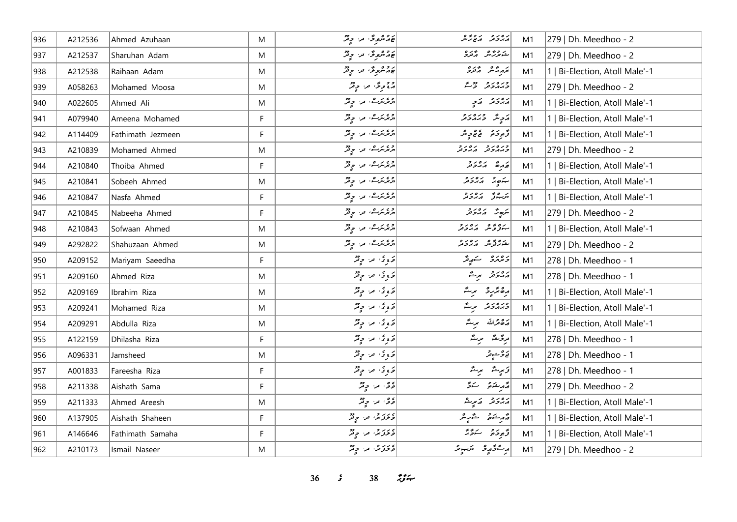| 936 | A212536 | Ahmed Azuhaan | M | ޢައްޝުވާ، ދ. މީދޫ | އަޙުމަދު އަޒުހާން | M1 | 279 \| Dh. Meedhoo - 2 |
|---|---|---|---|---|---|---|---|
| 937 | A212537 | Sharuhan Adam | M | ޢައްޝުވާ، ދ. މީދޫ | ޝަރުހާން އާދަމް | M1 | 279 \| Dh. Meedhoo - 2 |
| 938 | A212538 | Raihaan Adam | M | ޢައްޝުވާ، ދ. މީދޫ | ރައިހާން އާދަމް | M1 | 1 \| Bi-Election, Atoll Male'-1 |
| 939 | A058263 | Mohamed Moosa | M | އައްމިލާ، ދ. މީދޫ | މުޙައްމަދު މޫސާ | M1 | 279 \| Dh. Meedhoo - 2 |
| 940 | A022605 | Ahmed Ali | M | އުރުދަނަސް، ދ. މީދޫ | އަޙުމަދު ޢަލީ | M1 | 1 \| Bi-Election, Atoll Male'-1 |
| 941 | A079940 | Ameena Mohamed | F | އުރުދަނަސް، ދ. މީދޫ | އަމީނާ މުޙައްމަދު | M1 | 1 \| Bi-Election, Atoll Male'-1 |
| 942 | A114409 | Fathimath Jezmeen | F | އުރުދަނަސް، ދ. މީދޫ | ފާތިމަތު ޖެޒްމީން | M1 | 1 \| Bi-Election, Atoll Male'-1 |
| 943 | A210839 | Mohamed Ahmed | M | އުރުދަނަސް، ދ. މީދޫ | މުޙައްމަދު އަޙުމަދު | M1 | 279 \| Dh. Meedhoo - 2 |
| 944 | A210840 | Thoiba Ahmed | F | އުރުދަނަސް، ދ. މީދޫ | ޠައިބާ އަޙުމަދު | M1 | 1 \| Bi-Election, Atoll Male'-1 |
| 945 | A210841 | Sobeeh Ahmed | M | އުރުދަނަސް، ދ. މީދޫ | ޞަބީޙް އަޙުމަދު | M1 | 1 \| Bi-Election, Atoll Male'-1 |
| 946 | A210847 | Nasfa Ahmed | F | އުރުދަނަސް، ދ. މީދޫ | ނަސްފާ އަޙުމަދު | M1 | 1 \| Bi-Election, Atoll Male'-1 |
| 947 | A210845 | Nabeeha Ahmed | F | އުރުދަނަސް، ދ. މީދޫ | ނަބީހާ އަޙުމަދު | M1 | 279 \| Dh. Meedhoo - 2 |
| 948 | A210843 | Sofwaan Ahmed | M | އުރުދަނަސް، ދ. މީދޫ | ޞަފްވާން އަޙުމަދު | M1 | 1 \| Bi-Election, Atoll Male'-1 |
| 949 | A292822 | Shahuzaan Ahmed | M | އުރުދަނަސް، ދ. މީދޫ | ޝަހުޒާން އަޙުމަދު | M1 | 279 \| Dh. Meedhoo - 2 |
| 950 | A209152 | Mariyam Saeedha | F | ވަލީގެ، ދ. މީދޫ | މަރިޔަމް ސަޢީދާ | M1 | 278 \| Dh. Meedhoo - 1 |
| 951 | A209160 | Ahmed Riza | M | ވަލީގެ، ދ. މީދޫ | އަޙުމަދު ރިޟާ | M1 | 278 \| Dh. Meedhoo - 1 |
| 952 | A209169 | Ibrahim Riza | M | ވަލީގެ، ދ. މީދޫ | އިބްރާހީމް ރިޟާ | M1 | 1 \| Bi-Election, Atoll Male'-1 |
| 953 | A209241 | Mohamed Riza | M | ވަލީގެ، ދ. މީދޫ | މުޙައްމަދު ރިޟާ | M1 | 1 \| Bi-Election, Atoll Male'-1 |
| 954 | A209291 | Abdulla Riza | M | ވަލީގެ، ދ. މީދޫ | ޢަބްދުﷲ ރިޟާ | M1 | 1 \| Bi-Election, Atoll Male'-1 |
| 955 | A122159 | Dhilasha Riza | F | ވަލީގެ، ދ. މީދޫ | ދިލާޝާ ރިޟާ | M1 | 278 \| Dh. Meedhoo - 1 |
| 956 | A096331 | Jamsheed | M | ވަލީގެ، ދ. މީދޫ | ޖަމްޝީދު | M1 | 278 \| Dh. Meedhoo - 1 |
| 957 | A001833 | Fareesha Riza | F | ވަލީގެ، ދ. މީދޫ | ފަރީޝާ ރިޟާ | M1 | 278 \| Dh. Meedhoo - 1 |
| 958 | A211338 | Aishath Sama | F | ވެވް، ދ. މީދޫ | އާއިޝަތު ސަމާ | M1 | 279 \| Dh. Meedhoo - 2 |
| 959 | A211333 | Ahmed Areesh | M | ވެވް، ދ. މީދޫ | އަޙުމަދު އަރީޝް | M1 | 1 \| Bi-Election, Atoll Male'-1 |
| 960 | A137905 | Aishath Shaheen | F | ވެލަފަރު، ދ. މީދޫ | އާއިޝަތު ޝާހީން | M1 | 1 \| Bi-Election, Atoll Male'-1 |
| 961 | A146646 | Fathimath Samaha | F | ވެލަފަރު، ދ. މީދޫ | ފާތިމަތު ސަމާހާ | M1 | 1 \| Bi-Election, Atoll Male'-1 |
| 962 | A210173 | Ismail Naseer | M | ވެލަފަރު، ދ. މީދޫ | އިސްމާޢީލް ނަސީރު | M1 | 279 \| Dh. Meedhoo - 2 |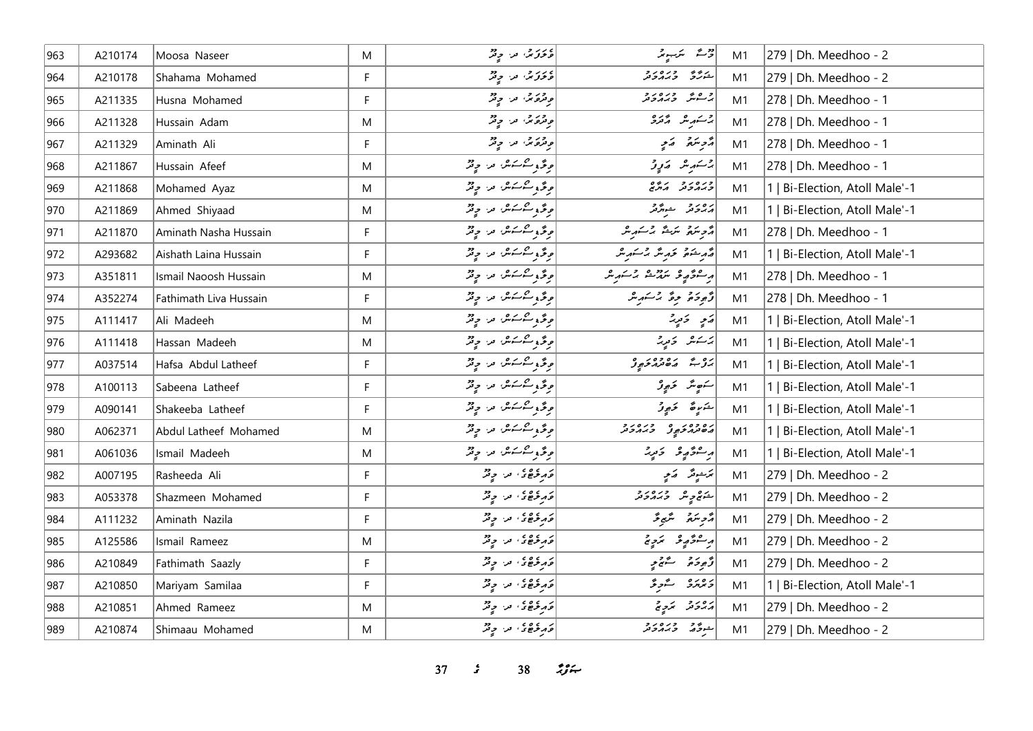| 963 | A210174 | Moosa Naseer | M | ގުލަފަރު، ދ. މީދޫ | މޫސާ ނަސީރު | M1 | 279 \| Dh. Meedhoo - 2 |
|---|---|---|---|---|---|---|---|
| 964 | A210178 | Shahama Mohamed | F | ގުލަފަރު، ދ. މީދޫ | ޝަހާމާ މުހައްމަދު | M1 | 279 \| Dh. Meedhoo - 2 |
| 965 | A211335 | Husna Mohamed | F | ވިލުފަރު، ދ. މީދޫ | ހުސްނާ މުހައްމަދު | M1 | 278 \| Dh. Meedhoo - 1 |
| 966 | A211328 | Hussain Adam | M | ވިލުފަރު، ދ. މީދޫ | ހުސައިން އާދަމް | M1 | 278 \| Dh. Meedhoo - 1 |
| 967 | A211329 | Aminath Ali | F | ވިލުފަރު، ދ. މީދޫ | އާމިނަތު އަލި | M1 | 278 \| Dh. Meedhoo - 1 |
| 968 | A211867 | Hussain Afeef | M | ވިލާގެ ސޯސަން، ދ. މީދޫ | ހުސައިން އަފީފު | M1 | 278 \| Dh. Meedhoo - 1 |
| 969 | A211868 | Mohamed Ayaz | M | ވިލާގެ ސޯސަން، ދ. މީދޫ | މުހައްމަދު އަޔާޒު | M1 | 1 \| Bi-Election, Atoll Male'-1 |
| 970 | A211869 | Ahmed Shiyaad | M | ވިލާގެ ސޯސަން، ދ. މީދޫ | އަހުމަދު ޝިޔާދު | M1 | 1 \| Bi-Election, Atoll Male'-1 |
| 971 | A211870 | Aminath Nasha Hussain | F | ވިލާގެ ސޯސަން، ދ. މީދޫ | އާމިނަތު ނަޝާ ހުސައިން | M1 | 278 \| Dh. Meedhoo - 1 |
| 972 | A293682 | Aishath Laina Hussain | F | ވިލާގެ ސޯސަން، ދ. މީދޫ | އައިޝަތު ލައިނާ ހުސައިން | M1 | 1 \| Bi-Election, Atoll Male'-1 |
| 973 | A351811 | Ismail Naoosh Hussain | M | ވިލާގެ ސޯސަން، ދ. މީދޫ | އިސްމާޢީލް ނައޫޝް ހުސައިން | M1 | 278 \| Dh. Meedhoo - 1 |
| 974 | A352274 | Fathimath Liva Hussain | F | ވިލާގެ ސޯސަން، ދ. މީދޫ | ފާތިމަތު ލިވާ ހުސައިން | M1 | 278 \| Dh. Meedhoo - 1 |
| 975 | A111417 | Ali Madeeh | M | ވިލާގެ ސޯސަން، ދ. މީދޫ | އަލި މަދީހު | M1 | 1 \| Bi-Election, Atoll Male'-1 |
| 976 | A111418 | Hassan Madeeh | M | ވިލާގެ ސޯސަން، ދ. މީދޫ | ހަސަން މަދީހު | M1 | 1 \| Bi-Election, Atoll Male'-1 |
| 977 | A037514 | Hafsa Abdul Latheef | F | ވިލާގެ ސޯސަން، ދ. މީދޫ | ހަފްސާ އަބްދުލްލަޠީފު | M1 | 1 \| Bi-Election, Atoll Male'-1 |
| 978 | A100113 | Sabeena Latheef | F | ވިލާގެ ސޯސަން، ދ. މީދޫ | ސަބީނާ ލަޠީފު | M1 | 1 \| Bi-Election, Atoll Male'-1 |
| 979 | A090141 | Shakeeba Latheef | F | ވިލާގެ ސޯސަން، ދ. މީދޫ | ޝަކީބާ ލަޠީފު | M1 | 1 \| Bi-Election, Atoll Male'-1 |
| 980 | A062371 | Abdul Latheef Mohamed | M | ވިލާގެ ސޯސަން، ދ. މީދޫ | އަބްދުލްލަޠީފު މުހައްމަދު | M1 | 1 \| Bi-Election, Atoll Male'-1 |
| 981 | A061036 | Ismail Madeeh | M | ވިލާގެ ސޯސަން، ދ. މީދޫ | އިސްމާޢީލް މަދީހު | M1 | 1 \| Bi-Election, Atoll Male'-1 |
| 982 | A007195 | Rasheeda Ali | F | ވައިލުގޭ، ދ. މީދޫ | ރަޝީދާ އަލި | M1 | 279 \| Dh. Meedhoo - 2 |
| 983 | A053378 | Shazmeen Mohamed | F | ވައިލުގޭ، ދ. މީދޫ | ޝަޒްމީން މުހައްމަދު | M1 | 279 \| Dh. Meedhoo - 2 |
| 984 | A111232 | Aminath Nazila | F | ވައިލުގޭ، ދ. މީދޫ | އާމިނަތު ނާޒިލާ | M1 | 279 \| Dh. Meedhoo - 2 |
| 985 | A125586 | Ismail Rameez | M | ވައިލުގޭ، ދ. މީދޫ | އިސްމާޢީލް ރަމީޒު | M1 | 279 \| Dh. Meedhoo - 2 |
| 986 | A210849 | Fathimath Saazly | F | ވައިލުގޭ، ދ. މީދޫ | ފާތިމަތު ސާޒްލީ | M1 | 279 \| Dh. Meedhoo - 2 |
| 987 | A210850 | Mariyam Samilaa | F | ވައިލުގޭ، ދ. މީދޫ | މަރިޔަމް ސާމިލާ | M1 | 1 \| Bi-Election, Atoll Male'-1 |
| 988 | A210851 | Ahmed Rameez | M | ވައިލުގޭ، ދ. މީދޫ | އަހުމަދު ރަމީޒު | M1 | 279 \| Dh. Meedhoo - 2 |
| 989 | A210874 | Shimaau Mohamed | M | ވައިލުގޭ، ދ. މީދޫ | ޝިމާއު މުހައްމަދު | M1 | 279 \| Dh. Meedhoo - 2 |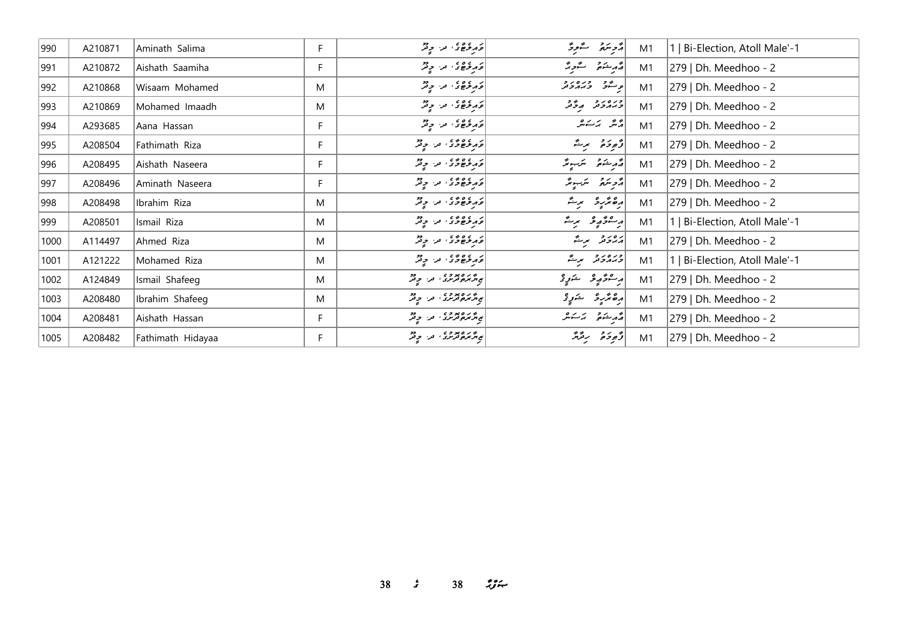| | | | | | | | |
|---|---|---|---|---|---|---|---|
| 990 | A210871 | Aminath Salima | F | ގައިމުޖެހޭ، ދރ. މީދޫ | އާމިނަތު ސާލިމާ | M1 | 1 \| Bi-Election, Atoll Male'-1 |
| 991 | A210872 | Aishath Saamiha | F | ގައިމުޖެހޭ، ދރ. މީދޫ | އާއިޝަތު ސާމިހާ | M1 | 279 \| Dh. Meedhoo - 2 |
| 992 | A210868 | Wisaam Mohamed | M | ގައިމުޖެހޭ، ދރ. މީދޫ | ވިސާމް މުހައްމަދު | M1 | 279 \| Dh. Meedhoo - 2 |
| 993 | A210869 | Mohamed Imaadh | M | ގައިމުޖެހޭ، ދރ. މީދޫ | މުހައްމަދު އިމާދު | M1 | 279 \| Dh. Meedhoo - 2 |
| 994 | A293685 | Aana Hassan | F | ގައިމުޖެހޭ، ދރ. މީދޫ | އާނާ ހަސަން | M1 | 279 \| Dh. Meedhoo - 2 |
| 995 | A208504 | Fathimath Riza | F | ގައިމުޖެހޭގެ، ދރ. މީދޫ | ފާތިމަތު ރިޟާ | M1 | 279 \| Dh. Meedhoo - 2 |
| 996 | A208495 | Aishath Naseera | F | ގައިމުޖެހޭގެ، ދރ. މީދޫ | އާއިޝަތު ނަސީރާ | M1 | 279 \| Dh. Meedhoo - 2 |
| 997 | A208496 | Aminath Naseera | F | ގައިމުޖެހޭގެ، ދރ. މީދޫ | އާމިނަތު ނަސީރާ | M1 | 279 \| Dh. Meedhoo - 2 |
| 998 | A208498 | Ibrahim Riza | M | ގައިމުޖެހޭގެ، ދރ. މީދޫ | އިބްރާހީމް ރިޟާ | M1 | 279 \| Dh. Meedhoo - 2 |
| 999 | A208501 | Ismail Riza | M | ގައިމުޖެހޭގެ، ދރ. މީދޫ | އިސްމާޢީލް ރިޟާ | M1 | 1 \| Bi-Election, Atoll Male'-1 |
| 1000 | A114497 | Ahmed Riza | M | ގައިމުޖެހޭގެ، ދރ. މީދޫ | އަހުމަދު ރިޟާ | M1 | 279 \| Dh. Meedhoo - 2 |
| 1001 | A121222 | Mohamed Riza | M | ގައިމުޖެހޭގެ، ދރ. މީދޫ | މުހައްމަދު ރިޟާ | M1 | 1 \| Bi-Election, Atoll Male'-1 |
| 1002 | A124849 | Ismail Shafeeg | M | ޖައްރަތުފުރުގެ، ދރ. މީދޫ | އިސްމާޢީލް ޝަފީގު | M1 | 279 \| Dh. Meedhoo - 2 |
| 1003 | A208480 | Ibrahim Shafeeg | M | ޖައްރަތުފުރުގެ، ދރ. މީދޫ | އިބްރާހީމް ޝަފީގު | M1 | 279 \| Dh. Meedhoo - 2 |
| 1004 | A208481 | Aishath Hassan | F | ޖައްރަތުފުރުގެ، ދރ. މީދޫ | އާއިޝަތު ހަސަން | M1 | 279 \| Dh. Meedhoo - 2 |
| 1005 | A208482 | Fathimath Hidayaa | F | ޖައްރަތުފުރުގެ، ދރ. މީދޫ | ފާތިމަތު ހިދާޔާ | M1 | 279 \| Dh. Meedhoo - 2 |